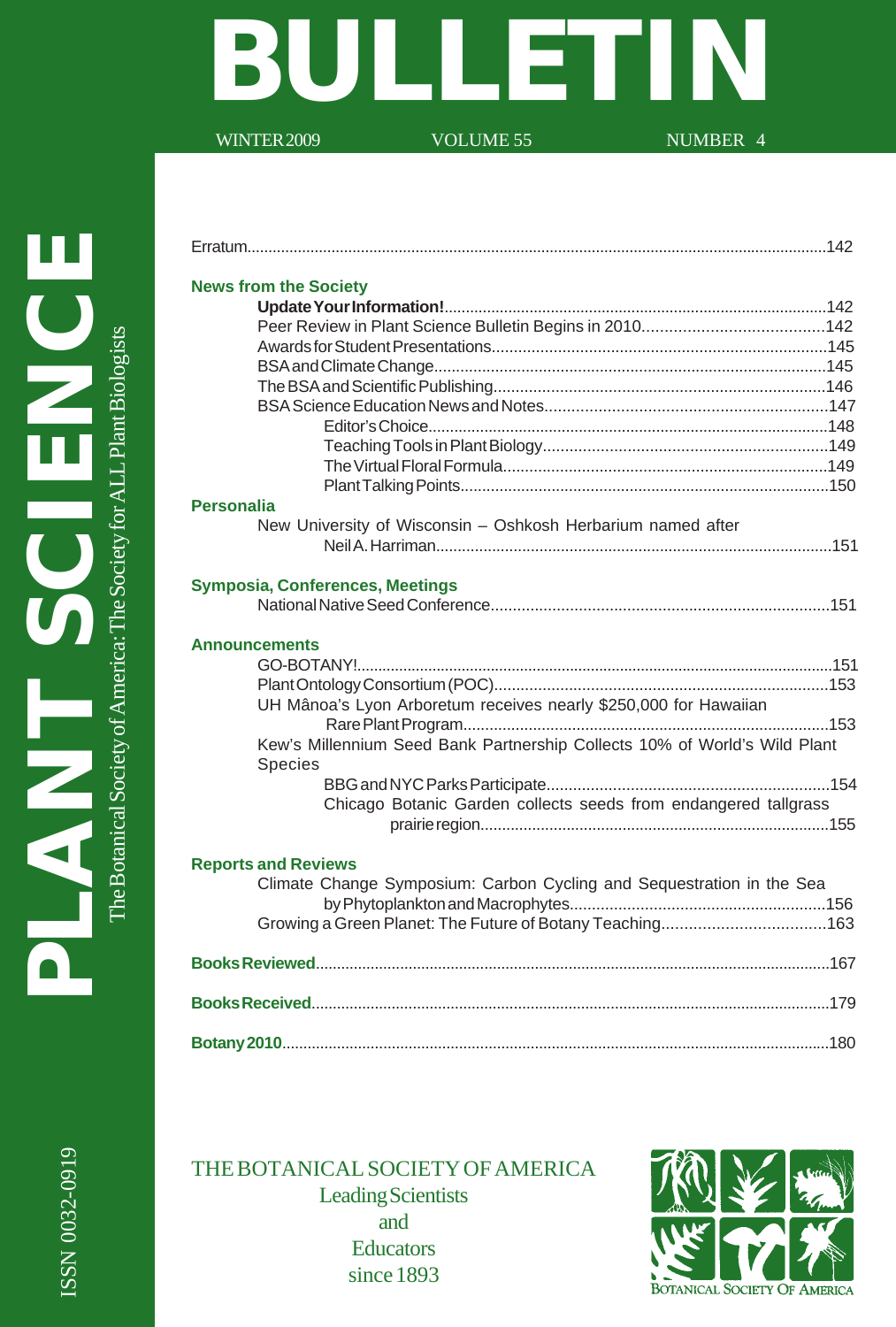# BULLETIN

WINTER 2009 VOLUME 55 NUMBER 4

# PLANT SCIENCE

The Botanical Society of America: The Society for ALL Plant Biologists

Erratum....142

## News from the Society

- **Update Your Information!**....142
- Peer Review in Plant Science Bulletin Begins in 2010....142
- Awards for Student Presentations....145
- BSA and Climate Change....145
- The BSA and Scientific Publishing....146
- BSA Science Education News and Notes....147
  - Editor's Choice....148
  - Teaching Tools in Plant Biology....149
  - The Virtual Floral Formula....149
  - Plant Talking Points....150

## Personalia

- New University of Wisconsin – Oshkosh Herbarium named after Neil A. Harriman....151

## Symposia, Conferences, Meetings

- National Native Seed Conference....151

## Announcements

- GO-BOTANY!....151
- Plant Ontology Consortium (POC)....153
- UH Mânoa's Lyon Arboretum receives nearly $250,000 for Hawaiian Rare Plant Program....153
- Kew's Millennium Seed Bank Partnership Collects 10% of World's Wild Plant Species
  - BBG and NYC Parks Participate....154
  - Chicago Botanic Garden collects seeds from endangered tallgrass prairie region....155

## Reports and Reviews

- Climate Change Symposium: Carbon Cycling and Sequestration in the Sea by Phytoplankton and Macrophytes....156
- Growing a Green Planet: The Future of Botany Teaching....163

**Books Reviewed**....167

**Books Received**....179

**Botany 2010**....180

ISSN 0032-0919

THE BOTANICAL SOCIETY OF AMERICA
Leading Scientists
and
Educators
since 1893

BOTANICAL SOCIETY OF AMERICA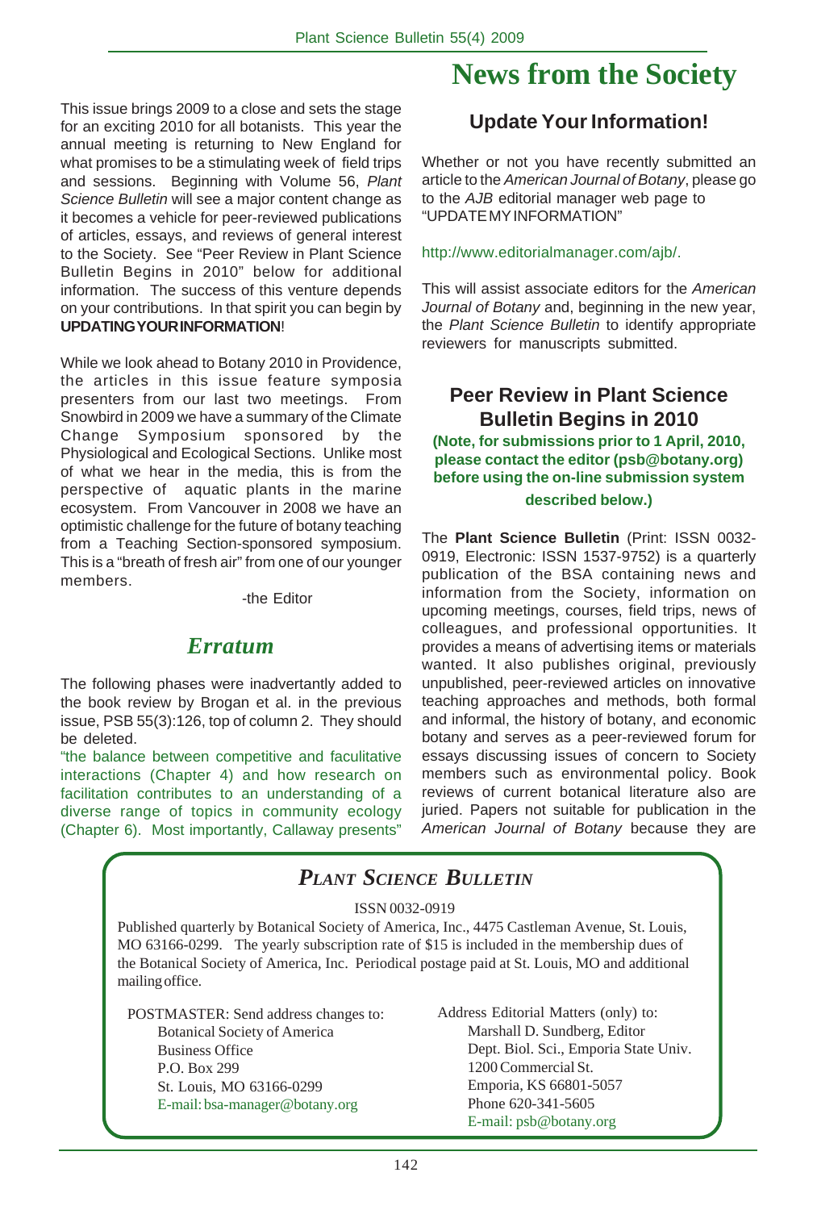This issue brings 2009 to a close and sets the stage for an exciting 2010 for all botanists. This year the annual meeting is returning to New England for what promises to be a stimulating week of field trips and sessions. Beginning with Volume 56, *Plant Science Bulletin* will see a major content change as it becomes a vehicle for peer-reviewed publications of articles, essays, and reviews of general interest to the Society. See "Peer Review in Plant Science Bulletin Begins in 2010" below for additional information. The success of this venture depends on your contributions. In that spirit you can begin by **UPDATING YOUR INFORMATION**!

While we look ahead to Botany 2010 in Providence, the articles in this issue feature symposia presenters from our last two meetings. From Snowbird in 2009 we have a summary of the Climate Change Symposium sponsored by the Physiological and Ecological Sections. Unlike most of what we hear in the media, this is from the perspective of aquatic plants in the marine ecosystem. From Vancouver in 2008 we have an optimistic challenge for the future of botany teaching from a Teaching Section-sponsored symposium. This is a "breath of fresh air" from one of our younger members.

-the Editor

## *Erratum*

The following phases were inadvertantly added to the book review by Brogan et al. in the previous issue, PSB 55(3):126, top of column 2. They should be deleted.

"the balance between competitive and faciliitative interactions (Chapter 4) and how research on facilitation contributes to an understanding of a diverse range of topics in community ecology (Chapter 6). Most importantly, Callaway presents"

# News from the Society

## Update Your Information!

Whether or not you have recently submitted an article to the *American Journal of Botany*, please go to the *AJB* editorial manager web page to "UPDATE MY INFORMATION"

http://www.editorialmanager.com/ajb/.

This will assist associate editors for the *American Journal of Botany* and, beginning in the new year, the *Plant Science Bulletin* to identify appropriate reviewers for manuscripts submitted.

## Peer Review in Plant Science Bulletin Begins in 2010

**(Note, for submissions prior to 1 April, 2010, please contact the editor (psb@botany.org) before using the on-line submission system described below.)**

The **Plant Science Bulletin** (Print: ISSN 0032-0919, Electronic: ISSN 1537-9752) is a quarterly publication of the BSA containing news and information from the Society, information on upcoming meetings, courses, field trips, news of colleagues, and professional opportunities. It provides a means of advertising items or materials wanted. It also publishes original, previously unpublished, peer-reviewed articles on innovative teaching approaches and methods, both formal and informal, the history of botany, and economic botany and serves as a peer-reviewed forum for essays discussing issues of concern to Society members such as environmental policy. Book reviews of current botanical literature also are juried. Papers not suitable for publication in the *American Journal of Botany* because they are

---

## *PLANT SCIENCE BULLETIN*

ISSN 0032-0919

Published quarterly by Botanical Society of America, Inc., 4475 Castleman Avenue, St. Louis, MO 63166-0299. The yearly subscription rate of $15 is included in the membership dues of the Botanical Society of America, Inc. Periodical postage paid at St. Louis, MO and additional mailing office.

POSTMASTER: Send address changes to:
Botanical Society of America
Business Office
P.O. Box 299
St. Louis, MO 63166-0299
E-mail: bsa-manager@botany.org

Address Editorial Matters (only) to:
Marshall D. Sundberg, Editor
Dept. Biol. Sci., Emporia State Univ.
1200 Commercial St.
Emporia, KS 66801-5057
Phone 620-341-5605
E-mail: psb@botany.org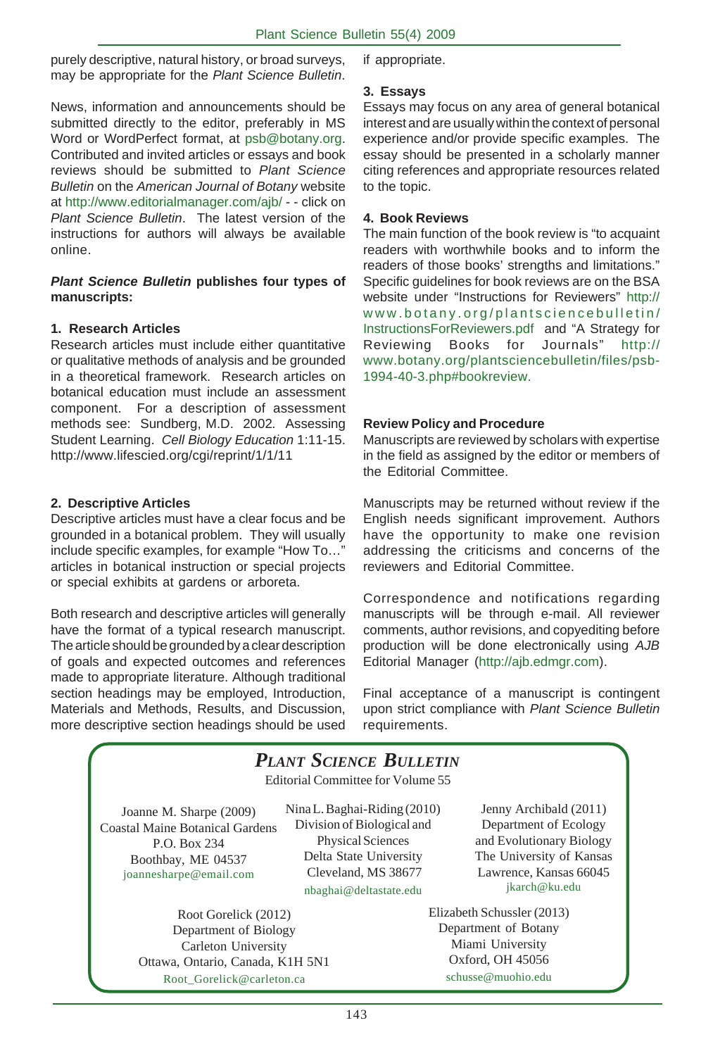purely descriptive, natural history, or broad surveys, may be appropriate for the *Plant Science Bulletin*.

News, information and announcements should be submitted directly to the editor, preferably in MS Word or WordPerfect format, at psb@botany.org. Contributed and invited articles or essays and book reviews should be submitted to *Plant Science Bulletin* on the *American Journal of Botany* website at http://www.editorialmanager.com/ajb/ - - click on *Plant Science Bulletin*. The latest version of the instructions for authors will always be available online.

***Plant Science Bulletin* publishes four types of manuscripts:**

**1. Research Articles**

Research articles must include either quantitative or qualitative methods of analysis and be grounded in a theoretical framework. Research articles on botanical education must include an assessment component. For a description of assessment methods see: Sundberg, M.D. 2002. Assessing Student Learning. *Cell Biology Education* 1:11-15. http://www.lifescied.org/cgi/reprint/1/1/11

**2. Descriptive Articles**

Descriptive articles must have a clear focus and be grounded in a botanical problem. They will usually include specific examples, for example "How To…" articles in botanical instruction or special projects or special exhibits at gardens or arboreta.

Both research and descriptive articles will generally have the format of a typical research manuscript. The article should be grounded by a clear description of goals and expected outcomes and references made to appropriate literature. Although traditional section headings may be employed, Introduction, Materials and Methods, Results, and Discussion, more descriptive section headings should be used if appropriate.

**3. Essays**

Essays may focus on any area of general botanical interest and are usually within the context of personal experience and/or provide specific examples. The essay should be presented in a scholarly manner citing references and appropriate resources related to the topic.

**4. Book Reviews**

The main function of the book review is "to acquaint readers with worthwhile books and to inform the readers of those books' strengths and limitations." Specific guidelines for book reviews are on the BSA website under "Instructions for Reviewers" http://www.botany.org/plantsciencebulletin/InstructionsForReviewers.pdf and "A Strategy for Reviewing Books for Journals" http://www.botany.org/plantsciencebulletin/files/psb-1994-40-3.php#bookreview.

**Review Policy and Procedure**

Manuscripts are reviewed by scholars with expertise in the field as assigned by the editor or members of the Editorial Committee.

Manuscripts may be returned without review if the English needs significant improvement. Authors have the opportunity to make one revision addressing the criticisms and concerns of the reviewers and Editorial Committee.

Correspondence and notifications regarding manuscripts will be through e-mail. All reviewer comments, author revisions, and copyediting before production will be done electronically using *AJB* Editorial Manager (http://ajb.edmgr.com).

Final acceptance of a manuscript is contingent upon strict compliance with *Plant Science Bulletin* requirements.

## *PLANT SCIENCE BULLETIN*

Editorial Committee for Volume 55

Joanne M. Sharpe (2009)
Coastal Maine Botanical Gardens
P.O. Box 234
Boothbay, ME 04537
joannesharpe@email.com

Nina L. Baghai-Riding (2010)
Division of Biological and Physical Sciences
Delta State University
Cleveland, MS 38677
nbaghai@deltastate.edu

Jenny Archibald (2011)
Department of Ecology and Evolutionary Biology
The University of Kansas
Lawrence, Kansas 66045
jkarch@ku.edu

Root Gorelick (2012)
Department of Biology
Carleton University
Ottawa, Ontario, Canada, K1H 5N1
Root_Gorelick@carleton.ca

Elizabeth Schussler (2013)
Department of Botany
Miami University
Oxford, OH 45056
schusse@muohio.edu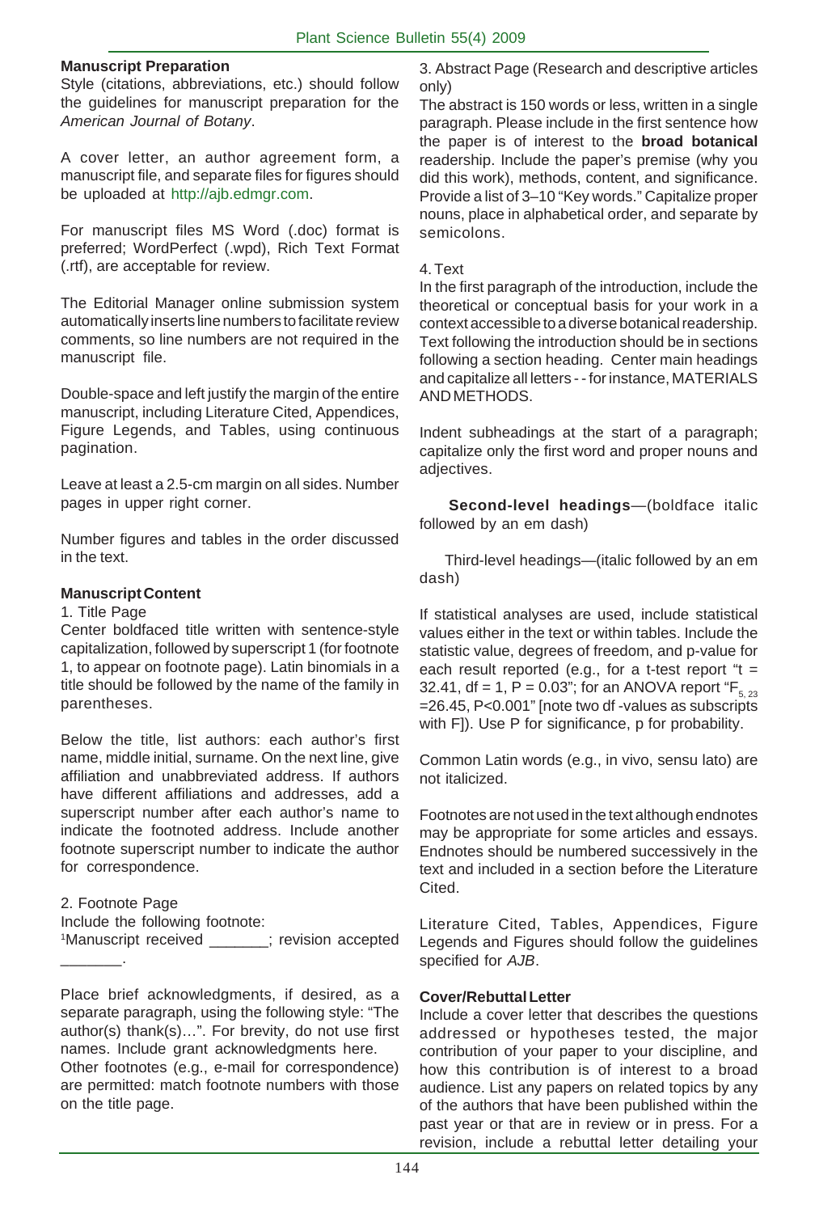**Manuscript Preparation**

Style (citations, abbreviations, etc.) should follow the guidelines for manuscript preparation for the *American Journal of Botany*.

A cover letter, an author agreement form, a manuscript file, and separate files for figures should be uploaded at http://ajb.edmgr.com.

For manuscript files MS Word (.doc) format is preferred; WordPerfect (.wpd), Rich Text Format (.rtf), are acceptable for review.

The Editorial Manager online submission system automatically inserts line numbers to facilitate review comments, so line numbers are not required in the manuscript file.

Double-space and left justify the margin of the entire manuscript, including Literature Cited, Appendices, Figure Legends, and Tables, using continuous pagination.

Leave at least a 2.5-cm margin on all sides. Number pages in upper right corner.

Number figures and tables in the order discussed in the text.

**Manuscript Content**

1. Title Page

Center boldfaced title written with sentence-style capitalization, followed by superscript 1 (for footnote 1, to appear on footnote page). Latin binomials in a title should be followed by the name of the family in parentheses.

Below the title, list authors: each author's first name, middle initial, surname. On the next line, give affiliation and unabbreviated address. If authors have different affiliations and addresses, add a superscript number after each author's name to indicate the footnoted address. Include another footnote superscript number to indicate the author for correspondence.

2. Footnote Page

Include the following footnote:

[1]Manuscript received _______; revision accepted _______.

Place brief acknowledgments, if desired, as a separate paragraph, using the following style: "The author(s) thank(s)…". For brevity, do not use first names. Include grant acknowledgments here.

Other footnotes (e.g., e-mail for correspondence) are permitted: match footnote numbers with those on the title page.

3. Abstract Page (Research and descriptive articles only)

The abstract is 150 words or less, written in a single paragraph. Please include in the first sentence how the paper is of interest to the **broad botanical** readership. Include the paper's premise (why you did this work), methods, content, and significance. Provide a list of 3–10 "Key words." Capitalize proper nouns, place in alphabetical order, and separate by semicolons.

4. Text

In the first paragraph of the introduction, include the theoretical or conceptual basis for your work in a context accessible to a diverse botanical readership. Text following the introduction should be in sections following a section heading. Center main headings and capitalize all letters - - for instance, MATERIALS AND METHODS.

Indent subheadings at the start of a paragraph; capitalize only the first word and proper nouns and adjectives.

**Second-level headings**—(boldface italic followed by an em dash)

Third-level headings—(italic followed by an em dash)

If statistical analyses are used, include statistical values either in the text or within tables. Include the statistic value, degrees of freedom, and p-value for each result reported (e.g., for a t-test report "$t = 32.41$, $df = 1$, $P = 0.03$"; for an ANOVA report "$F_{5, 23} = 26.45$, $P<0.001$" [note two df -values as subscripts with F]). Use P for significance, p for probability.

Common Latin words (e.g., in vivo, sensu lato) are not italicized.

Footnotes are not used in the text although endnotes may be appropriate for some articles and essays. Endnotes should be numbered successively in the text and included in a section before the Literature Cited.

Literature Cited, Tables, Appendices, Figure Legends and Figures should follow the guidelines specified for *AJB*.

**Cover/Rebuttal Letter**

Include a cover letter that describes the questions addressed or hypotheses tested, the major contribution of your paper to your discipline, and how this contribution is of interest to a broad audience. List any papers on related topics by any of the authors that have been published within the past year or that are in review or in press. For a revision, include a rebuttal letter detailing your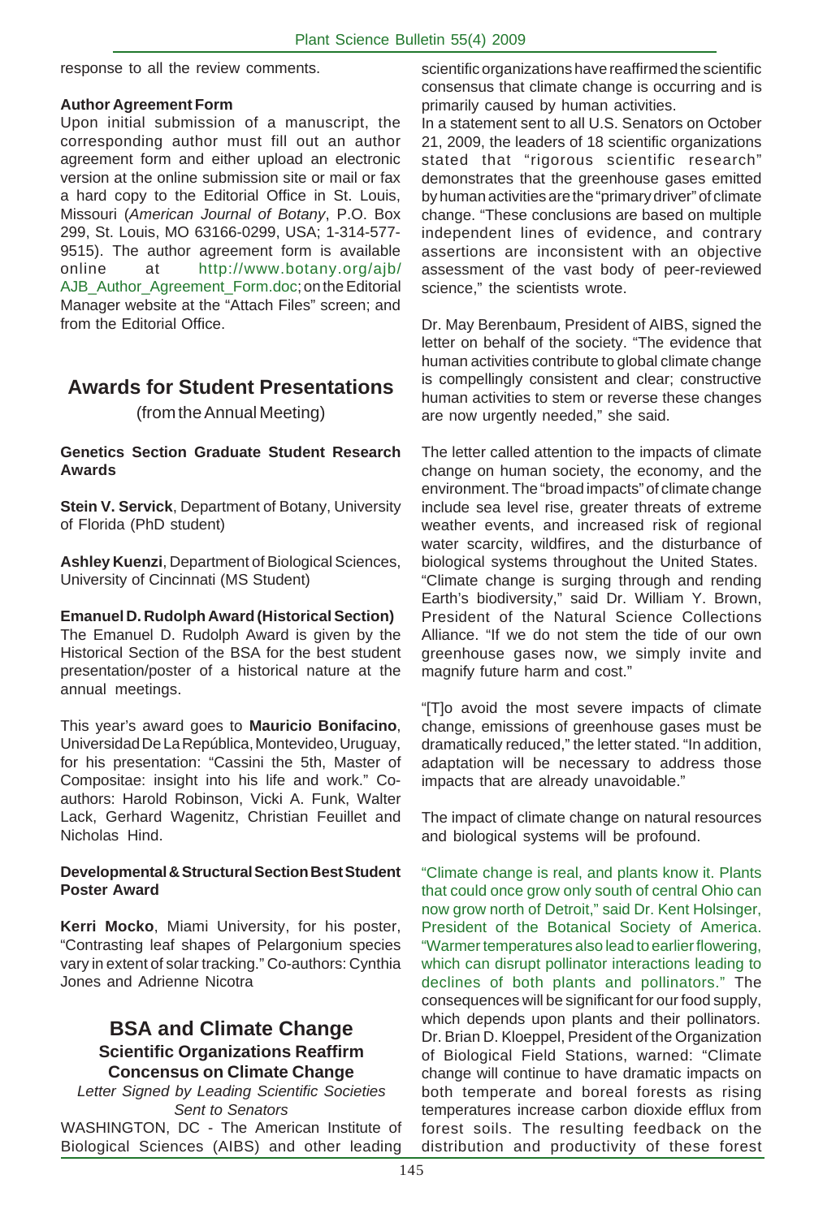response to all the review comments.

**Author Agreement Form**

Upon initial submission of a manuscript, the corresponding author must fill out an author agreement form and either upload an electronic version at the online submission site or mail or fax a hard copy to the Editorial Office in St. Louis, Missouri (*American Journal of Botany*, P.O. Box 299, St. Louis, MO 63166-0299, USA; 1-314-577-9515). The author agreement form is available online at http://www.botany.org/ajb/AJB_Author_Agreement_Form.doc; on the Editorial Manager website at the "Attach Files" screen; and from the Editorial Office.

## Awards for Student Presentations

(from the Annual Meeting)

**Genetics Section Graduate Student Research Awards**

**Stein V. Servick**, Department of Botany, University of Florida (PhD student)

**Ashley Kuenzi**, Department of Biological Sciences, University of Cincinnati (MS Student)

**Emanuel D. Rudolph Award (Historical Section)**

The Emanuel D. Rudolph Award is given by the Historical Section of the BSA for the best student presentation/poster of a historical nature at the annual meetings.

This year's award goes to **Mauricio Bonifacino**, Universidad De La República, Montevideo, Uruguay, for his presentation: "Cassini the 5th, Master of Compositae: insight into his life and work." Co-authors: Harold Robinson, Vicki A. Funk, Walter Lack, Gerhard Wagenitz, Christian Feuillet and Nicholas Hind.

**Developmental & Structural Section Best Student Poster Award**

**Kerri Mocko**, Miami University, for his poster, "Contrasting leaf shapes of Pelargonium species vary in extent of solar tracking." Co-authors: Cynthia Jones and Adrienne Nicotra

## BSA and Climate Change

### Scientific Organizations Reaffirm Concensus on Climate Change

*Letter Signed by Leading Scientific Societies Sent to Senators*

WASHINGTON, DC - The American Institute of Biological Sciences (AIBS) and other leading scientific organizations have reaffirmed the scientific consensus that climate change is occurring and is primarily caused by human activities.

In a statement sent to all U.S. Senators on October 21, 2009, the leaders of 18 scientific organizations stated that "rigorous scientific research" demonstrates that the greenhouse gases emitted by human activities are the "primary driver" of climate change. "These conclusions are based on multiple independent lines of evidence, and contrary assertions are inconsistent with an objective assessment of the vast body of peer-reviewed science," the scientists wrote.

Dr. May Berenbaum, President of AIBS, signed the letter on behalf of the society. "The evidence that human activities contribute to global climate change is compellingly consistent and clear; constructive human activities to stem or reverse these changes are now urgently needed," she said.

The letter called attention to the impacts of climate change on human society, the economy, and the environment. The "broad impacts" of climate change include sea level rise, greater threats of extreme weather events, and increased risk of regional water scarcity, wildfires, and the disturbance of biological systems throughout the United States. "Climate change is surging through and rending Earth's biodiversity," said Dr. William Y. Brown, President of the Natural Science Collections Alliance. "If we do not stem the tide of our own greenhouse gases now, we simply invite and magnify future harm and cost."

"[T]o avoid the most severe impacts of climate change, emissions of greenhouse gases must be dramatically reduced," the letter stated. "In addition, adaptation will be necessary to address those impacts that are already unavoidable."

The impact of climate change on natural resources and biological systems will be profound.

"Climate change is real, and plants know it. Plants that could once grow only south of central Ohio can now grow north of Detroit," said Dr. Kent Holsinger, President of the Botanical Society of America. "Warmer temperatures also lead to earlier flowering, which can disrupt pollinator interactions leading to declines of both plants and pollinators." The consequences will be significant for our food supply, which depends upon plants and their pollinators. Dr. Brian D. Kloeppel, President of the Organization of Biological Field Stations, warned: "Climate change will continue to have dramatic impacts on both temperate and boreal forests as rising temperatures increase carbon dioxide efflux from forest soils. The resulting feedback on the distribution and productivity of these forest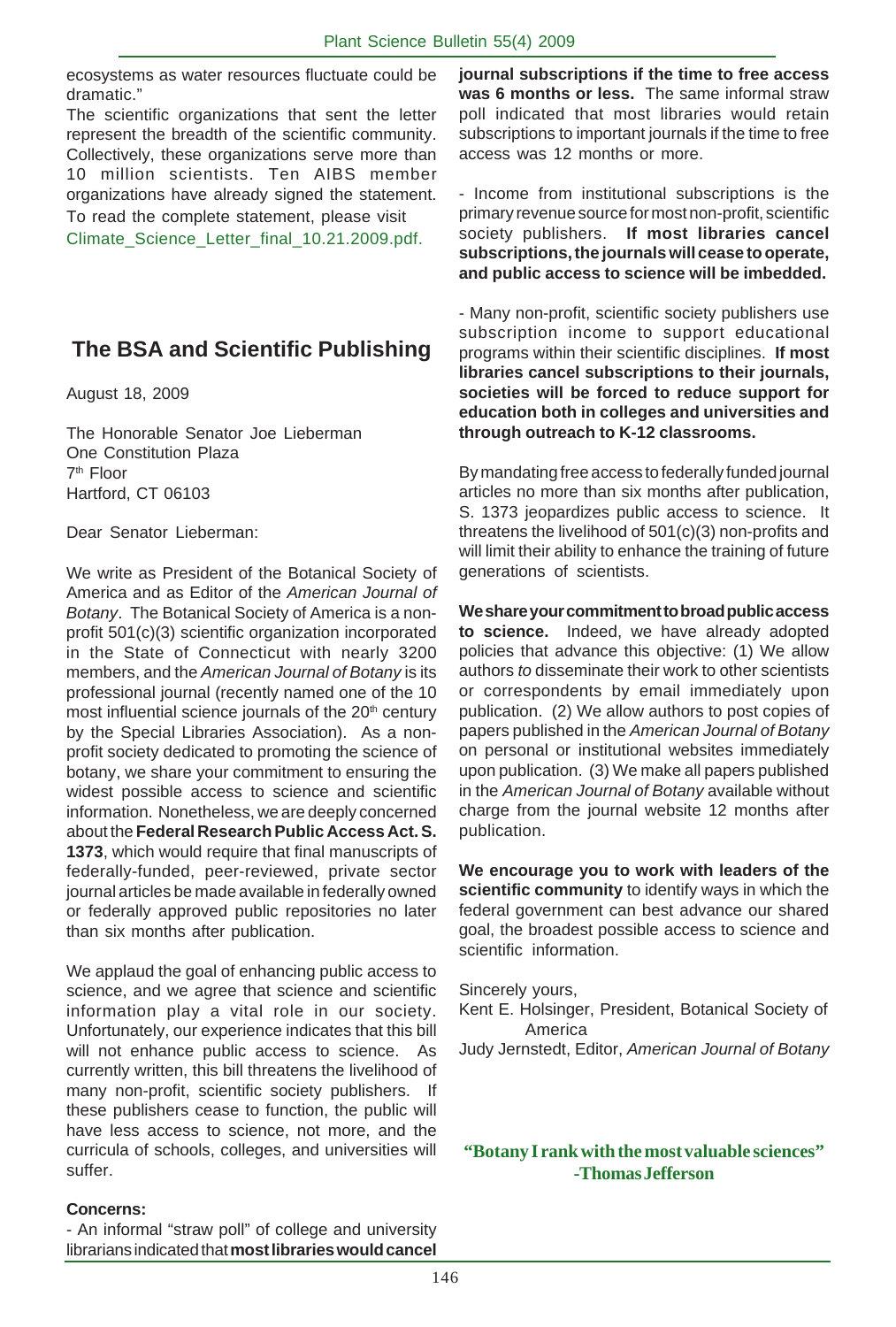ecosystems as water resources fluctuate could be dramatic."

The scientific organizations that sent the letter represent the breadth of the scientific community. Collectively, these organizations serve more than 10 million scientists. Ten AIBS member organizations have already signed the statement. To read the complete statement, please visit Climate_Science_Letter_final_10.21.2009.pdf.

## The BSA and Scientific Publishing

August 18, 2009

The Honorable Senator Joe Lieberman
One Constitution Plaza
7th Floor
Hartford, CT 06103

Dear Senator Lieberman:

We write as President of the Botanical Society of America and as Editor of the *American Journal of Botany*. The Botanical Society of America is a non-profit 501(c)(3) scientific organization incorporated in the State of Connecticut with nearly 3200 members, and the *American Journal of Botany* is its professional journal (recently named one of the 10 most influential science journals of the 20th century by the Special Libraries Association). As a non-profit society dedicated to promoting the science of botany, we share your commitment to ensuring the widest possible access to science and scientific information. Nonetheless, we are deeply concerned about the **Federal Research Public Access Act. S. 1373**, which would require that final manuscripts of federally-funded, peer-reviewed, private sector journal articles be made available in federally owned or federally approved public repositories no later than six months after publication.

We applaud the goal of enhancing public access to science, and we agree that science and scientific information play a vital role in our society. Unfortunately, our experience indicates that this bill will not enhance public access to science. As currently written, this bill threatens the livelihood of many non-profit, scientific society publishers. If these publishers cease to function, the public will have less access to science, not more, and the curricula of schools, colleges, and universities will suffer.

**Concerns:**

- An informal "straw poll" of college and university librarians indicated that **most libraries would cancel journal subscriptions if the time to free access was 6 months or less.** The same informal straw poll indicated that most libraries would retain subscriptions to important journals if the time to free access was 12 months or more.

- Income from institutional subscriptions is the primary revenue source for most non-profit, scientific society publishers. **If most libraries cancel subscriptions, the journals will cease to operate, and public access to science will be imbedded.**

- Many non-profit, scientific society publishers use subscription income to support educational programs within their scientific disciplines. **If most libraries cancel subscriptions to their journals, societies will be forced to reduce support for education both in colleges and universities and through outreach to K-12 classrooms.**

By mandating free access to federally funded journal articles no more than six months after publication, S. 1373 jeopardizes public access to science. It threatens the livelihood of 501(c)(3) non-profits and will limit their ability to enhance the training of future generations of scientists.

**We share your commitment to broad public access to science.** Indeed, we have already adopted policies that advance this objective: (1) We allow authors *to* disseminate their work to other scientists or correspondents by email immediately upon publication. (2) We allow authors to post copies of papers published in the *American Journal of Botany* on personal or institutional websites immediately upon publication. (3) We make all papers published in the *American Journal of Botany* available without charge from the journal website 12 months after publication.

**We encourage you to work with leaders of the scientific community** to identify ways in which the federal government can best advance our shared goal, the broadest possible access to science and scientific information.

Sincerely yours,

Kent E. Holsinger, President, Botanical Society of America

Judy Jernstedt, Editor, *American Journal of Botany*

**"Botany I rank with the most valuable sciences"**
**-Thomas Jefferson**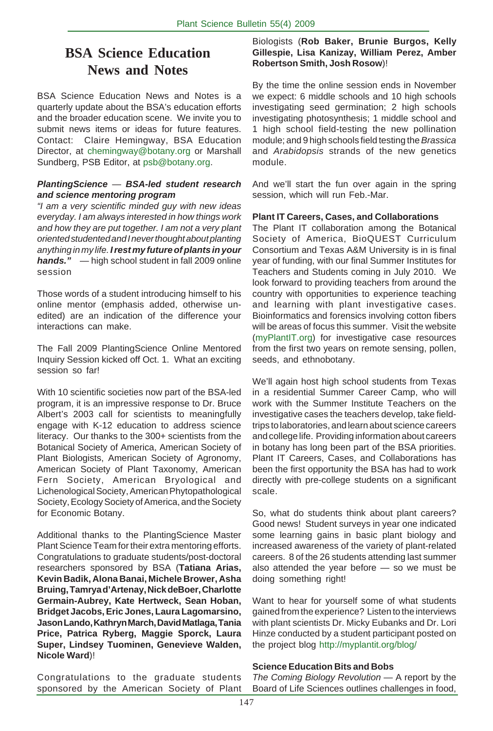# BSA Science Education News and Notes

BSA Science Education News and Notes is a quarterly update about the BSA's education efforts and the broader education scene. We invite you to submit news items or ideas for future features. Contact: Claire Hemingway, BSA Education Director, at chemingway@botany.org or Marshall Sundberg, PSB Editor, at psb@botany.org.

### *PlantingScience — BSA-led student research and science mentoring program*

*"I am a very scientific minded guy with new ideas everyday. I am always interested in how things work and how they are put together. I am not a very plant oriented studented and I never thought about planting anything in my life.* ***I rest my future of plants in your hands."*** — high school student in fall 2009 online session

Those words of a student introducing himself to his online mentor (emphasis added, otherwise unedited) are an indication of the difference your interactions can make.

The Fall 2009 PlantingScience Online Mentored Inquiry Session kicked off Oct. 1. What an exciting session so far!

With 10 scientific societies now part of the BSA-led program, it is an impressive response to Dr. Bruce Albert's 2003 call for scientists to meaningfully engage with K-12 education to address science literacy. Our thanks to the 300+ scientists from the Botanical Society of America, American Society of Plant Biologists, American Society of Agronomy, American Society of Plant Taxonomy, American Fern Society, American Bryological and Lichenological Society, American Phytopathological Society, Ecology Society of America, and the Society for Economic Botany.

Additional thanks to the PlantingScience Master Plant Science Team for their extra mentoring efforts. Congratulations to graduate students/post-doctoral researchers sponsored by BSA (**Tatiana Arias, Kevin Badik, Alona Banai, Michele Brower, Asha Bruing, Tamrya d'Artenay, Nick deBoer, Charlotte Germain-Aubrey, Kate Hertweck, Sean Hoban, Bridget Jacobs, Eric Jones, Laura Lagomarsino, Jason Lando, Kathryn March, David Matlaga, Tania Price, Patrica Ryberg, Maggie Sporck, Laura Super, Lindsey Tuominen, Genevieve Walden, Nicole Ward**)!

Congratulations to the graduate students sponsored by the American Society of Plant Biologists (**Rob Baker, Brunie Burgos, Kelly Gillespie, Lisa Kanizay, William Perez, Amber Robertson Smith, Josh Rosow**)!

By the time the online session ends in November we expect: 6 middle schools and 10 high schools investigating seed germination; 2 high schools investigating photosynthesis; 1 middle school and 1 high school field-testing the new pollination module; and 9 high schools field testing the *Brassica* and *Arabidopsis* strands of the new genetics module.

And we'll start the fun over again in the spring session, which will run Feb.-Mar.

### Plant IT Careers, Cases, and Collaborations

The Plant IT collaboration among the Botanical Society of America, BioQUEST Curriculum Consortium and Texas A&M University is in is final year of funding, with our final Summer Institutes for Teachers and Students coming in July 2010. We look forward to providing teachers from around the country with opportunities to experience teaching and learning with plant investigative cases. Bioinformatics and forensics involving cotton fibers will be areas of focus this summer. Visit the website (myPlantIT.org) for investigative case resources from the first two years on remote sensing, pollen, seeds, and ethnobotany.

We'll again host high school students from Texas in a residential Summer Career Camp, who will work with the Summer Institute Teachers on the investigative cases the teachers develop, take field-trips to laboratories, and learn about science careers and college life. Providing information about careers in botany has long been part of the BSA priorities. Plant IT Careers, Cases, and Collaborations has been the first opportunity the BSA has had to work directly with pre-college students on a significant scale.

So, what do students think about plant careers? Good news! Student surveys in year one indicated some learning gains in basic plant biology and increased awareness of the variety of plant-related careers. 8 of the 26 students attending last summer also attended the year before — so we must be doing something right!

Want to hear for yourself some of what students gained from the experience? Listen to the interviews with plant scientists Dr. Micky Eubanks and Dr. Lori Hinze conducted by a student participant posted on the project blog http://myplantit.org/blog/

### Science Education Bits and Bobs

*The Coming Biology Revolution* — A report by the Board of Life Sciences outlines challenges in food,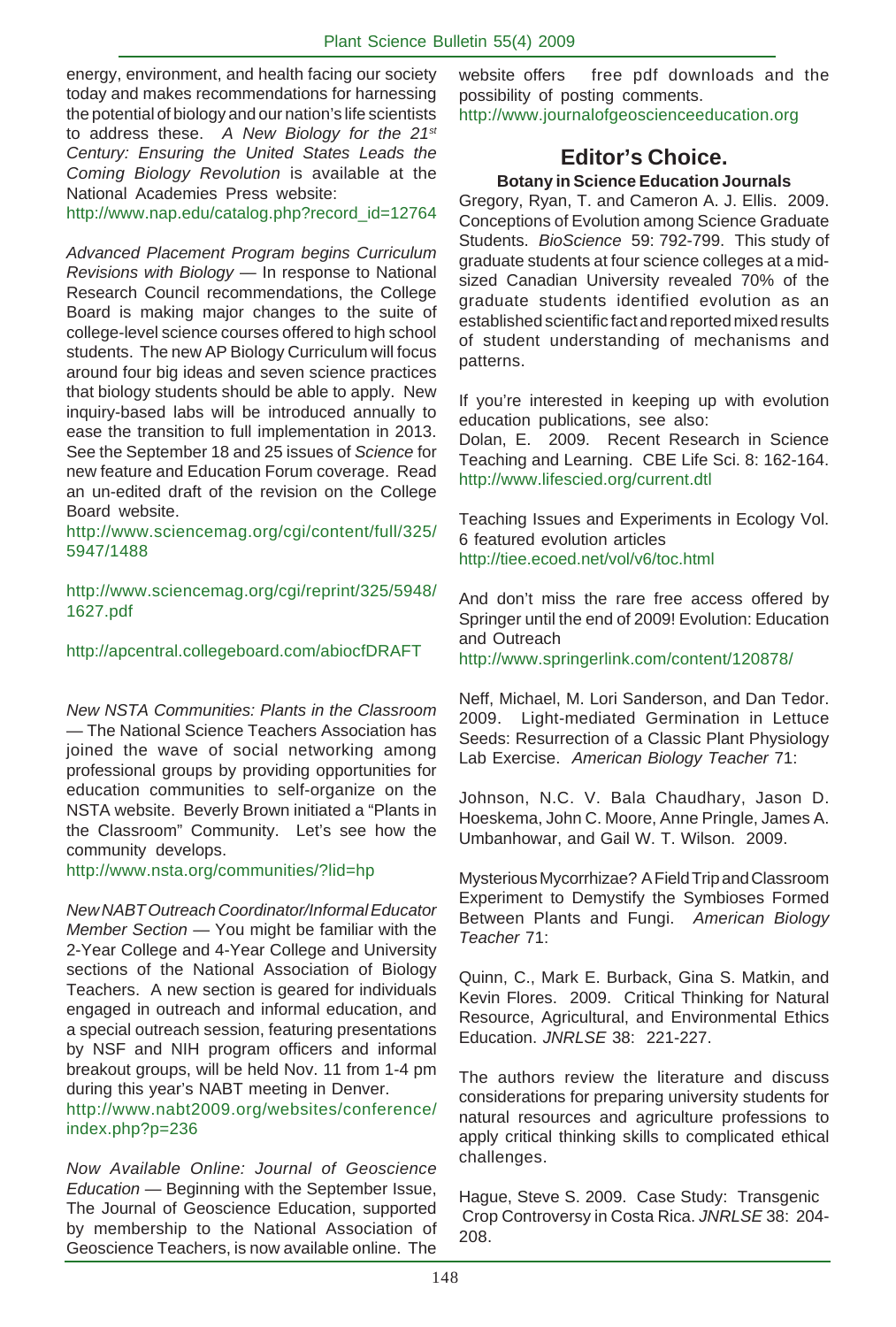energy, environment, and health facing our society today and makes recommendations for harnessing the potential of biology and our nation's life scientists to address these. *A New Biology for the 21st Century: Ensuring the United States Leads the Coming Biology Revolution* is available at the National Academies Press website:

http://www.nap.edu/catalog.php?record_id=12764

*Advanced Placement Program begins Curriculum Revisions with Biology* — In response to National Research Council recommendations, the College Board is making major changes to the suite of college-level science courses offered to high school students. The new AP Biology Curriculum will focus around four big ideas and seven science practices that biology students should be able to apply. New inquiry-based labs will be introduced annually to ease the transition to full implementation in 2013. See the September 18 and 25 issues of *Science* for new feature and Education Forum coverage. Read an un-edited draft of the revision on the College Board website.

http://www.sciencemag.org/cgi/content/full/325/5947/1488

http://www.sciencemag.org/cgi/reprint/325/5948/1627.pdf

http://apcentral.collegeboard.com/abiocfDRAFT

*New NSTA Communities: Plants in the Classroom* — The National Science Teachers Association has joined the wave of social networking among professional groups by providing opportunities for education communities to self-organize on the NSTA website. Beverly Brown initiated a "Plants in the Classroom" Community. Let's see how the community develops.

http://www.nsta.org/communities/?lid=hp

*New NABT Outreach Coordinator/Informal Educator Member Section* — You might be familiar with the 2-Year College and 4-Year College and University sections of the National Association of Biology Teachers. A new section is geared for individuals engaged in outreach and informal education, and a special outreach session, featuring presentations by NSF and NIH program officers and informal breakout groups, will be held Nov. 11 from 1-4 pm during this year's NABT meeting in Denver.

http://www.nabt2009.org/websites/conference/index.php?p=236

*Now Available Online: Journal of Geoscience Education* — Beginning with the September Issue, The Journal of Geoscience Education, supported by membership to the National Association of Geoscience Teachers, is now available online. The website offers free pdf downloads and the possibility of posting comments.

http://www.journalofgeoscienceeducation.org

## Editor's Choice.

### Botany in Science Education Journals

Gregory, Ryan, T. and Cameron A. J. Ellis. 2009. Conceptions of Evolution among Science Graduate Students. *BioScience* 59: 792-799. This study of graduate students at four science colleges at a mid-sized Canadian University revealed 70% of the graduate students identified evolution as an established scientific fact and reported mixed results of student understanding of mechanisms and patterns.

If you're interested in keeping up with evolution education publications, see also:
Dolan, E. 2009. Recent Research in Science Teaching and Learning. CBE Life Sci. 8: 162-164.
http://www.lifescied.org/current.dtl

Teaching Issues and Experiments in Ecology Vol. 6 featured evolution articles
http://tiee.ecoed.net/vol/v6/toc.html

And don't miss the rare free access offered by Springer until the end of 2009! Evolution: Education and Outreach
http://www.springerlink.com/content/120878/

Neff, Michael, M. Lori Sanderson, and Dan Tedor. 2009. Light-mediated Germination in Lettuce Seeds: Resurrection of a Classic Plant Physiology Lab Exercise. *American Biology Teacher* 71:

Johnson, N.C. V. Bala Chaudhary, Jason D. Hoeskema, John C. Moore, Anne Pringle, James A. Umbanhowar, and Gail W. T. Wilson. 2009.

Mysterious Mycorrhizae? A Field Trip and Classroom Experiment to Demystify the Symbioses Formed Between Plants and Fungi. *American Biology Teacher* 71:

Quinn, C., Mark E. Burback, Gina S. Matkin, and Kevin Flores. 2009. Critical Thinking for Natural Resource, Agricultural, and Environmental Ethics Education. *JNRLSE* 38: 221-227.

The authors review the literature and discuss considerations for preparing university students for natural resources and agriculture professions to apply critical thinking skills to complicated ethical challenges.

Hague, Steve S. 2009. Case Study: Transgenic Crop Controversy in Costa Rica. *JNRLSE* 38: 204-208.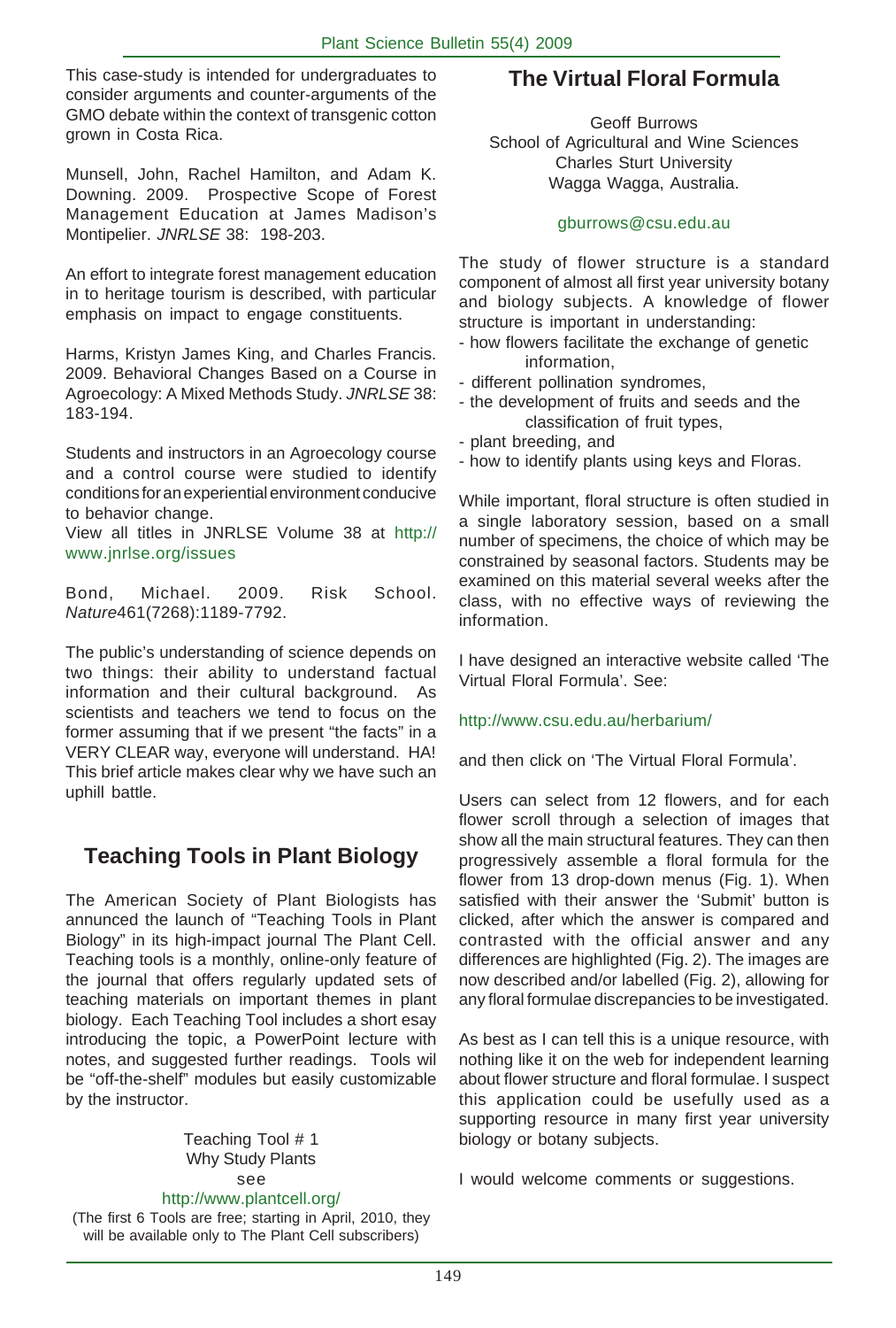This case-study is intended for undergraduates to consider arguments and counter-arguments of the GMO debate within the context of transgenic cotton grown in Costa Rica.

Munsell, John, Rachel Hamilton, and Adam K. Downing. 2009. Prospective Scope of Forest Management Education at James Madison's Montipelier. *JNRLSE* 38: 198-203.

An effort to integrate forest management education in to heritage tourism is described, with particular emphasis on impact to engage constituents.

Harms, Kristyn James King, and Charles Francis. 2009. Behavioral Changes Based on a Course in Agroecology: A Mixed Methods Study. *JNRLSE* 38: 183-194.

Students and instructors in an Agroecology course and a control course were studied to identify conditions for an experiential environment conducive to behavior change.

View all titles in JNRLSE Volume 38 at http://www.jnrlse.org/issues

Bond, Michael. 2009. Risk School. *Nature* 461(7268):1189-7792.

The public's understanding of science depends on two things: their ability to understand factual information and their cultural background. As scientists and teachers we tend to focus on the former assuming that if we present "the facts" in a VERY CLEAR way, everyone will understand. HA! This brief article makes clear why we have such an uphill battle.

## Teaching Tools in Plant Biology

The American Society of Plant Biologists has annunced the launch of "Teaching Tools in Plant Biology" in its high-impact journal The Plant Cell. Teaching tools is a monthly, online-only feature of the journal that offers regularly updated sets of teaching materials on important themes in plant biology. Each Teaching Tool includes a short esay introducing the topic, a PowerPoint lecture with notes, and suggested further readings. Tools wil be "off-the-shelf" modules but easily customizable by the instructor.

Teaching Tool # 1
Why Study Plants
see
http://www.plantcell.org/
(The first 6 Tools are free; starting in April, 2010, they will be available only to The Plant Cell subscribers)

## The Virtual Floral Formula

Geoff Burrows
School of Agricultural and Wine Sciences
Charles Sturt University
Wagga Wagga, Australia.

gburrows@csu.edu.au

The study of flower structure is a standard component of almost all first year university botany and biology subjects. A knowledge of flower structure is important in understanding:

- how flowers facilitate the exchange of genetic information,
- different pollination syndromes,
- the development of fruits and seeds and the classification of fruit types,
- plant breeding, and
- how to identify plants using keys and Floras.

While important, floral structure is often studied in a single laboratory session, based on a small number of specimens, the choice of which may be constrained by seasonal factors. Students may be examined on this material several weeks after the class, with no effective ways of reviewing the information.

I have designed an interactive website called 'The Virtual Floral Formula'. See:

http://www.csu.edu.au/herbarium/

and then click on 'The Virtual Floral Formula'.

Users can select from 12 flowers, and for each flower scroll through a selection of images that show all the main structural features. They can then progressively assemble a floral formula for the flower from 13 drop-down menus (Fig. 1). When satisfied with their answer the 'Submit' button is clicked, after which the answer is compared and contrasted with the official answer and any differences are highlighted (Fig. 2). The images are now described and/or labelled (Fig. 2), allowing for any floral formulae discrepancies to be investigated.

As best as I can tell this is a unique resource, with nothing like it on the web for independent learning about flower structure and floral formulae. I suspect this application could be usefully used as a supporting resource in many first year university biology or botany subjects.

I would welcome comments or suggestions.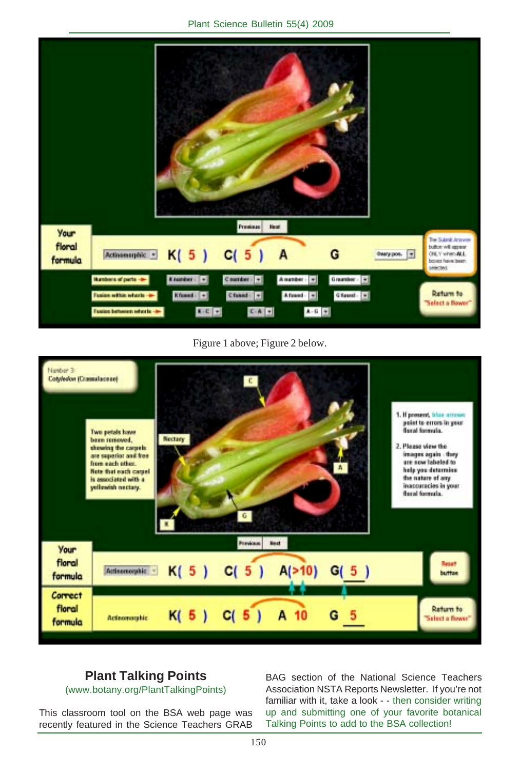Figure 1 above; Figure 2 below.

## Plant Talking Points

(www.botany.org/PlantTalkingPoints)

This classroom tool on the BSA web page was recently featured in the Science Teachers GRAB BAG section of the National Science Teachers Association NSTA Reports Newsletter. If you're not familiar with it, take a look - - then consider writing up and submitting one of your favorite botanical Talking Points to add to the BSA collection!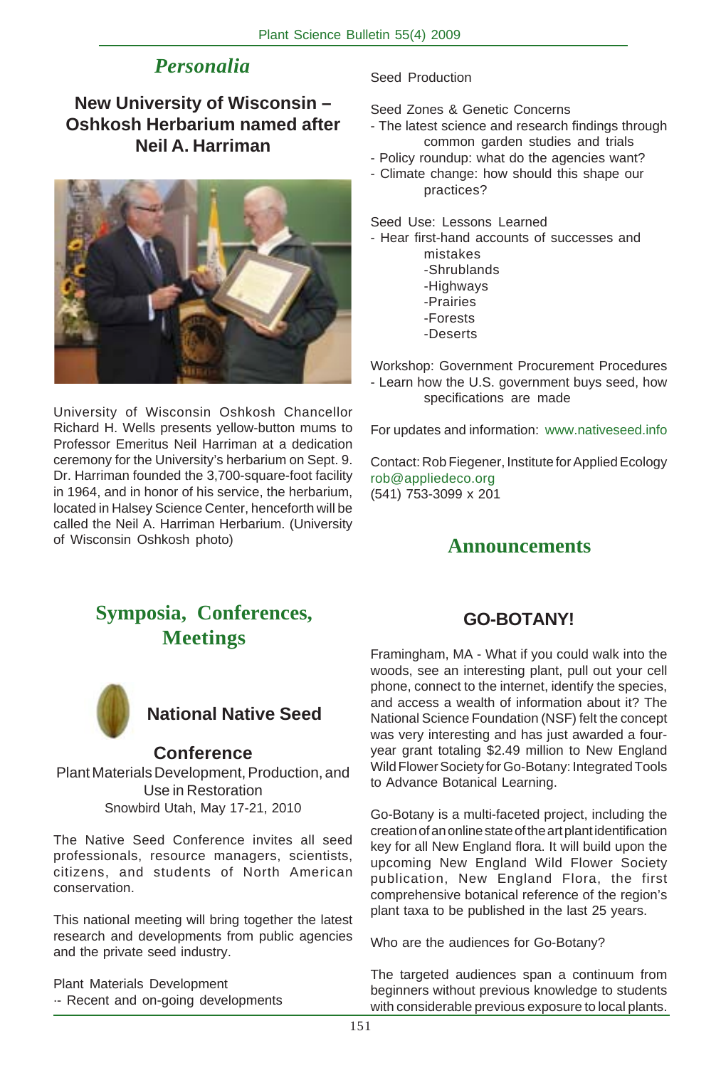## *Personalia*

### New University of Wisconsin – Oshkosh Herbarium named after Neil A. Harriman

University of Wisconsin Oshkosh Chancellor Richard H. Wells presents yellow-button mums to Professor Emeritus Neil Harriman at a dedication ceremony for the University's herbarium on Sept. 9. Dr. Harriman founded the 3,700-square-foot facility in 1964, and in honor of his service, the herbarium, located in Halsey Science Center, henceforth will be called the Neil A. Harriman Herbarium. (University of Wisconsin Oshkosh photo)

## Symposia, Conferences, Meetings

### National Native Seed Conference

Plant Materials Development, Production, and Use in Restoration

Snowbird Utah, May 17-21, 2010

The Native Seed Conference invites all seed professionals, resource managers, scientists, citizens, and students of North American conservation.

This national meeting will bring together the latest research and developments from public agencies and the private seed industry.

Plant Materials Development
- Recent and on-going developments

Seed Production

Seed Zones & Genetic Concerns
- The latest science and research findings through common garden studies and trials
- Policy roundup: what do the agencies want?
- Climate change: how should this shape our practices?

Seed Use: Lessons Learned
- Hear first-hand accounts of successes and mistakes
  - Shrublands
  - Highways
  - Prairies
  - Forests
  - Deserts

Workshop: Government Procurement Procedures
- Learn how the U.S. government buys seed, how specifications are made

For updates and information: www.nativeseed.info

Contact: Rob Fiegener, Institute for Applied Ecology
rob@appliedeco.org
(541) 753-3099 x 201

## Announcements

### GO-BOTANY!

Framingham, MA - What if you could walk into the woods, see an interesting plant, pull out your cell phone, connect to the internet, identify the species, and access a wealth of information about it? The National Science Foundation (NSF) felt the concept was very interesting and has just awarded a four-year grant totaling $2.49 million to New England Wild Flower Society for Go-Botany: Integrated Tools to Advance Botanical Learning.

Go-Botany is a multi-faceted project, including the creation of an online state of the art plant identification key for all New England flora. It will build upon the upcoming New England Wild Flower Society publication, New England Flora, the first comprehensive botanical reference of the region's plant taxa to be published in the last 25 years.

Who are the audiences for Go-Botany?

The targeted audiences span a continuum from beginners without previous knowledge to students with considerable previous exposure to local plants.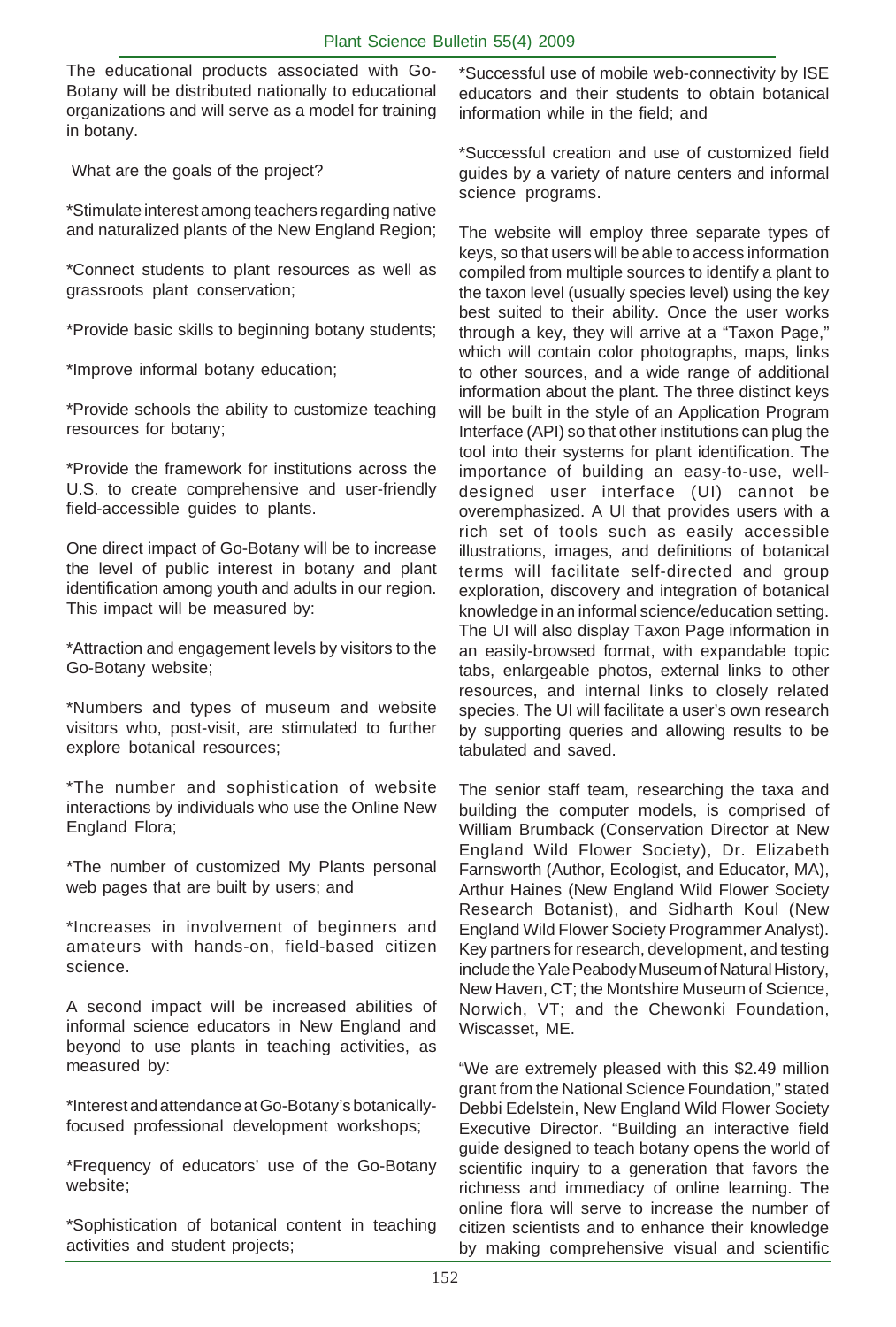The educational products associated with Go-Botany will be distributed nationally to educational organizations and will serve as a model for training in botany.

What are the goals of the project?

*Stimulate interest among teachers regarding native and naturalized plants of the New England Region;

*Connect students to plant resources as well as grassroots plant conservation;

*Provide basic skills to beginning botany students;

*Improve informal botany education;

*Provide schools the ability to customize teaching resources for botany;

*Provide the framework for institutions across the U.S. to create comprehensive and user-friendly field-accessible guides to plants.

One direct impact of Go-Botany will be to increase the level of public interest in botany and plant identification among youth and adults in our region. This impact will be measured by:

*Attraction and engagement levels by visitors to the Go-Botany website;

*Numbers and types of museum and website visitors who, post-visit, are stimulated to further explore botanical resources;

*The number and sophistication of website interactions by individuals who use the Online New England Flora;

*The number of customized My Plants personal web pages that are built by users; and

*Increases in involvement of beginners and amateurs with hands-on, field-based citizen science.

A second impact will be increased abilities of informal science educators in New England and beyond to use plants in teaching activities, as measured by:

*Interest and attendance at Go-Botany's botanically-focused professional development workshops;

*Frequency of educators' use of the Go-Botany website;

*Sophistication of botanical content in teaching activities and student projects;

*Successful use of mobile web-connectivity by ISE educators and their students to obtain botanical information while in the field; and

*Successful creation and use of customized field guides by a variety of nature centers and informal science programs.

The website will employ three separate types of keys, so that users will be able to access information compiled from multiple sources to identify a plant to the taxon level (usually species level) using the key best suited to their ability. Once the user works through a key, they will arrive at a "Taxon Page," which will contain color photographs, maps, links to other sources, and a wide range of additional information about the plant. The three distinct keys will be built in the style of an Application Program Interface (API) so that other institutions can plug the tool into their systems for plant identification. The importance of building an easy-to-use, well-designed user interface (UI) cannot be overemphasized. A UI that provides users with a rich set of tools such as easily accessible illustrations, images, and definitions of botanical terms will facilitate self-directed and group exploration, discovery and integration of botanical knowledge in an informal science/education setting. The UI will also display Taxon Page information in an easily-browsed format, with expandable topic tabs, enlargeable photos, external links to other resources, and internal links to closely related species. The UI will facilitate a user's own research by supporting queries and allowing results to be tabulated and saved.

The senior staff team, researching the taxa and building the computer models, is comprised of William Brumback (Conservation Director at New England Wild Flower Society), Dr. Elizabeth Farnsworth (Author, Ecologist, and Educator, MA), Arthur Haines (New England Wild Flower Society Research Botanist), and Sidharth Koul (New England Wild Flower Society Programmer Analyst). Key partners for research, development, and testing include the Yale Peabody Museum of Natural History, New Haven, CT; the Montshire Museum of Science, Norwich, VT; and the Chewonki Foundation, Wiscasset, ME.

"We are extremely pleased with this $2.49 million grant from the National Science Foundation," stated Debbi Edelstein, New England Wild Flower Society Executive Director. "Building an interactive field guide designed to teach botany opens the world of scientific inquiry to a generation that favors the richness and immediacy of online learning. The online flora will serve to increase the number of citizen scientists and to enhance their knowledge by making comprehensive visual and scientific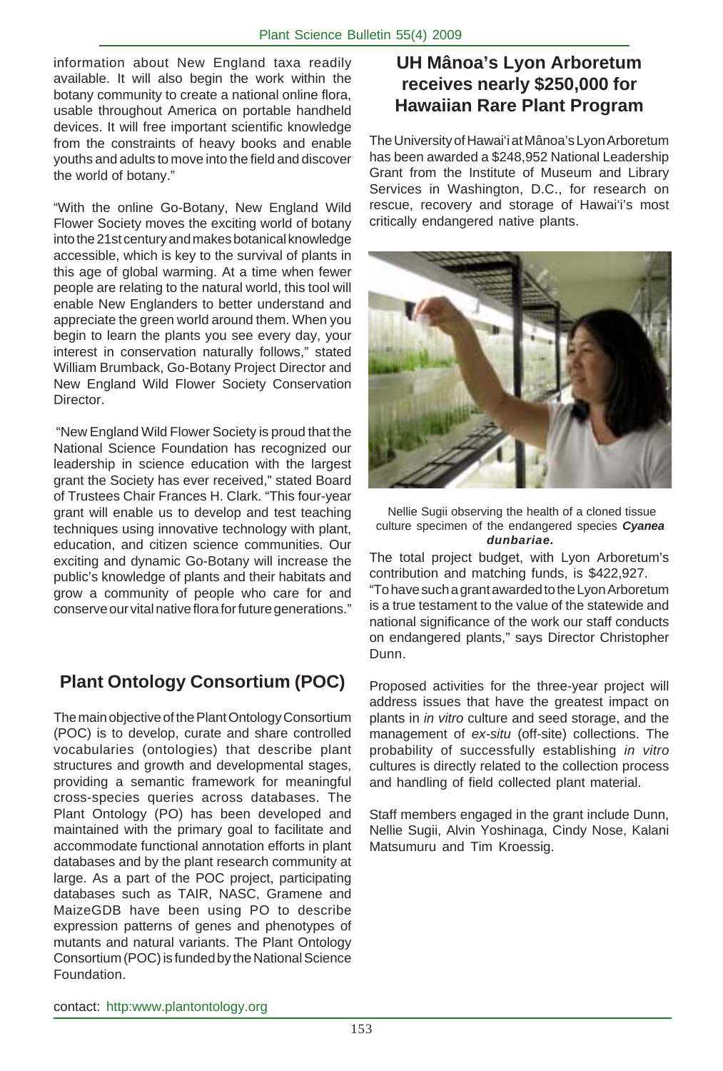information about New England taxa readily available. It will also begin the work within the botany community to create a national online flora, usable throughout America on portable handheld devices. It will free important scientific knowledge from the constraints of heavy books and enable youths and adults to move into the field and discover the world of botany."

"With the online Go-Botany, New England Wild Flower Society moves the exciting world of botany into the 21st century and makes botanical knowledge accessible, which is key to the survival of plants in this age of global warming. At a time when fewer people are relating to the natural world, this tool will enable New Englanders to better understand and appreciate the green world around them. When you begin to learn the plants you see every day, your interest in conservation naturally follows," stated William Brumback, Go-Botany Project Director and New England Wild Flower Society Conservation Director.

"New England Wild Flower Society is proud that the National Science Foundation has recognized our leadership in science education with the largest grant the Society has ever received," stated Board of Trustees Chair Frances H. Clark. "This four-year grant will enable us to develop and test teaching techniques using innovative technology with plant, education, and citizen science communities. Our exciting and dynamic Go-Botany will increase the public's knowledge of plants and their habitats and grow a community of people who care for and conserve our vital native flora for future generations."

## Plant Ontology Consortium (POC)

The main objective of the Plant Ontology Consortium (POC) is to develop, curate and share controlled vocabularies (ontologies) that describe plant structures and growth and developmental stages, providing a semantic framework for meaningful cross-species queries across databases. The Plant Ontology (PO) has been developed and maintained with the primary goal to facilitate and accommodate functional annotation efforts in plant databases and by the plant research community at large. As a part of the POC project, participating databases such as TAIR, NASC, Gramene and MaizeGDB have been using PO to describe expression patterns of genes and phenotypes of mutants and natural variants. The Plant Ontology Consortium (POC) is funded by the National Science Foundation.

contact: http:www.plantontology.org

## UH Mânoa's Lyon Arboretum receives nearly $250,000 for Hawaiian Rare Plant Program

The University of Hawai'i at Mânoa's Lyon Arboretum has been awarded a $248,952 National Leadership Grant from the Institute of Museum and Library Services in Washington, D.C., for research on rescue, recovery and storage of Hawai'i's most critically endangered native plants.

Nellie Sugii observing the health of a cloned tissue culture specimen of the endangered species ***Cyanea dunbariae.***

The total project budget, with Lyon Arboretum's contribution and matching funds, is $422,927.

"To have such a grant awarded to the Lyon Arboretum is a true testament to the value of the statewide and national significance of the work our staff conducts on endangered plants," says Director Christopher Dunn.

Proposed activities for the three-year project will address issues that have the greatest impact on plants in *in vitro* culture and seed storage, and the management of *ex-situ* (off-site) collections. The probability of successfully establishing *in vitro* cultures is directly related to the collection process and handling of field collected plant material.

Staff members engaged in the grant include Dunn, Nellie Sugii, Alvin Yoshinaga, Cindy Nose, Kalani Matsumuru and Tim Kroessig.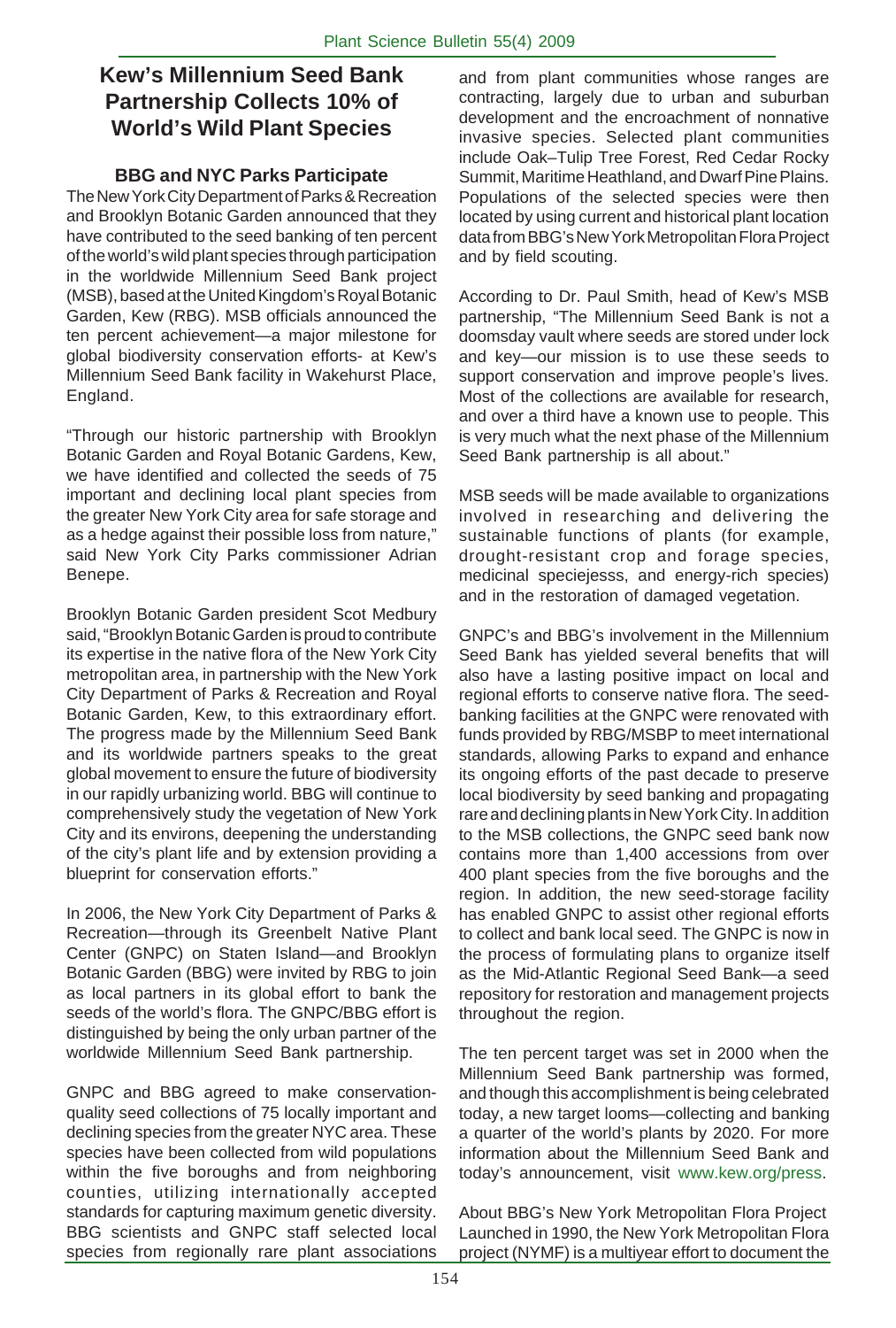# Kew's Millennium Seed Bank Partnership Collects 10% of World's Wild Plant Species

### BBG and NYC Parks Participate

The New York City Department of Parks & Recreation and Brooklyn Botanic Garden announced that they have contributed to the seed banking of ten percent of the world's wild plant species through participation in the worldwide Millennium Seed Bank project (MSB), based at the United Kingdom's Royal Botanic Garden, Kew (RBG). MSB officials announced the ten percent achievement—a major milestone for global biodiversity conservation efforts- at Kew's Millennium Seed Bank facility in Wakehurst Place, England.

"Through our historic partnership with Brooklyn Botanic Garden and Royal Botanic Gardens, Kew, we have identified and collected the seeds of 75 important and declining local plant species from the greater New York City area for safe storage and as a hedge against their possible loss from nature," said New York City Parks commissioner Adrian Benepe.

Brooklyn Botanic Garden president Scot Medbury said, "Brooklyn Botanic Garden is proud to contribute its expertise in the native flora of the New York City metropolitan area, in partnership with the New York City Department of Parks & Recreation and Royal Botanic Garden, Kew, to this extraordinary effort. The progress made by the Millennium Seed Bank and its worldwide partners speaks to the great global movement to ensure the future of biodiversity in our rapidly urbanizing world. BBG will continue to comprehensively study the vegetation of New York City and its environs, deepening the understanding of the city's plant life and by extension providing a blueprint for conservation efforts."

In 2006, the New York City Department of Parks & Recreation—through its Greenbelt Native Plant Center (GNPC) on Staten Island—and Brooklyn Botanic Garden (BBG) were invited by RBG to join as local partners in its global effort to bank the seeds of the world's flora. The GNPC/BBG effort is distinguished by being the only urban partner of the worldwide Millennium Seed Bank partnership.

GNPC and BBG agreed to make conservation-quality seed collections of 75 locally important and declining species from the greater NYC area. These species have been collected from wild populations within the five boroughs and from neighboring counties, utilizing internationally accepted standards for capturing maximum genetic diversity. BBG scientists and GNPC staff selected local species from regionally rare plant associations and from plant communities whose ranges are contracting, largely due to urban and suburban development and the encroachment of nonnative invasive species. Selected plant communities include Oak–Tulip Tree Forest, Red Cedar Rocky Summit, Maritime Heathland, and Dwarf Pine Plains. Populations of the selected species were then located by using current and historical plant location data from BBG's New York Metropolitan Flora Project and by field scouting.

According to Dr. Paul Smith, head of Kew's MSB partnership, "The Millennium Seed Bank is not a doomsday vault where seeds are stored under lock and key—our mission is to use these seeds to support conservation and improve people's lives. Most of the collections are available for research, and over a third have a known use to people. This is very much what the next phase of the Millennium Seed Bank partnership is all about."

MSB seeds will be made available to organizations involved in researching and delivering the sustainable functions of plants (for example, drought-resistant crop and forage species, medicinal speciejesss, and energy-rich species) and in the restoration of damaged vegetation.

GNPC's and BBG's involvement in the Millennium Seed Bank has yielded several benefits that will also have a lasting positive impact on local and regional efforts to conserve native flora. The seed-banking facilities at the GNPC were renovated with funds provided by RBG/MSBP to meet international standards, allowing Parks to expand and enhance its ongoing efforts of the past decade to preserve local biodiversity by seed banking and propagating rare and declining plants in New York City. In addition to the MSB collections, the GNPC seed bank now contains more than 1,400 accessions from over 400 plant species from the five boroughs and the region. In addition, the new seed-storage facility has enabled GNPC to assist other regional efforts to collect and bank local seed. The GNPC is now in the process of formulating plans to organize itself as the Mid-Atlantic Regional Seed Bank—a seed repository for restoration and management projects throughout the region.

The ten percent target was set in 2000 when the Millennium Seed Bank partnership was formed, and though this accomplishment is being celebrated today, a new target looms—collecting and banking a quarter of the world's plants by 2020. For more information about the Millennium Seed Bank and today's announcement, visit www.kew.org/press.

About BBG's New York Metropolitan Flora Project
Launched in 1990, the New York Metropolitan Flora project (NYMF) is a multiyear effort to document the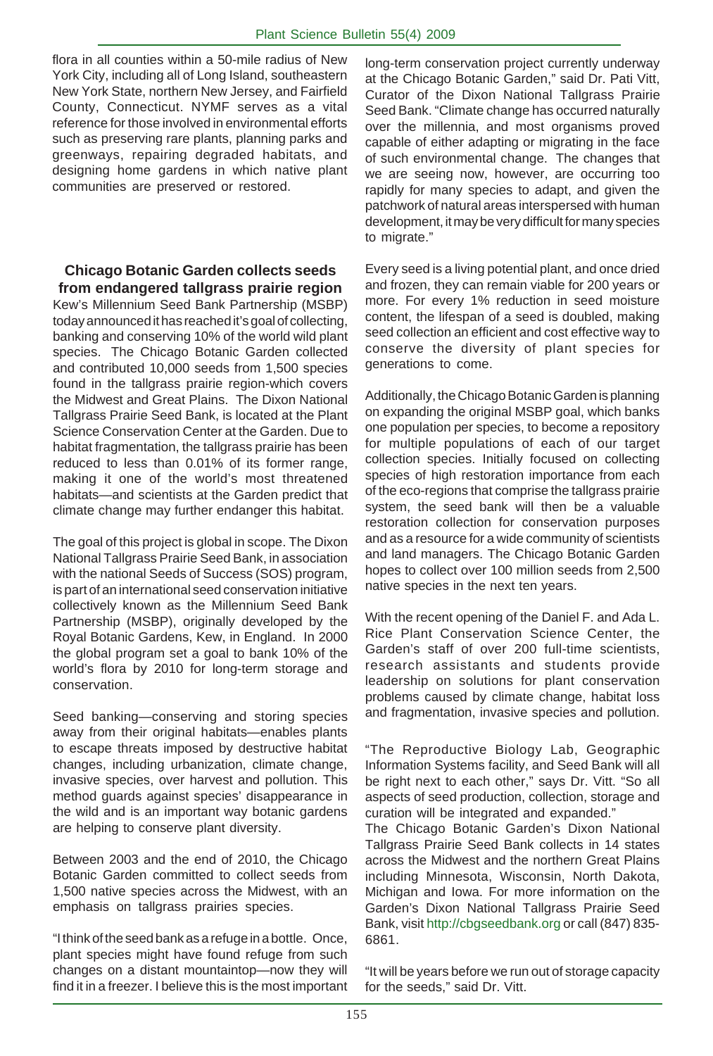flora in all counties within a 50-mile radius of New York City, including all of Long Island, southeastern New York State, northern New Jersey, and Fairfield County, Connecticut. NYMF serves as a vital reference for those involved in environmental efforts such as preserving rare plants, planning parks and greenways, repairing degraded habitats, and designing home gardens in which native plant communities are preserved or restored.

### Chicago Botanic Garden collects seeds from endangered tallgrass prairie region

Kew's Millennium Seed Bank Partnership (MSBP) today announced it has reached it's goal of collecting, banking and conserving 10% of the world wild plant species. The Chicago Botanic Garden collected and contributed 10,000 seeds from 1,500 species found in the tallgrass prairie region-which covers the Midwest and Great Plains. The Dixon National Tallgrass Prairie Seed Bank, is located at the Plant Science Conservation Center at the Garden. Due to habitat fragmentation, the tallgrass prairie has been reduced to less than 0.01% of its former range, making it one of the world's most threatened habitats—and scientists at the Garden predict that climate change may further endanger this habitat.

The goal of this project is global in scope. The Dixon National Tallgrass Prairie Seed Bank, in association with the national Seeds of Success (SOS) program, is part of an international seed conservation initiative collectively known as the Millennium Seed Bank Partnership (MSBP), originally developed by the Royal Botanic Gardens, Kew, in England. In 2000 the global program set a goal to bank 10% of the world's flora by 2010 for long-term storage and conservation.

Seed banking—conserving and storing species away from their original habitats—enables plants to escape threats imposed by destructive habitat changes, including urbanization, climate change, invasive species, over harvest and pollution. This method guards against species' disappearance in the wild and is an important way botanic gardens are helping to conserve plant diversity.

Between 2003 and the end of 2010, the Chicago Botanic Garden committed to collect seeds from 1,500 native species across the Midwest, with an emphasis on tallgrass prairies species.

"I think of the seed bank as a refuge in a bottle. Once, plant species might have found refuge from such changes on a distant mountaintop—now they will find it in a freezer. I believe this is the most important long-term conservation project currently underway at the Chicago Botanic Garden," said Dr. Pati Vitt, Curator of the Dixon National Tallgrass Prairie Seed Bank. "Climate change has occurred naturally over the millennia, and most organisms proved capable of either adapting or migrating in the face of such environmental change. The changes that we are seeing now, however, are occurring too rapidly for many species to adapt, and given the patchwork of natural areas interspersed with human development, it may be very difficult for many species to migrate."

Every seed is a living potential plant, and once dried and frozen, they can remain viable for 200 years or more. For every 1% reduction in seed moisture content, the lifespan of a seed is doubled, making seed collection an efficient and cost effective way to conserve the diversity of plant species for generations to come.

Additionally, the Chicago Botanic Garden is planning on expanding the original MSBP goal, which banks one population per species, to become a repository for multiple populations of each of our target collection species. Initially focused on collecting species of high restoration importance from each of the eco-regions that comprise the tallgrass prairie system, the seed bank will then be a valuable restoration collection for conservation purposes and as a resource for a wide community of scientists and land managers. The Chicago Botanic Garden hopes to collect over 100 million seeds from 2,500 native species in the next ten years.

With the recent opening of the Daniel F. and Ada L. Rice Plant Conservation Science Center, the Garden's staff of over 200 full-time scientists, research assistants and students provide leadership on solutions for plant conservation problems caused by climate change, habitat loss and fragmentation, invasive species and pollution.

"The Reproductive Biology Lab, Geographic Information Systems facility, and Seed Bank will all be right next to each other," says Dr. Vitt. "So all aspects of seed production, collection, storage and curation will be integrated and expanded."

The Chicago Botanic Garden's Dixon National Tallgrass Prairie Seed Bank collects in 14 states across the Midwest and the northern Great Plains including Minnesota, Wisconsin, North Dakota, Michigan and Iowa. For more information on the Garden's Dixon National Tallgrass Prairie Seed Bank, visit http://cbgseedbank.org or call (847) 835-6861.

"It will be years before we run out of storage capacity for the seeds," said Dr. Vitt.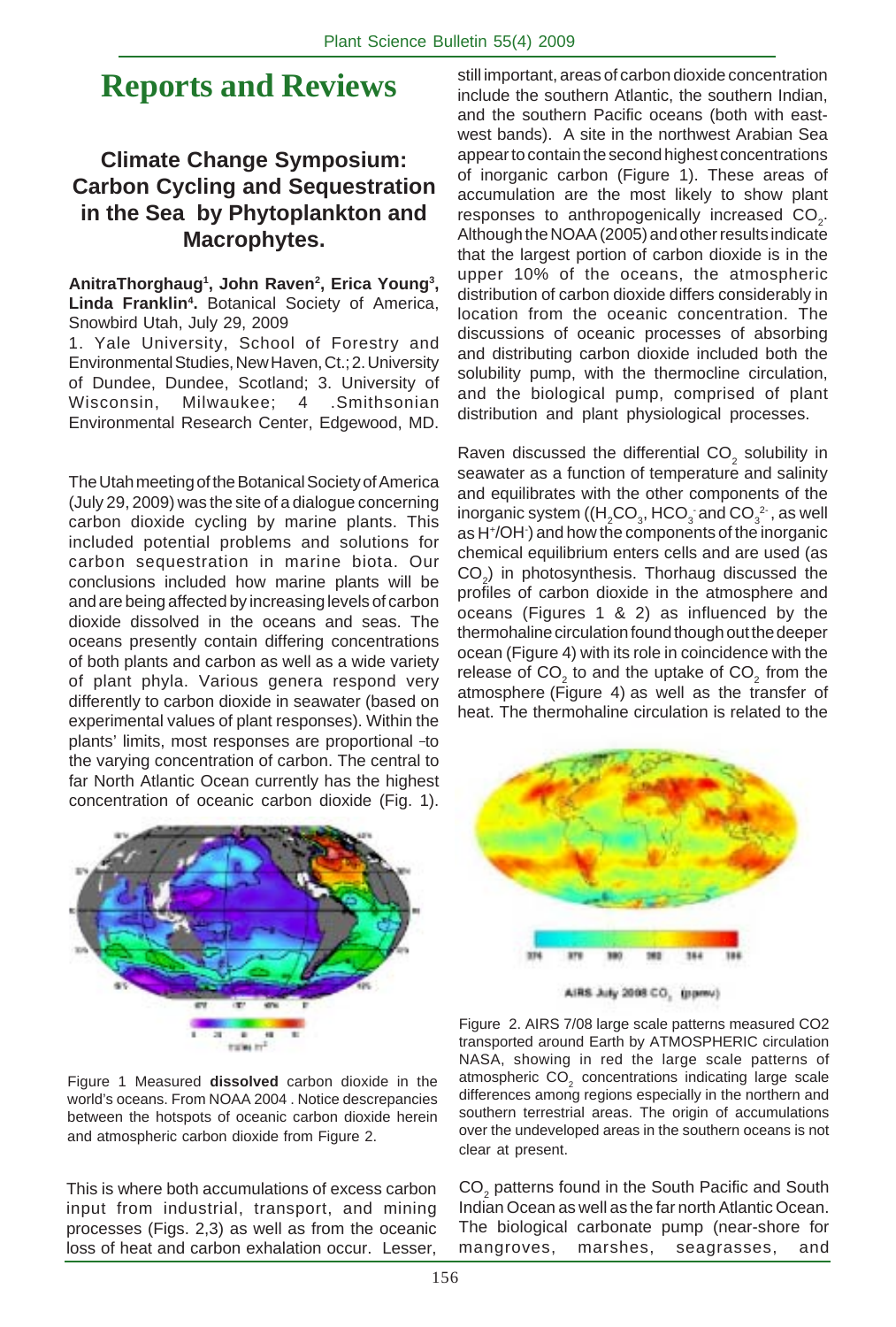# Reports and Reviews

## Climate Change Symposium: Carbon Cycling and Sequestration in the Sea by Phytoplankton and Macrophytes.

**AnitraThorghaug[1], John Raven[2], Erica Young[3], Linda Franklin[4].** Botanical Society of America, Snowbird Utah, July 29, 2009

1. Yale University, School of Forestry and Environmental Studies, New Haven, Ct.; 2. University of Dundee, Dundee, Scotland; 3. University of Wisconsin, Milwaukee; 4 .Smithsonian Environmental Research Center, Edgewood, MD.

The Utah meeting of the Botanical Society of America (July 29, 2009) was the site of a dialogue concerning carbon dioxide cycling by marine plants. This included potential problems and solutions for carbon sequestration in marine biota. Our conclusions included how marine plants will be and are being affected by increasing levels of carbon dioxide dissolved in the oceans and seas. The oceans presently contain differing concentrations of both plants and carbon as well as a wide variety of plant phyla. Various genera respond very differently to carbon dioxide in seawater (based on experimental values of plant responses). Within the plants' limits, most responses are proportional -to the varying concentration of carbon. The central to far North Atlantic Ocean currently has the highest concentration of oceanic carbon dioxide (Fig. 1).

Figure 1 Measured **dissolved** carbon dioxide in the world's oceans. From NOAA 2004 . Notice descrepancies between the hotspots of oceanic carbon dioxide herein and atmospheric carbon dioxide from Figure 2.

This is where both accumulations of excess carbon input from industrial, transport, and mining processes (Figs. 2,3) as well as from the oceanic loss of heat and carbon exhalation occur. Lesser, still important, areas of carbon dioxide concentration include the southern Atlantic, the southern Indian, and the southern Pacific oceans (both with east-west bands). A site in the northwest Arabian Sea appear to contain the second highest concentrations of inorganic carbon (Figure 1). These areas of accumulation are the most likely to show plant responses to anthropogenically increased $CO_2$. Although the NOAA (2005) and other results indicate that the largest portion of carbon dioxide is in the upper 10% of the oceans, the atmospheric distribution of carbon dioxide differs considerably in location from the oceanic concentration. The discussions of oceanic processes of absorbing and distributing carbon dioxide included both the solubility pump, with the thermocline circulation, and the biological pump, comprised of plant distribution and plant physiological processes.

Raven discussed the differential $CO_2$ solubility in seawater as a function of temperature and salinity and equilibrates with the other components of the inorganic system (($H_2CO_3$, $HCO_3^-$ and $CO_3^{2-}$, as well as $H^+$/$OH^-$) and how the components of the inorganic chemical equilibrium enters cells and are used (as $CO_2$) in photosynthesis. Thorhaug discussed the profiles of carbon dioxide in the atmosphere and oceans (Figures 1 & 2) as influenced by the thermohaline circulation found though out the deeper ocean (Figure 4) with its role in coincidence with the release of $CO_2$ to and the uptake of $CO_2$ from the atmosphere (Figure 4) as well as the transfer of heat. The thermohaline circulation is related to the

Figure 2. AIRS 7/08 large scale patterns measured CO2 transported around Earth by ATMOSPHERIC circulation NASA, showing in red the large scale patterns of atmospheric $CO_2$ concentrations indicating large scale differences among regions especially in the northern and southern terrestrial areas. The origin of accumulations over the undeveloped areas in the southern oceans is not clear at present.

$CO_2$ patterns found in the South Pacific and South Indian Ocean as well as the far north Atlantic Ocean. The biological carbonate pump (near-shore for mangroves, marshes, seagrasses, and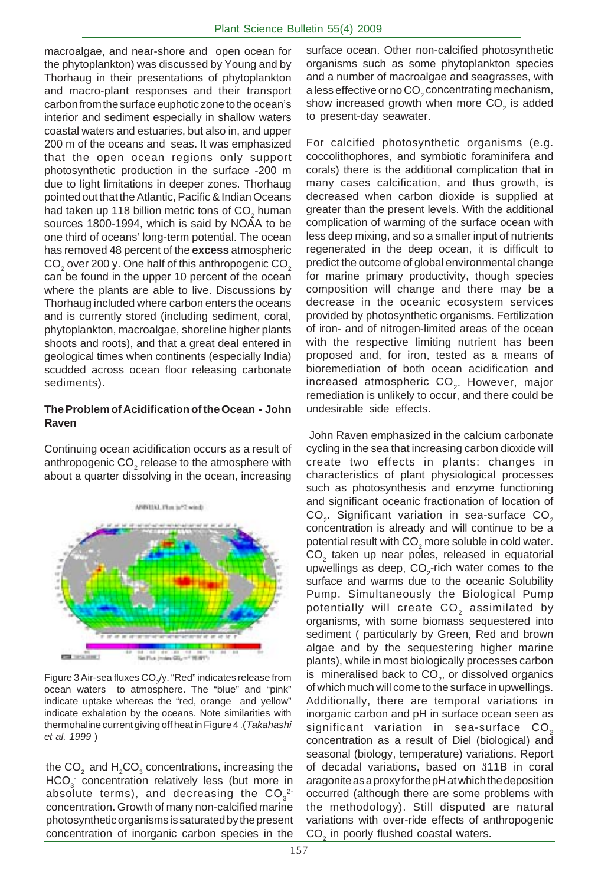macroalgae, and near-shore and open ocean for the phytoplankton) was discussed by Young and by Thorhaug in their presentations of phytoplankton and macro-plant responses and their transport carbon from the surface euphotic zone to the ocean's interior and sediment especially in shallow waters coastal waters and estuaries, but also in, and upper 200 m of the oceans and seas. It was emphasized that the open ocean regions only support photosynthetic production in the surface -200 m due to light limitations in deeper zones. Thorhaug pointed out that the Atlantic, Pacific & Indian Oceans had taken up 118 billion metric tons of $CO_2$ human sources 1800-1994, which is said by NOAA to be one third of oceans' long-term potential. The ocean has removed 48 percent of the **excess** atmospheric $CO_2$ over 200 y. One half of this anthropogenic $CO_2$ can be found in the upper 10 percent of the ocean where the plants are able to live. Discussions by Thorhaug included where carbon enters the oceans and is currently stored (including sediment, coral, phytoplankton, macroalgae, shoreline higher plants shoots and roots), and that a great deal entered in geological times when continents (especially India) scudded across ocean floor releasing carbonate sediments).

### The Problem of Acidification of the Ocean - John Raven

Continuing ocean acidification occurs as a result of anthropogenic $CO_2$ release to the atmosphere with about a quarter dissolving in the ocean, increasing the $CO_2$ and $H_2CO_3$ concentrations, increasing the $HCO_3^-$ concentration relatively less (but more in absolute terms), and decreasing the $CO_3^{2-}$ concentration. Growth of many non-calcified marine photosynthetic organisms is saturated by the present concentration of inorganic carbon species in the surface ocean. Other non-calcified photosynthetic organisms such as some phytoplankton species and a number of macroalgae and seagrasses, with a less effective or no $CO_2$ concentrating mechanism, show increased growth when more $CO_2$ is added to present-day seawater.

Figure 3 Air-sea fluxes $CO_2$/y. "Red" indicates release from ocean waters to atmosphere. The "blue" and "pink" indicate uptake whereas the "red, orange and yellow" indicate exhalation by the oceans. Note similarities with thermohaline current giving off heat in Figure 4 .(*Takahashi et al. 1999* )

For calcified photosynthetic organisms (e.g. coccolithophores, and symbiotic foraminifera and corals) there is the additional complication that in many cases calcification, and thus growth, is decreased when carbon dioxide is supplied at greater than the present levels. With the additional complication of warming of the surface ocean with less deep mixing, and so a smaller input of nutrients regenerated in the deep ocean, it is difficult to predict the outcome of global environmental change for marine primary productivity, though species composition will change and there may be a decrease in the oceanic ecosystem services provided by photosynthetic organisms. Fertilization of iron- and of nitrogen-limited areas of the ocean with the respective limiting nutrient has been proposed and, for iron, tested as a means of bioremediation of both ocean acidification and increased atmospheric $CO_2$. However, major remediation is unlikely to occur, and there could be undesirable side effects.

John Raven emphasized in the calcium carbonate cycling in the sea that increasing carbon dioxide will create two effects in plants: changes in characteristics of plant physiological processes such as photosynthesis and enzyme functioning and significant oceanic fractionation of location of $CO_2$. Significant variation in sea-surface $CO_2$ concentration is already and will continue to be a potential result with $CO_2$ more soluble in cold water. $CO_2$ taken up near poles, released in equatorial upwellings as deep, $CO_2$-rich water comes to the surface and warms due to the oceanic Solubility Pump. Simultaneously the Biological Pump potentially will create $CO_2$ assimilated by organisms, with some biomass sequestered into sediment ( particularly by Green, Red and brown algae and by the sequestering higher marine plants), while in most biologically processes carbon is mineralised back to $CO_2$, or dissolved organics of which much will come to the surface in upwellings. Additionally, there are temporal variations in inorganic carbon and pH in surface ocean seen as significant variation in sea-surface $CO_2$ concentration as a result of Diel (biological) and seasonal (biology, temperature) variations. Report of decadal variations, based on ä11B in coral aragonite as a proxy for the pH at which the deposition occurred (although there are some problems with the methodology). Still disputed are natural variations with over-ride effects of anthropogenic $CO_2$ in poorly flushed coastal waters.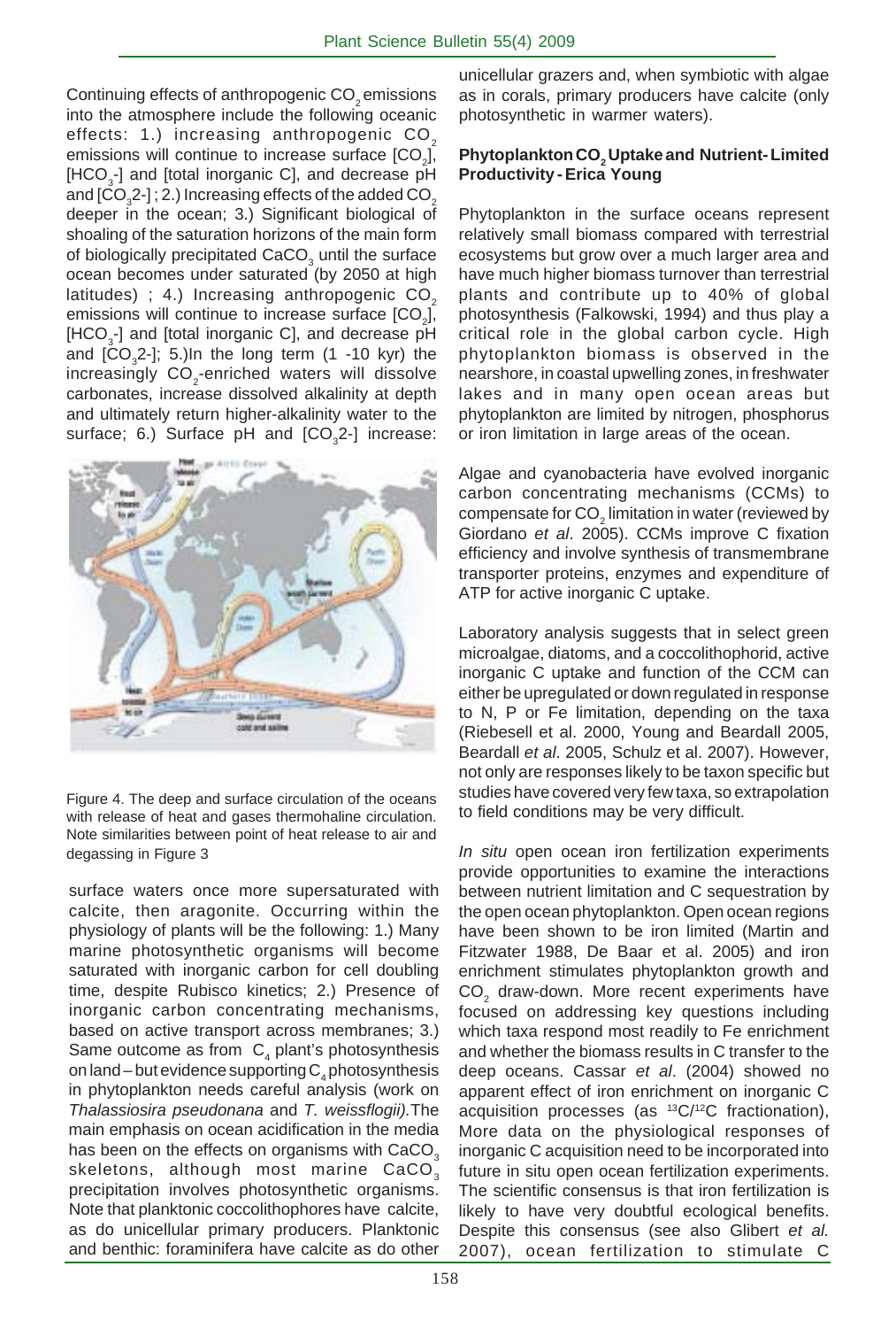Continuing effects of anthropogenic $CO_2$ emissions into the atmosphere include the following oceanic effects: 1.) increasing anthropogenic $CO_2$ emissions will continue to increase surface [$CO_2$], [$HCO_3$-] and [total inorganic C], and decrease pH and [$CO_3$2-] ; 2.) Increasing effects of the added $CO_2$ deeper in the ocean; 3.) Significant biological of shoaling of the saturation horizons of the main form of biologically precipitated $CaCO_3$ until the surface ocean becomes under saturated (by 2050 at high latitudes) ; 4.) Increasing anthropogenic $CO_2$ emissions will continue to increase surface [$CO_2$], [$HCO_3$-] and [total inorganic C], and decrease pH and [$CO_3$2-]; 5.)In the long term (1 -10 kyr) the increasingly $CO_2$-enriched waters will dissolve carbonates, increase dissolved alkalinity at depth and ultimately return higher-alkalinity water to the surface; 6.) Surface pH and [$CO_3$2-] increase: surface waters once more supersaturated with calcite, then aragonite. Occurring within the physiology of plants will be the following: 1.) Many marine photosynthetic organisms will become saturated with inorganic carbon for cell doubling time, despite Rubisco kinetics; 2.) Presence of inorganic carbon concentrating mechanisms, based on active transport across membranes; 3.) Same outcome as from $C_4$ plant's photosynthesis on land – but evidence supporting $C_4$ photosynthesis in phytoplankton needs careful analysis (work on *Thalassiosira pseudonana* and *T. weissflogii).*The main emphasis on ocean acidification in the media has been on the effects on organisms with $CaCO_3$ skeletons, although most marine $CaCO_3$ precipitation involves photosynthetic organisms. Note that planktonic coccolithophores have calcite, as do unicellular primary producers. Planktonic and benthic: foraminifera have calcite as do other unicellular grazers and, when symbiotic with algae as in corals, primary producers have calcite (only photosynthetic in warmer waters).

Figure 4. The deep and surface circulation of the oceans with release of heat and gases thermohaline circulation. Note similarities between point of heat release to air and degassing in Figure 3

### Phytoplankton $CO_2$ Uptake and Nutrient- Limited Productivity - Erica Young

Phytoplankton in the surface oceans represent relatively small biomass compared with terrestrial ecosystems but grow over a much larger area and have much higher biomass turnover than terrestrial plants and contribute up to 40% of global photosynthesis (Falkowski, 1994) and thus play a critical role in the global carbon cycle. High phytoplankton biomass is observed in the nearshore, in coastal upwelling zones, in freshwater lakes and in many open ocean areas but phytoplankton are limited by nitrogen, phosphorus or iron limitation in large areas of the ocean.

Algae and cyanobacteria have evolved inorganic carbon concentrating mechanisms (CCMs) to compensate for $CO_2$ limitation in water (reviewed by Giordano *et al*. 2005). CCMs improve C fixation efficiency and involve synthesis of transmembrane transporter proteins, enzymes and expenditure of ATP for active inorganic C uptake.

Laboratory analysis suggests that in select green microalgae, diatoms, and a coccolithophorid, active inorganic C uptake and function of the CCM can either be upregulated or down regulated in response to N, P or Fe limitation, depending on the taxa (Riebesell et al. 2000, Young and Beardall 2005, Beardall *et al*. 2005, Schulz et al. 2007). However, not only are responses likely to be taxon specific but studies have covered very few taxa, so extrapolation to field conditions may be very difficult.

*In situ* open ocean iron fertilization experiments provide opportunities to examine the interactions between nutrient limitation and C sequestration by the open ocean phytoplankton. Open ocean regions have been shown to be iron limited (Martin and Fitzwater 1988, De Baar et al. 2005) and iron enrichment stimulates phytoplankton growth and $CO_2$ draw-down. More recent experiments have focused on addressing key questions including which taxa respond most readily to Fe enrichment and whether the biomass results in C transfer to the deep oceans. Cassar *et al*. (2004) showed no apparent effect of iron enrichment on inorganic C acquisition processes (as $^{13}C/^{12}C$ fractionation), More data on the physiological responses of inorganic C acquisition need to be incorporated into future in situ open ocean fertilization experiments. The scientific consensus is that iron fertilization is likely to have very doubtful ecological benefits. Despite this consensus (see also Glibert *et al.* 2007), ocean fertilization to stimulate C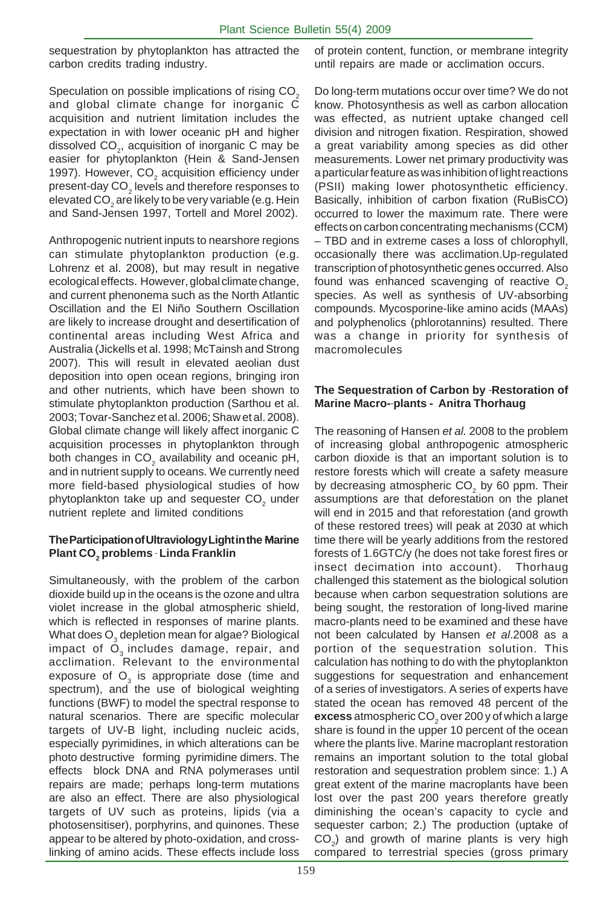sequestration by phytoplankton has attracted the carbon credits trading industry.

Speculation on possible implications of rising $CO_2$ and global climate change for inorganic C acquisition and nutrient limitation includes the expectation in with lower oceanic pH and higher dissolved $CO_2$, acquisition of inorganic C may be easier for phytoplankton (Hein & Sand-Jensen 1997). However, $CO_2$ acquisition efficiency under present-day $CO_2$ levels and therefore responses to elevated $CO_2$ are likely to be very variable (e.g. Hein and Sand-Jensen 1997, Tortell and Morel 2002).

Anthropogenic nutrient inputs to nearshore regions can stimulate phytoplankton production (e.g. Lohrenz et al. 2008), but may result in negative ecological effects. However, global climate change, and current phenonema such as the North Atlantic Oscillation and the El Niño Southern Oscillation are likely to increase drought and desertification of continental areas including West Africa and Australia (Jickells et al. 1998; McTainsh and Strong 2007). This will result in elevated aeolian dust deposition into open ocean regions, bringing iron and other nutrients, which have been shown to stimulate phytoplankton production (Sarthou et al. 2003; Tovar-Sanchez et al. 2006; Shaw et al. 2008). Global climate change will likely affect inorganic C acquisition processes in phytoplankton through both changes in $CO_2$ availability and oceanic pH, and in nutrient supply to oceans. We currently need more field-based physiological studies of how phytoplankton take up and sequester $CO_2$ under nutrient replete and limited conditions

**The Participation of Ultraviology Light in the Marine Plant $CO_2$ problems - Linda Franklin**

Simultaneously, with the problem of the carbon dioxide build up in the oceans is the ozone and ultra violet increase in the global atmospheric shield, which is reflected in responses of marine plants. What does $O_3$ depletion mean for algae? Biological impact of $O_3$ includes damage, repair, and acclimation. Relevant to the environmental exposure of $O_3$ is appropriate dose (time and spectrum), and the use of biological weighting functions (BWF) to model the spectral response to natural scenarios. There are specific molecular targets of UV-B light, including nucleic acids, especially pyrimidines, in which alterations can be photo destructive forming pyrimidine dimers. The effects block DNA and RNA polymerases until repairs are made; perhaps long-term mutations are also an effect. There are also physiological targets of UV such as proteins, lipids (via a photosensitiser), porphyrins, and quinones. These appear to be altered by photo-oxidation, and cross-linking of amino acids. These effects include loss of protein content, function, or membrane integrity until repairs are made or acclimation occurs.

Do long-term mutations occur over time? We do not know. Photosynthesis as well as carbon allocation was effected, as nutrient uptake changed cell division and nitrogen fixation. Respiration, showed a great variability among species as did other measurements. Lower net primary productivity was a particular feature as was inhibition of light reactions (PSII) making lower photosynthetic efficiency. Basically, inhibition of carbon fixation (RuBisCO) occurred to lower the maximum rate. There were effects on carbon concentrating mechanisms (CCM) – TBD and in extreme cases a loss of chlorophyll, occasionally there was acclimation.Up-regulated transcription of photosynthetic genes occurred. Also found was enhanced scavenging of reactive $O_2$ species. As well as synthesis of UV-absorbing compounds. Mycosporine-like amino acids (MAAs) and polyphenolics (phlorotannins) resulted. There was a change in priority for synthesis of macromolecules

**The Sequestration of Carbon by -Restoration of Marine Macro--plants - Anitra Thorhaug**

The reasoning of Hansen *et al.* 2008 to the problem of increasing global anthropogenic atmospheric carbon dioxide is that an important solution is to restore forests which will create a safety measure by decreasing atmospheric $CO_2$ by 60 ppm. Their assumptions are that deforestation on the planet will end in 2015 and that reforestation (and growth of these restored trees) will peak at 2030 at which time there will be yearly additions from the restored forests of 1.6GTC/y (he does not take forest fires or insect decimation into account). Thorhaug challenged this statement as the biological solution because when carbon sequestration solutions are being sought, the restoration of long-lived marine macro-plants need to be examined and these have not been calculated by Hansen *et al*.2008 as a portion of the sequestration solution. This calculation has nothing to do with the phytoplankton suggestions for sequestration and enhancement of a series of investigators. A series of experts have stated the ocean has removed 48 percent of the **excess** atmospheric $CO_2$ over 200 y of which a large share is found in the upper 10 percent of the ocean where the plants live. Marine macroplant restoration remains an important solution to the total global restoration and sequestration problem since: 1.) A great extent of the marine macroplants have been lost over the past 200 years therefore greatly diminishing the ocean's capacity to cycle and sequester carbon; 2.) The production (uptake of $CO_2$) and growth of marine plants is very high compared to terrestrial species (gross primary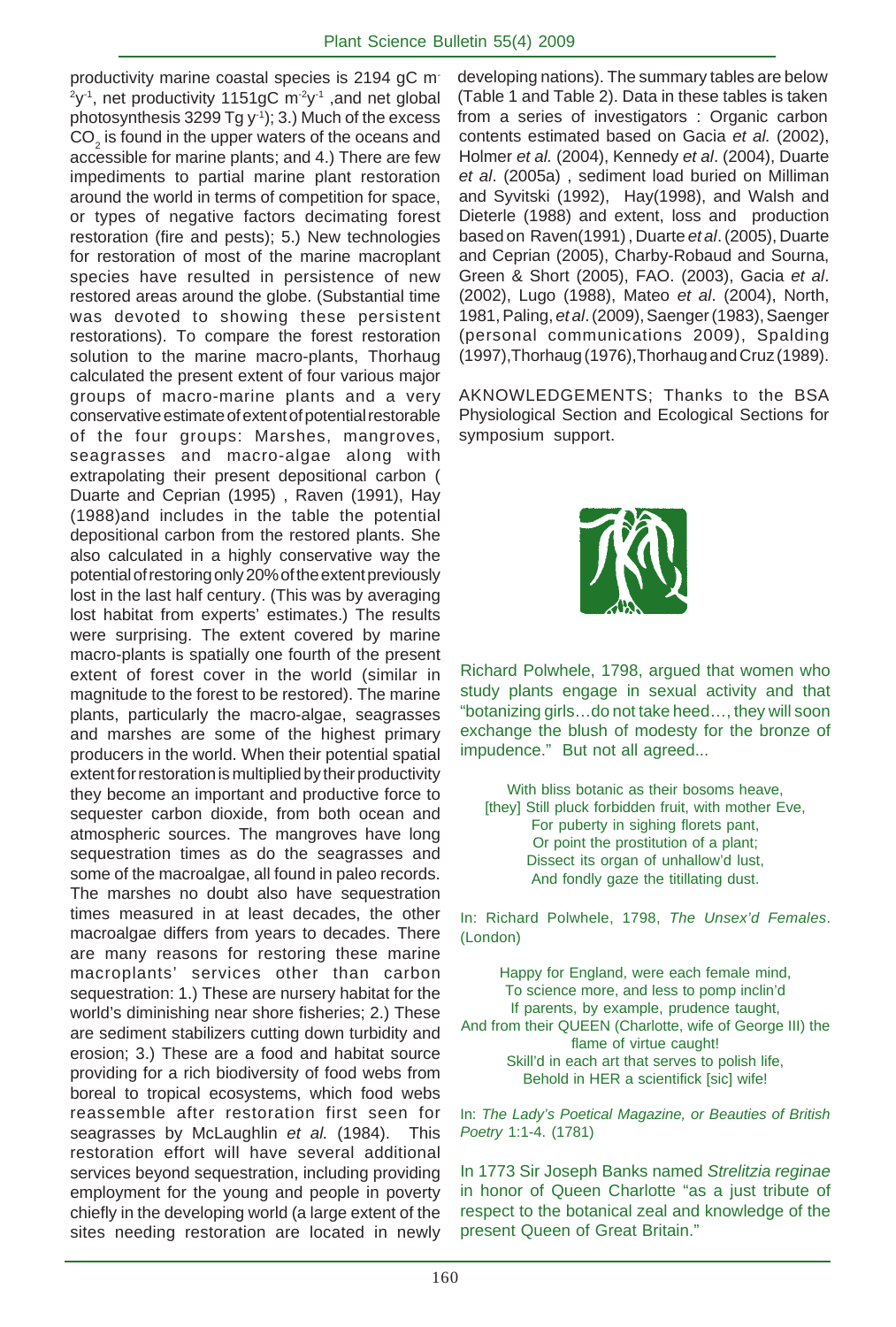productivity marine coastal species is 2194 gC $m^{-2}y^{-1}$, net productivity 1151gC $m^{-2}y^{-1}$ ,and net global photosynthesis 3299 Tg $y^{-1}$); 3.) Much of the excess $CO_2$ is found in the upper waters of the oceans and accessible for marine plants; and 4.) There are few impediments to partial marine plant restoration around the world in terms of competition for space, or types of negative factors decimating forest restoration (fire and pests); 5.) New technologies for restoration of most of the marine macroplant species have resulted in persistence of new restored areas around the globe. (Substantial time was devoted to showing these persistent restorations). To compare the forest restoration solution to the marine macro-plants, Thorhaug calculated the present extent of four various major groups of macro-marine plants and a very conservative estimate of extent of potential restorable of the four groups: Marshes, mangroves, seagrasses and macro-algae along with extrapolating their present depositional carbon ( Duarte and Ceprian (1995) , Raven (1991), Hay (1988)and includes in the table the potential depositional carbon from the restored plants. She also calculated in a highly conservative way the potential of restoring only 20% of the extent previously lost in the last half century. (This was by averaging lost habitat from experts' estimates.) The results were surprising. The extent covered by marine macro-plants is spatially one fourth of the present extent of forest cover in the world (similar in magnitude to the forest to be restored). The marine plants, particularly the macro-algae, seagrasses and marshes are some of the highest primary producers in the world. When their potential spatial extent for restoration is multiplied by their productivity they become an important and productive force to sequester carbon dioxide, from both ocean and atmospheric sources. The mangroves have long sequestration times as do the seagrasses and some of the macroalgae, all found in paleo records. The marshes no doubt also have sequestration times measured in at least decades, the other macroalgae differs from years to decades. There are many reasons for restoring these marine macroplants' services other than carbon sequestration: 1.) These are nursery habitat for the world's diminishing near shore fisheries; 2.) These are sediment stabilizers cutting down turbidity and erosion; 3.) These are a food and habitat source providing for a rich biodiversity of food webs from boreal to tropical ecosystems, which food webs reassemble after restoration first seen for seagrasses by McLaughlin *et al.* (1984). This restoration effort will have several additional services beyond sequestration, including providing employment for the young and people in poverty chiefly in the developing world (a large extent of the sites needing restoration are located in newly developing nations). The summary tables are below (Table 1 and Table 2). Data in these tables is taken from a series of investigators : Organic carbon contents estimated based on Gacia *et al.* (2002), Holmer *et al.* (2004), Kennedy *et al*. (2004), Duarte *et al*. (2005a) , sediment load buried on Milliman and Syvitski (1992), Hay(1998), and Walsh and Dieterle (1988) and extent, loss and production based on Raven(1991) , Duarte *et al*. (2005), Duarte and Ceprian (2005), Charby-Robaud and Sourna, Green & Short (2005), FAO. (2003), Gacia *et al*. (2002), Lugo (1988), Mateo *et al*. (2004), North, 1981, Paling, *et al*. (2009), Saenger (1983), Saenger (personal communications 2009), Spalding (1997),Thorhaug (1976),Thorhaug and Cruz (1989).

AKNOWLEDGEMENTS; Thanks to the BSA Physiological Section and Ecological Sections for symposium support.

Richard Polwhele, 1798, argued that women who study plants engage in sexual activity and that "botanizing girls…do not take heed…, they will soon exchange the blush of modesty for the bronze of impudence." But not all agreed...

With bliss botanic as their bosoms heave,
[they] Still pluck forbidden fruit, with mother Eve,
For puberty in sighing florets pant,
Or point the prostitution of a plant;
Dissect its organ of unhallow'd lust,
And fondly gaze the titillating dust.

In: Richard Polwhele, 1798, *The Unsex'd Females*. (London)

Happy for England, were each female mind,
To science more, and less to pomp inclin'd
If parents, by example, prudence taught,
And from their QUEEN (Charlotte, wife of George III) the flame of virtue caught!
Skill'd in each art that serves to polish life,
Behold in HER a scientifick [sic] wife!

In: *The Lady's Poetical Magazine, or Beauties of British Poetry* 1:1-4. (1781)

In 1773 Sir Joseph Banks named *Strelitzia reginae* in honor of Queen Charlotte "as a just tribute of respect to the botanical zeal and knowledge of the present Queen of Great Britain."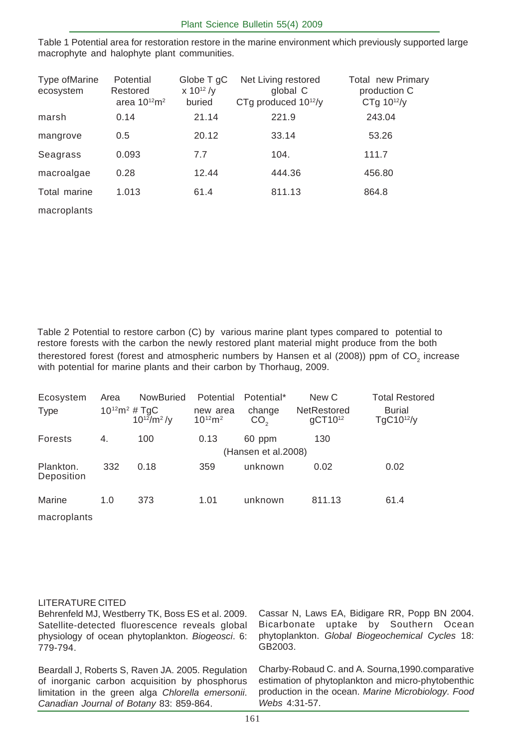Table 1 Potential area for restoration restore in the marine environment which previously supported large macrophyte and halophyte plant communities.

| Type ofMarine ecosystem | Potential Restored area $10^{12}m^2$ | Globe T gC x $10^{12}$ /y buried | Net Living restored global C CTg produced $10^{12}$/y | Total new Primary production C CTg $10^{12}$/y |
|---|---|---|---|---|
| marsh | 0.14 | 21.14 | 221.9 | 243.04 |
| mangrove | 0.5 | 20.12 | 33.14 | 53.26 |
| Seagrass | 0.093 | 7.7 | 104. | 111.7 |
| macroalgae | 0.28 | 12.44 | 444.36 | 456.80 |
| Total marine macroplants | 1.013 | 61.4 | 811.13 | 864.8 |

Table 2 Potential to restore carbon (C) by various marine plant types compared to potential to restore forests with the carbon the newly restored plant material might produce from the both therestored forest (forest and atmospheric numbers by Hansen et al (2008)) ppm of $CO_2$ increase with potential for marine plants and their carbon by Thorhaug, 2009.

| Ecosystem Type | Area $10^{12}m^2$ | NowBuried # TgC $10^{12}/m^2$ /y | Potential new area $10^{12}m^2$ | Potential* change $CO_2$ | New C NetRestored gCT$10^{12}$ | Total Restored Burial TgC$10^{12}$/y |
|---|---|---|---|---|---|---|
| Forests | 4. | 100 | 0.13 | 60 ppm (Hansen et al.2008) | 130 | |
| Plankton. Deposition | 332 | 0.18 | 359 | unknown | 0.02 | 0.02 |
| Marine macroplants | 1.0 | 373 | 1.01 | unknown | 811.13 | 61.4 |

## LITERATURE CITED

Behrenfeld MJ, Westberry TK, Boss ES et al. 2009. Satellite-detected fluorescence reveals global physiology of ocean phytoplankton. *Biogeosci*. 6: 779-794.

Beardall J, Roberts S, Raven JA. 2005. Regulation of inorganic carbon acquisition by phosphorus limitation in the green alga *Chlorella emersonii*. *Canadian Journal of Botany* 83: 859-864.

Cassar N, Laws EA, Bidigare RR, Popp BN 2004. Bicarbonate uptake by Southern Ocean phytoplankton. *Global Biogeochemical Cycles* 18: GB2003.

Charby-Robaud C. and A. Sourna,1990.comparative estimation of phytoplankton and micro-phytobenthic production in the ocean. *Marine Microbiology. Food Webs* 4:31-57.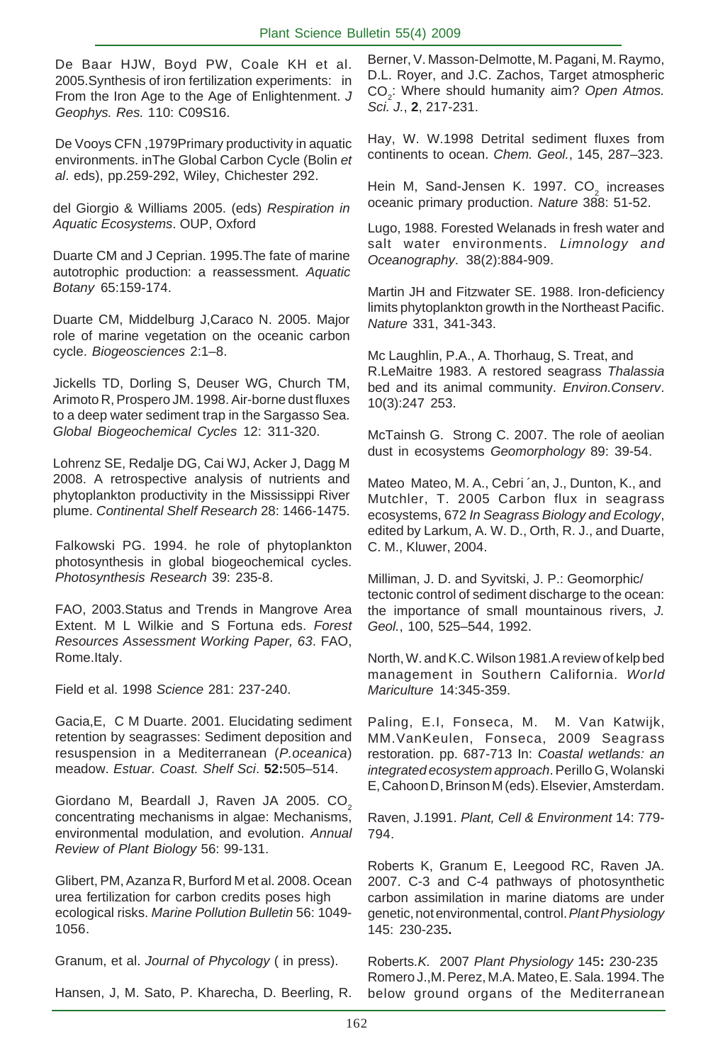De Baar HJW, Boyd PW, Coale KH et al. 2005.Synthesis of iron fertilization experiments: in From the Iron Age to the Age of Enlightenment. *J Geophys. Res.* 110: C09S16.

De Vooys CFN ,1979Primary productivity in aquatic environments. inThe Global Carbon Cycle (Bolin *et al*. eds), pp.259-292, Wiley, Chichester 292.

del Giorgio & Williams 2005. (eds) *Respiration in Aquatic Ecosystems*. OUP, Oxford

Duarte CM and J Ceprian. 1995.The fate of marine autotrophic production: a reassessment. *Aquatic Botany* 65:159-174.

Duarte CM, Middelburg J,Caraco N. 2005. Major role of marine vegetation on the oceanic carbon cycle. *Biogeosciences* 2:1–8.

Jickells TD, Dorling S, Deuser WG, Church TM, Arimoto R, Prospero JM. 1998. Air-borne dust fluxes to a deep water sediment trap in the Sargasso Sea. *Global Biogeochemical Cycles* 12: 311-320.

Lohrenz SE, Redalje DG, Cai WJ, Acker J, Dagg M 2008. A retrospective analysis of nutrients and phytoplankton productivity in the Mississippi River plume. *Continental Shelf Research* 28: 1466-1475.

Falkowski PG. 1994. he role of phytoplankton photosynthesis in global biogeochemical cycles. *Photosynthesis Research* 39: 235-8.

FAO, 2003.Status and Trends in Mangrove Area Extent. M L Wilkie and S Fortuna eds. *Forest Resources Assessment Working Paper, 63*. FAO, Rome.Italy.

Field et al. 1998 *Science* 281: 237-240.

Gacia,E, C M Duarte. 2001. Elucidating sediment retention by seagrasses: Sediment deposition and resuspension in a Mediterranean (*P.oceanica*) meadow. *Estuar. Coast. Shelf Sci*. **52:**505–514.

Giordano M, Beardall J, Raven JA 2005. $CO_2$ concentrating mechanisms in algae: Mechanisms, environmental modulation, and evolution. *Annual Review of Plant Biology* 56: 99-131.

Glibert, PM, Azanza R, Burford M et al. 2008. Ocean urea fertilization for carbon credits poses high ecological risks. *Marine Pollution Bulletin* 56: 1049-1056.

Granum, et al. *Journal of Phycology* ( in press).

Hansen, J, M. Sato, P. Kharecha, D. Beerling, R. Berner, V. Masson-Delmotte, M. Pagani, M. Raymo, D.L. Royer, and J.C. Zachos, Target atmospheric $CO_2$: Where should humanity aim? *Open Atmos. Sci. J.*, **2**, 217-231.

Hay, W. W.1998 Detrital sediment fluxes from continents to ocean. *Chem. Geol.*, 145, 287–323.

Hein M, Sand-Jensen K. 1997. $CO_2$ increases oceanic primary production. *Nature* 388: 51-52.

Lugo, 1988. Forested Welanads in fresh water and salt water environments. *Limnology and Oceanography*. 38(2):884-909.

Martin JH and Fitzwater SE. 1988. Iron-deficiency limits phytoplankton growth in the Northeast Pacific. *Nature* 331, 341-343.

Mc Laughlin, P.A., A. Thorhaug, S. Treat, and R.LeMaitre 1983. A restored seagrass *Thalassia* bed and its animal community. *Environ.Conserv*. 10(3):247 253.

McTainsh G. Strong C. 2007. The role of aeolian dust in ecosystems *Geomorphology* 89: 39-54.

Mateo Mateo, M. A., Cebri´an, J., Dunton, K., and Mutchler, T. 2005 Carbon flux in seagrass ecosystems, 672 *In Seagrass Biology and Ecology*, edited by Larkum, A. W. D., Orth, R. J., and Duarte, C. M., Kluwer, 2004.

Milliman, J. D. and Syvitski, J. P.: Geomorphic/ tectonic control of sediment discharge to the ocean: the importance of small mountainous rivers, *J. Geol.*, 100, 525–544, 1992.

North, W. and K.C. Wilson 1981.A review of kelp bed management in Southern California. *World Mariculture* 14:345-359.

Paling, E.I, Fonseca, M. M. Van Katwijk, MM.VanKeulen, Fonseca, 2009 Seagrass restoration. pp. 687-713 In: *Coastal wetlands: an integrated ecosystem approach*. Perillo G, Wolanski E, Cahoon D, Brinson M (eds). Elsevier, Amsterdam.

Raven, J.1991. *Plant, Cell & Environment* 14: 779-794.

Roberts K, Granum E, Leegood RC, Raven JA. 2007. C-3 and C-4 pathways of photosynthetic carbon assimilation in marine diatoms are under genetic, not environmental, control. *Plant Physiology* 145: 230-235**.**

Roberts.*K.* 2007 *Plant Physiology* 145**:** 230-235
Romero J.,M. Perez, M.A. Mateo, E. Sala. 1994. The below ground organs of the Mediterranean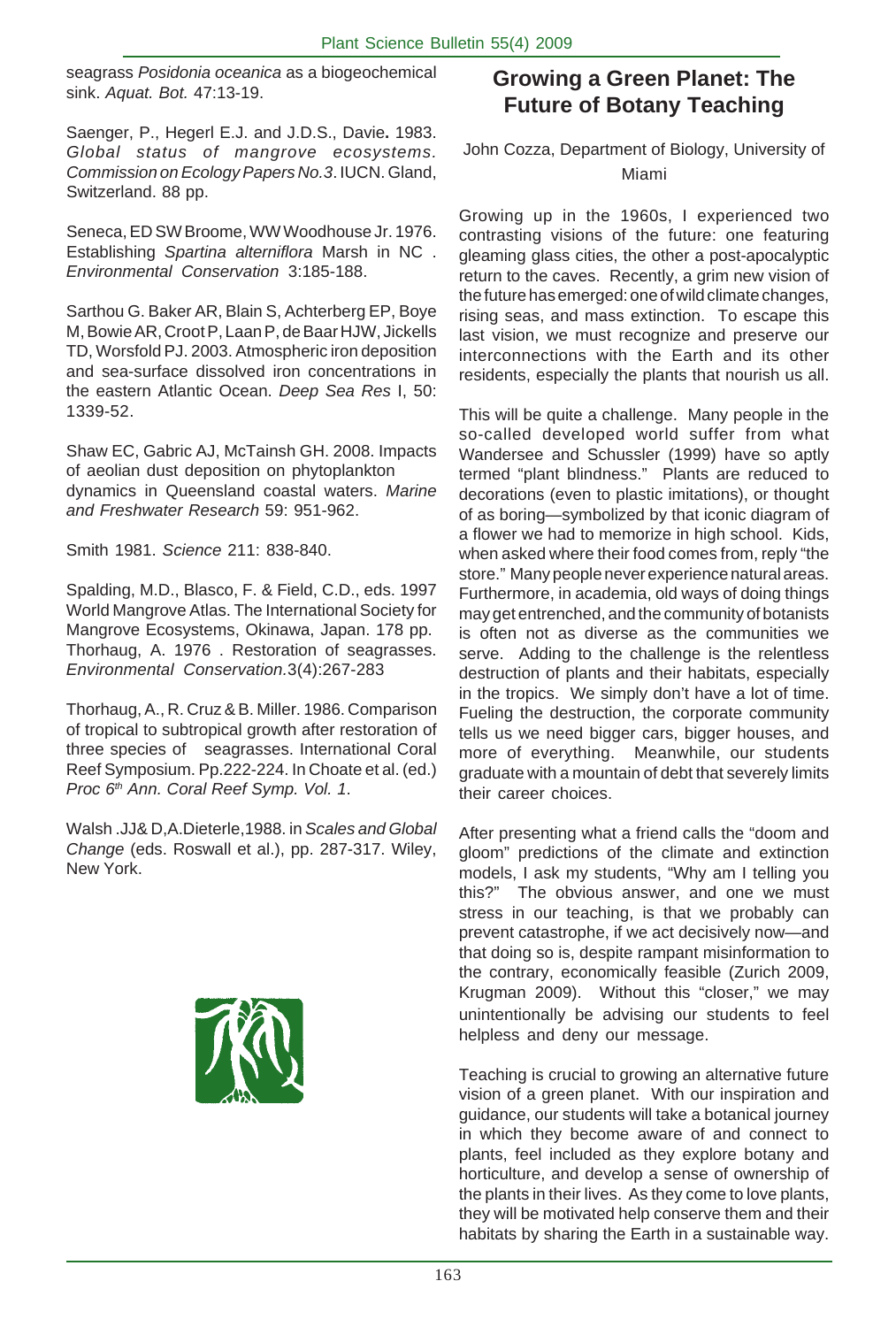seagrass *Posidonia oceanica* as a biogeochemical sink. *Aquat. Bot.* 47:13-19.

Saenger, P., Hegerl E.J. and J.D.S., Davie**.** 1983. *Global status of mangrove ecosystems. Commission on Ecology Papers No.3*. IUCN. Gland, Switzerland. 88 pp.

Seneca, ED SW Broome, WW Woodhouse Jr. 1976. Establishing *Spartina alterniflora* Marsh in NC . *Environmental Conservation* 3:185-188.

Sarthou G. Baker AR, Blain S, Achterberg EP, Boye M, Bowie AR, Croot P, Laan P, de Baar HJW, Jickells TD, Worsfold PJ. 2003. Atmospheric iron deposition and sea-surface dissolved iron concentrations in the eastern Atlantic Ocean. *Deep Sea Res* I, 50: 1339-52.

Shaw EC, Gabric AJ, McTainsh GH. 2008. Impacts of aeolian dust deposition on phytoplankton dynamics in Queensland coastal waters. *Marine and Freshwater Research* 59: 951-962.

Smith 1981. *Science* 211: 838-840.

Spalding, M.D., Blasco, F. & Field, C.D., eds. 1997 World Mangrove Atlas. The International Society for Mangrove Ecosystems, Okinawa, Japan. 178 pp.
Thorhaug, A. 1976 . Restoration of seagrasses. *Environmental Conservation.*3(4):267-283

Thorhaug, A., R. Cruz & B. Miller. 1986. Comparison of tropical to subtropical growth after restoration of three species of seagrasses. International Coral Reef Symposium. Pp.222-224. In Choate et al. (ed.) *Proc 6th Ann. Coral Reef Symp. Vol. 1*.

Walsh .JJ& D,A.Dieterle,1988. in *Scales and Global Change* (eds. Roswall et al.), pp. 287-317. Wiley, New York.

## Growing a Green Planet: The Future of Botany Teaching

John Cozza, Department of Biology, University of Miami

Growing up in the 1960s, I experienced two contrasting visions of the future: one featuring gleaming glass cities, the other a post-apocalyptic return to the caves. Recently, a grim new vision of the future has emerged: one of wild climate changes, rising seas, and mass extinction. To escape this last vision, we must recognize and preserve our interconnections with the Earth and its other residents, especially the plants that nourish us all.

This will be quite a challenge. Many people in the so-called developed world suffer from what Wandersee and Schussler (1999) have so aptly termed "plant blindness." Plants are reduced to decorations (even to plastic imitations), or thought of as boring—symbolized by that iconic diagram of a flower we had to memorize in high school. Kids, when asked where their food comes from, reply "the store." Many people never experience natural areas. Furthermore, in academia, old ways of doing things may get entrenched, and the community of botanists is often not as diverse as the communities we serve. Adding to the challenge is the relentless destruction of plants and their habitats, especially in the tropics. We simply don't have a lot of time. Fueling the destruction, the corporate community tells us we need bigger cars, bigger houses, and more of everything. Meanwhile, our students graduate with a mountain of debt that severely limits their career choices.

After presenting what a friend calls the "doom and gloom" predictions of the climate and extinction models, I ask my students, "Why am I telling you this?" The obvious answer, and one we must stress in our teaching, is that we probably can prevent catastrophe, if we act decisively now—and that doing so is, despite rampant misinformation to the contrary, economically feasible (Zurich 2009, Krugman 2009). Without this "closer," we may unintentionally be advising our students to feel helpless and deny our message.

Teaching is crucial to growing an alternative future vision of a green planet. With our inspiration and guidance, our students will take a botanical journey in which they become aware of and connect to plants, feel included as they explore botany and horticulture, and develop a sense of ownership of the plants in their lives. As they come to love plants, they will be motivated help conserve them and their habitats by sharing the Earth in a sustainable way.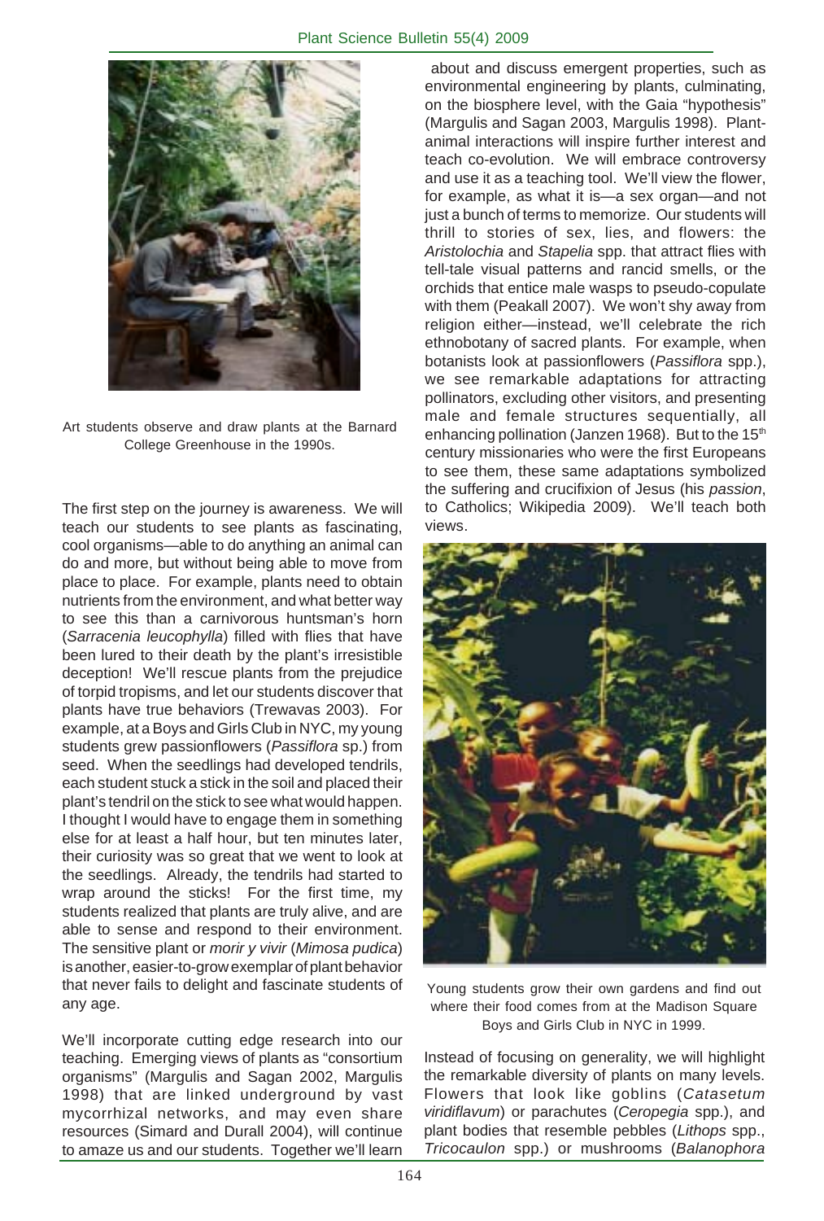Art students observe and draw plants at the Barnard College Greenhouse in the 1990s.

The first step on the journey is awareness. We will teach our students to see plants as fascinating, cool organisms—able to do anything an animal can do and more, but without being able to move from place to place. For example, plants need to obtain nutrients from the environment, and what better way to see this than a carnivorous huntsman's horn (*Sarracenia leucophylla*) filled with flies that have been lured to their death by the plant's irresistible deception! We'll rescue plants from the prejudice of torpid tropisms, and let our students discover that plants have true behaviors (Trewavas 2003). For example, at a Boys and Girls Club in NYC, my young students grew passionflowers (*Passiflora* sp.) from seed. When the seedlings had developed tendrils, each student stuck a stick in the soil and placed their plant's tendril on the stick to see what would happen. I thought I would have to engage them in something else for at least a half hour, but ten minutes later, their curiosity was so great that we went to look at the seedlings. Already, the tendrils had started to wrap around the sticks! For the first time, my students realized that plants are truly alive, and are able to sense and respond to their environment. The sensitive plant or *morir y vivir* (*Mimosa pudica*) is another, easier-to-grow exemplar of plant behavior that never fails to delight and fascinate students of any age.

We'll incorporate cutting edge research into our teaching. Emerging views of plants as "consortium organisms" (Margulis and Sagan 2002, Margulis 1998) that are linked underground by vast mycorrhizal networks, and may even share resources (Simard and Durall 2004), will continue to amaze us and our students. Together we'll learn about and discuss emergent properties, such as environmental engineering by plants, culminating, on the biosphere level, with the Gaia "hypothesis" (Margulis and Sagan 2003, Margulis 1998). Plant-animal interactions will inspire further interest and teach co-evolution. We will embrace controversy and use it as a teaching tool. We'll view the flower, for example, as what it is—a sex organ—and not just a bunch of terms to memorize. Our students will thrill to stories of sex, lies, and flowers: the *Aristolochia* and *Stapelia* spp. that attract flies with tell-tale visual patterns and rancid smells, or the orchids that entice male wasps to pseudo-copulate with them (Peakall 2007). We won't shy away from religion either—instead, we'll celebrate the rich ethnobotany of sacred plants. For example, when botanists look at passionflowers (*Passiflora* spp.), we see remarkable adaptations for attracting pollinators, excluding other visitors, and presenting male and female structures sequentially, all enhancing pollination (Janzen 1968). But to the 15th century missionaries who were the first Europeans to see them, these same adaptations symbolized the suffering and crucifixion of Jesus (his *passion*, to Catholics; Wikipedia 2009). We'll teach both views.

Young students grow their own gardens and find out where their food comes from at the Madison Square Boys and Girls Club in NYC in 1999.

Instead of focusing on generality, we will highlight the remarkable diversity of plants on many levels. Flowers that look like goblins (*Catasetum viridiflavum*) or parachutes (*Ceropegia* spp.), and plant bodies that resemble pebbles (*Lithops* spp., *Tricocaulon* spp.) or mushrooms (*Balanophora*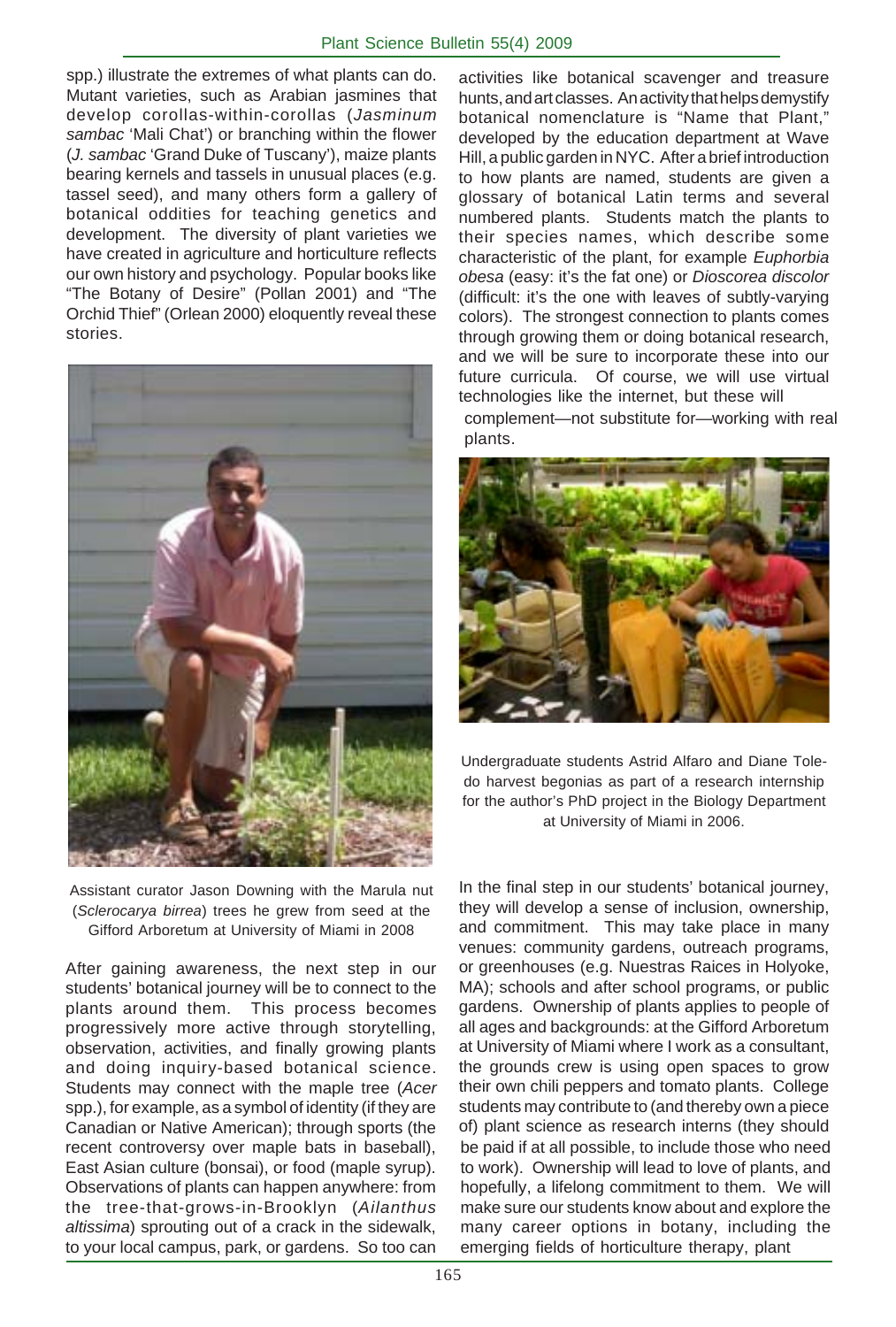spp.) illustrate the extremes of what plants can do. Mutant varieties, such as Arabian jasmines that develop corollas-within-corollas (*Jasminum sambac* 'Mali Chat') or branching within the flower (*J. sambac* 'Grand Duke of Tuscany'), maize plants bearing kernels and tassels in unusual places (e.g. tassel seed), and many others form a gallery of botanical oddities for teaching genetics and development. The diversity of plant varieties we have created in agriculture and horticulture reflects our own history and psychology. Popular books like "The Botany of Desire" (Pollan 2001) and "The Orchid Thief" (Orlean 2000) eloquently reveal these stories.

Assistant curator Jason Downing with the Marula nut (*Sclerocarya birrea*) trees he grew from seed at the Gifford Arboretum at University of Miami in 2008

After gaining awareness, the next step in our students' botanical journey will be to connect to the plants around them. This process becomes progressively more active through storytelling, observation, activities, and finally growing plants and doing inquiry-based botanical science. Students may connect with the maple tree (*Acer* spp.), for example, as a symbol of identity (if they are Canadian or Native American); through sports (the recent controversy over maple bats in baseball), East Asian culture (bonsai), or food (maple syrup). Observations of plants can happen anywhere: from the tree-that-grows-in-Brooklyn (*Ailanthus altissima*) sprouting out of a crack in the sidewalk, to your local campus, park, or gardens. So too can activities like botanical scavenger and treasure hunts, and art classes. An activity that helps demystify botanical nomenclature is "Name that Plant," developed by the education department at Wave Hill, a public garden in NYC. After a brief introduction to how plants are named, students are given a glossary of botanical Latin terms and several numbered plants. Students match the plants to their species names, which describe some characteristic of the plant, for example *Euphorbia obesa* (easy: it's the fat one) or *Dioscorea discolor* (difficult: it's the one with leaves of subtly-varying colors). The strongest connection to plants comes through growing them or doing botanical research, and we will be sure to incorporate these into our future curricula. Of course, we will use virtual technologies like the internet, but these will complement—not substitute for—working with real plants.

Undergraduate students Astrid Alfaro and Diane Toledo harvest begonias as part of a research internship for the author's PhD project in the Biology Department at University of Miami in 2006.

In the final step in our students' botanical journey, they will develop a sense of inclusion, ownership, and commitment. This may take place in many venues: community gardens, outreach programs, or greenhouses (e.g. Nuestras Raices in Holyoke, MA); schools and after school programs, or public gardens. Ownership of plants applies to people of all ages and backgrounds: at the Gifford Arboretum at University of Miami where I work as a consultant, the grounds crew is using open spaces to grow their own chili peppers and tomato plants. College students may contribute to (and thereby own a piece of) plant science as research interns (they should be paid if at all possible, to include those who need to work). Ownership will lead to love of plants, and hopefully, a lifelong commitment to them. We will make sure our students know about and explore the many career options in botany, including the emerging fields of horticulture therapy, plant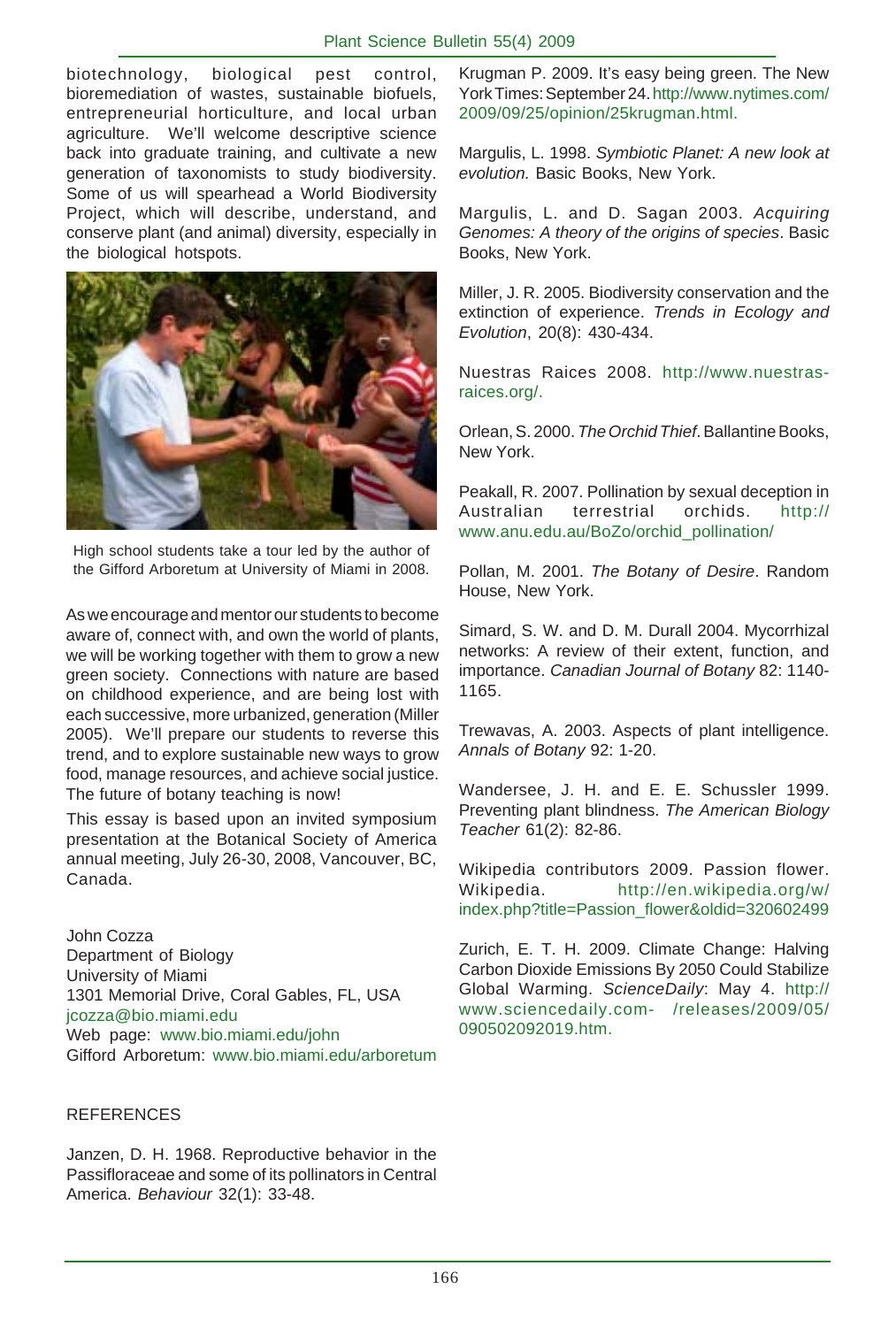biotechnology, biological pest control, bioremediation of wastes, sustainable biofuels, entrepreneurial horticulture, and local urban agriculture. We'll welcome descriptive science back into graduate training, and cultivate a new generation of taxonomists to study biodiversity. Some of us will spearhead a World Biodiversity Project, which will describe, understand, and conserve plant (and animal) diversity, especially in the biological hotspots.

High school students take a tour led by the author of the Gifford Arboretum at University of Miami in 2008.

As we encourage and mentor our students to become aware of, connect with, and own the world of plants, we will be working together with them to grow a new green society. Connections with nature are based on childhood experience, and are being lost with each successive, more urbanized, generation (Miller 2005). We'll prepare our students to reverse this trend, and to explore sustainable new ways to grow food, manage resources, and achieve social justice. The future of botany teaching is now!

This essay is based upon an invited symposium presentation at the Botanical Society of America annual meeting, July 26-30, 2008, Vancouver, BC, Canada.

John Cozza
Department of Biology
University of Miami
1301 Memorial Drive, Coral Gables, FL, USA
jcozza@bio.miami.edu
Web page: www.bio.miami.edu/john
Gifford Arboretum: www.bio.miami.edu/arboretum

## REFERENCES

Janzen, D. H. 1968. Reproductive behavior in the Passifloraceae and some of its pollinators in Central America. *Behaviour* 32(1): 33-48.

Krugman P. 2009. It's easy being green. The New York Times: September 24. http://www.nytimes.com/2009/09/25/opinion/25krugman.html.

Margulis, L. 1998. *Symbiotic Planet: A new look at evolution.* Basic Books, New York.

Margulis, L. and D. Sagan 2003. *Acquiring Genomes: A theory of the origins of species*. Basic Books, New York.

Miller, J. R. 2005. Biodiversity conservation and the extinction of experience. *Trends in Ecology and Evolution*, 20(8): 430-434.

Nuestras Raices 2008. http://www.nuestras-raices.org/.

Orlean, S. 2000. *The Orchid Thief*. Ballantine Books, New York.

Peakall, R. 2007. Pollination by sexual deception in Australian terrestrial orchids. http://www.anu.edu.au/BoZo/orchid_pollination/

Pollan, M. 2001. *The Botany of Desire*. Random House, New York.

Simard, S. W. and D. M. Durall 2004. Mycorrhizal networks: A review of their extent, function, and importance. *Canadian Journal of Botany* 82: 1140-1165.

Trewavas, A. 2003. Aspects of plant intelligence. *Annals of Botany* 92: 1-20.

Wandersee, J. H. and E. E. Schussler 1999. Preventing plant blindness. *The American Biology Teacher* 61(2): 82-86.

Wikipedia contributors 2009. Passion flower. Wikipedia. http://en.wikipedia.org/w/index.php?title=Passion_flower&oldid=320602499

Zurich, E. T. H. 2009. Climate Change: Halving Carbon Dioxide Emissions By 2050 Could Stabilize Global Warming. *ScienceDaily*: May 4. http://www.sciencedaily.com- /releases/2009/05/090502092019.htm.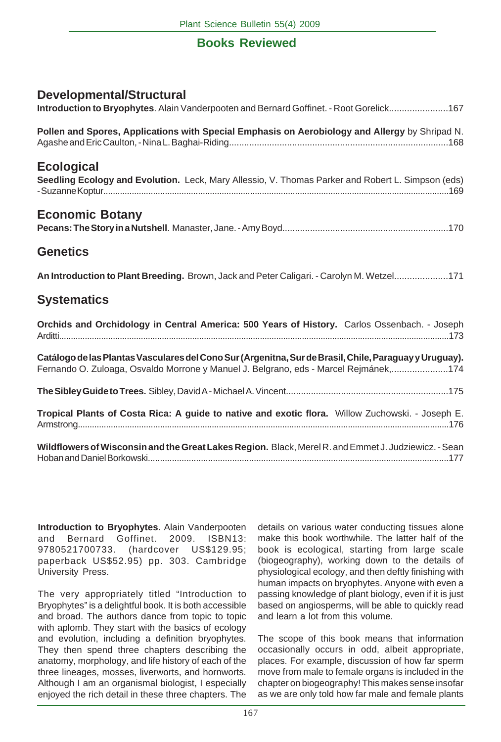## Books Reviewed

### Developmental/Structural

**Introduction to Bryophytes**. Alain Vanderpooten and Bernard Goffinet. - Root Gorelick.......................167

**Pollen and Spores, Applications with Special Emphasis on Aerobiology and Allergy** by Shripad N. Agashe and Eric Caulton, - Nina L. Baghai-Riding.......................................................................................168

### Ecological

**Seedling Ecology and Evolution.** Leck, Mary Allessio, V. Thomas Parker and Robert L. Simpson (eds) - Suzanne Koptur.......................................................................................................................................169

### Economic Botany

**Pecans: The Story in a Nutshell**. Manaster, Jane. - Amy Boyd.................................................................170

### Genetics

**An Introduction to Plant Breeding.** Brown, Jack and Peter Caligari. - Carolyn M. Wetzel.....................171

### Systematics

**Orchids and Orchidology in Central America: 500 Years of History.** Carlos Ossenbach. - Joseph Arditti.....................................................................................................................................................173

**Catálogo de las Plantas Vasculares del Cono Sur (Argenitna, Sur de Brasil, Chile, Paraguay y Uruguay).** Fernando O. Zuloaga, Osvaldo Morrone y Manuel J. Belgrano, eds - Marcel Rejmánek,......................174

**The Sibley Guide to Trees.** Sibley, David A - Michael A. Vincent.................................................................175

**Tropical Plants of Costa Rica: A guide to native and exotic flora.** Willow Zuchowski. - Joseph E. Armstrong..............................................................................................................................................176

**Wildflowers of Wisconsin and the Great Lakes Region.** Black, Merel R. and Emmet J. Judziewicz. - Sean Hoban and Daniel Borkowski.............................................................................................................177

**Introduction to Bryophytes**. Alain Vanderpooten and Bernard Goffinet. 2009. ISBN13: 9780521700733. (hardcover US$129.95; paperback US$52.95) pp. 303. Cambridge University Press.

The very appropriately titled "Introduction to Bryophytes" is a delightful book. It is both accessible and broad. The authors dance from topic to topic with aplomb. They start with the basics of ecology and evolution, including a definition bryophytes. They then spend three chapters describing the anatomy, morphology, and life history of each of the three lineages, mosses, liverworts, and hornworts. Although I am an organismal biologist, I especially enjoyed the rich detail in these three chapters. The details on various water conducting tissues alone make this book worthwhile. The latter half of the book is ecological, starting from large scale (biogeography), working down to the details of physiological ecology, and then deftly finishing with human impacts on bryophytes. Anyone with even a passing knowledge of plant biology, even if it is just based on angiosperms, will be able to quickly read and learn a lot from this volume.

The scope of this book means that information occasionally occurs in odd, albeit appropriate, places. For example, discussion of how far sperm move from male to female organs is included in the chapter on biogeography! This makes sense insofar as we are only told how far male and female plants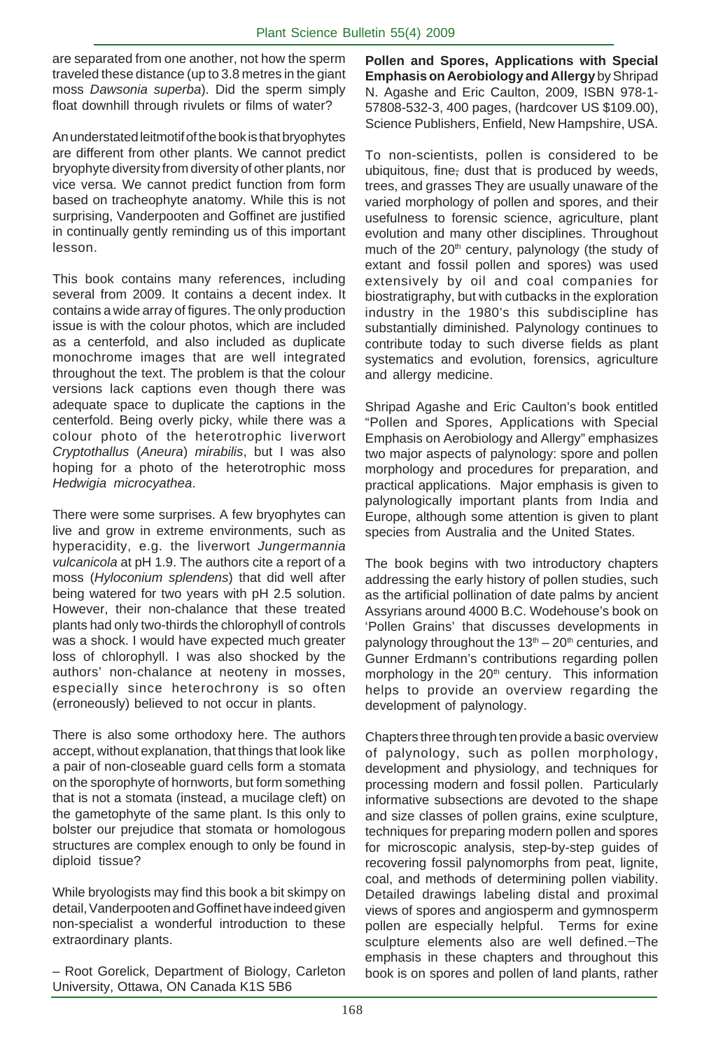are separated from one another, not how the sperm traveled these distance (up to 3.8 metres in the giant moss *Dawsonia superba*). Did the sperm simply float downhill through rivulets or films of water?

An understated leitmotif of the book is that bryophytes are different from other plants. We cannot predict bryophyte diversity from diversity of other plants, nor vice versa. We cannot predict function from form based on tracheophyte anatomy. While this is not surprising, Vanderpooten and Goffinet are justified in continually gently reminding us of this important lesson.

This book contains many references, including several from 2009. It contains a decent index. It contains a wide array of figures. The only production issue is with the colour photos, which are included as a centerfold, and also included as duplicate monochrome images that are well integrated throughout the text. The problem is that the colour versions lack captions even though there was adequate space to duplicate the captions in the centerfold. Being overly picky, while there was a colour photo of the heterotrophic liverwort *Cryptothallus* (*Aneura*) *mirabilis*, but I was also hoping for a photo of the heterotrophic moss *Hedwigia microcyathea*.

There were some surprises. A few bryophytes can live and grow in extreme environments, such as hyperacidity, e.g. the liverwort *Jungermannia vulcanicola* at pH 1.9. The authors cite a report of a moss (*Hyloconium splendens*) that did well after being watered for two years with pH 2.5 solution. However, their non-chalance that these treated plants had only two-thirds the chlorophyll of controls was a shock. I would have expected much greater loss of chlorophyll. I was also shocked by the authors' non-chalance at neoteny in mosses, especially since heterochrony is so often (erroneously) believed to not occur in plants.

There is also some orthodoxy here. The authors accept, without explanation, that things that look like a pair of non-closeable guard cells form a stomata on the sporophyte of hornworts, but form something that is not a stomata (instead, a mucilage cleft) on the gametophyte of the same plant. Is this only to bolster our prejudice that stomata or homologous structures are complex enough to only be found in diploid tissue?

While bryologists may find this book a bit skimpy on detail, Vanderpooten and Goffinet have indeed given non-specialist a wonderful introduction to these extraordinary plants.

– Root Gorelick, Department of Biology, Carleton University, Ottawa, ON Canada K1S 5B6

**Pollen and Spores, Applications with Special Emphasis on Aerobiology and Allergy** by Shripad N. Agashe and Eric Caulton, 2009, ISBN 978-1-57808-532-3, 400 pages, (hardcover US $109.00), Science Publishers, Enfield, New Hampshire, USA.

To non-scientists, pollen is considered to be ubiquitous, fine, dust that is produced by weeds, trees, and grasses They are usually unaware of the varied morphology of pollen and spores, and their usefulness to forensic science, agriculture, plant evolution and many other disciplines. Throughout much of the 20th century, palynology (the study of extant and fossil pollen and spores) was used extensively by oil and coal companies for biostratigraphy, but with cutbacks in the exploration industry in the 1980's this subdiscipline has substantially diminished. Palynology continues to contribute today to such diverse fields as plant systematics and evolution, forensics, agriculture and allergy medicine.

Shripad Agashe and Eric Caulton's book entitled "Pollen and Spores, Applications with Special Emphasis on Aerobiology and Allergy" emphasizes two major aspects of palynology: spore and pollen morphology and procedures for preparation, and practical applications. Major emphasis is given to palynologically important plants from India and Europe, although some attention is given to plant species from Australia and the United States.

The book begins with two introductory chapters addressing the early history of pollen studies, such as the artificial pollination of date palms by ancient Assyrians around 4000 B.C. Wodehouse's book on 'Pollen Grains' that discusses developments in palynology throughout the 13th – 20th centuries, and Gunner Erdmann's contributions regarding pollen morphology in the 20th century. This information helps to provide an overview regarding the development of palynology.

Chapters three through ten provide a basic overview of palynology, such as pollen morphology, development and physiology, and techniques for processing modern and fossil pollen. Particularly informative subsections are devoted to the shape and size classes of pollen grains, exine sculpture, techniques for preparing modern pollen and spores for microscopic analysis, step-by-step guides of recovering fossil palynomorphs from peat, lignite, coal, and methods of determining pollen viability. Detailed drawings labeling distal and proximal views of spores and angiosperm and gymnosperm pollen are especially helpful. Terms for exine sculpture elements also are well defined. The emphasis in these chapters and throughout this book is on spores and pollen of land plants, rather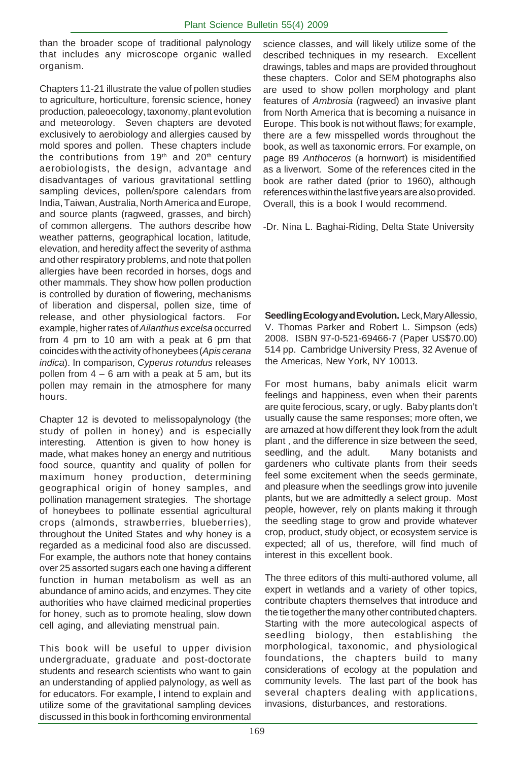than the broader scope of traditional palynology that includes any microscope organic walled organism.

Chapters 11-21 illustrate the value of pollen studies to agriculture, horticulture, forensic science, honey production, paleoecology, taxonomy, plant evolution and meteorology. Seven chapters are devoted exclusively to aerobiology and allergies caused by mold spores and pollen. These chapters include the contributions from 19th and 20th century aerobiologists, the design, advantage and disadvantages of various gravitational settling sampling devices, pollen/spore calendars from India, Taiwan, Australia, North America and Europe, and source plants (ragweed, grasses, and birch) of common allergens. The authors describe how weather patterns, geographical location, latitude, elevation, and heredity affect the severity of asthma and other respiratory problems, and note that pollen allergies have been recorded in horses, dogs and other mammals. They show how pollen production is controlled by duration of flowering, mechanisms of liberation and dispersal, pollen size, time of release, and other physiological factors. For example, higher rates of *Ailanthus excelsa* occurred from 4 pm to 10 am with a peak at 6 pm that coincides with the activity of honeybees (*Apis cerana indica*). In comparison, *Cyperus rotundus* releases pollen from 4 – 6 am with a peak at 5 am, but its pollen may remain in the atmosphere for many hours.

Chapter 12 is devoted to melissopalynology (the study of pollen in honey) and is especially interesting. Attention is given to how honey is made, what makes honey an energy and nutritious food source, quantity and quality of pollen for maximum honey production, determining geographical origin of honey samples, and pollination management strategies. The shortage of honeybees to pollinate essential agricultural crops (almonds, strawberries, blueberries), throughout the United States and why honey is a regarded as a medicinal food also are discussed. For example, the authors note that honey contains over 25 assorted sugars each one having a different function in human metabolism as well as an abundance of amino acids, and enzymes. They cite authorities who have claimed medicinal properties for honey, such as to promote healing, slow down cell aging, and alleviating menstrual pain.

This book will be useful to upper division undergraduate, graduate and post-doctorate students and research scientists who want to gain an understanding of applied palynology, as well as for educators. For example, I intend to explain and utilize some of the gravitational sampling devices discussed in this book in forthcoming environmental science classes, and will likely utilize some of the described techniques in my research. Excellent drawings, tables and maps are provided throughout these chapters. Color and SEM photographs also are used to show pollen morphology and plant features of *Ambrosia* (ragweed) an invasive plant from North America that is becoming a nuisance in Europe. This book is not without flaws; for example, there are a few misspelled words throughout the book, as well as taxonomic errors. For example, on page 89 *Anthoceros* (a hornwort) is misidentified as a liverwort. Some of the references cited in the book are rather dated (prior to 1960), although references within the last five years are also provided. Overall, this is a book I would recommend.

-Dr. Nina L. Baghai-Riding, Delta State University

**Seedling Ecology and Evolution.** Leck, Mary Allessio, V. Thomas Parker and Robert L. Simpson (eds) 2008. ISBN 97-0-521-69466-7 (Paper US$70.00) 514 pp. Cambridge University Press, 32 Avenue of the Americas, New York, NY 10013.

For most humans, baby animals elicit warm feelings and happiness, even when their parents are quite ferocious, scary, or ugly. Baby plants don't usually cause the same responses; more often, we are amazed at how different they look from the adult plant , and the difference in size between the seed, seedling, and the adult. Many botanists and gardeners who cultivate plants from their seeds feel some excitement when the seeds germinate, and pleasure when the seedlings grow into juvenile plants, but we are admittedly a select group. Most people, however, rely on plants making it through the seedling stage to grow and provide whatever crop, product, study object, or ecosystem service is expected; all of us, therefore, will find much of interest in this excellent book.

The three editors of this multi-authored volume, all expert in wetlands and a variety of other topics, contribute chapters themselves that introduce and the tie together the many other contributed chapters. Starting with the more autecological aspects of seedling biology, then establishing the morphological, taxonomic, and physiological foundations, the chapters build to many considerations of ecology at the population and community levels. The last part of the book has several chapters dealing with applications, invasions, disturbances, and restorations.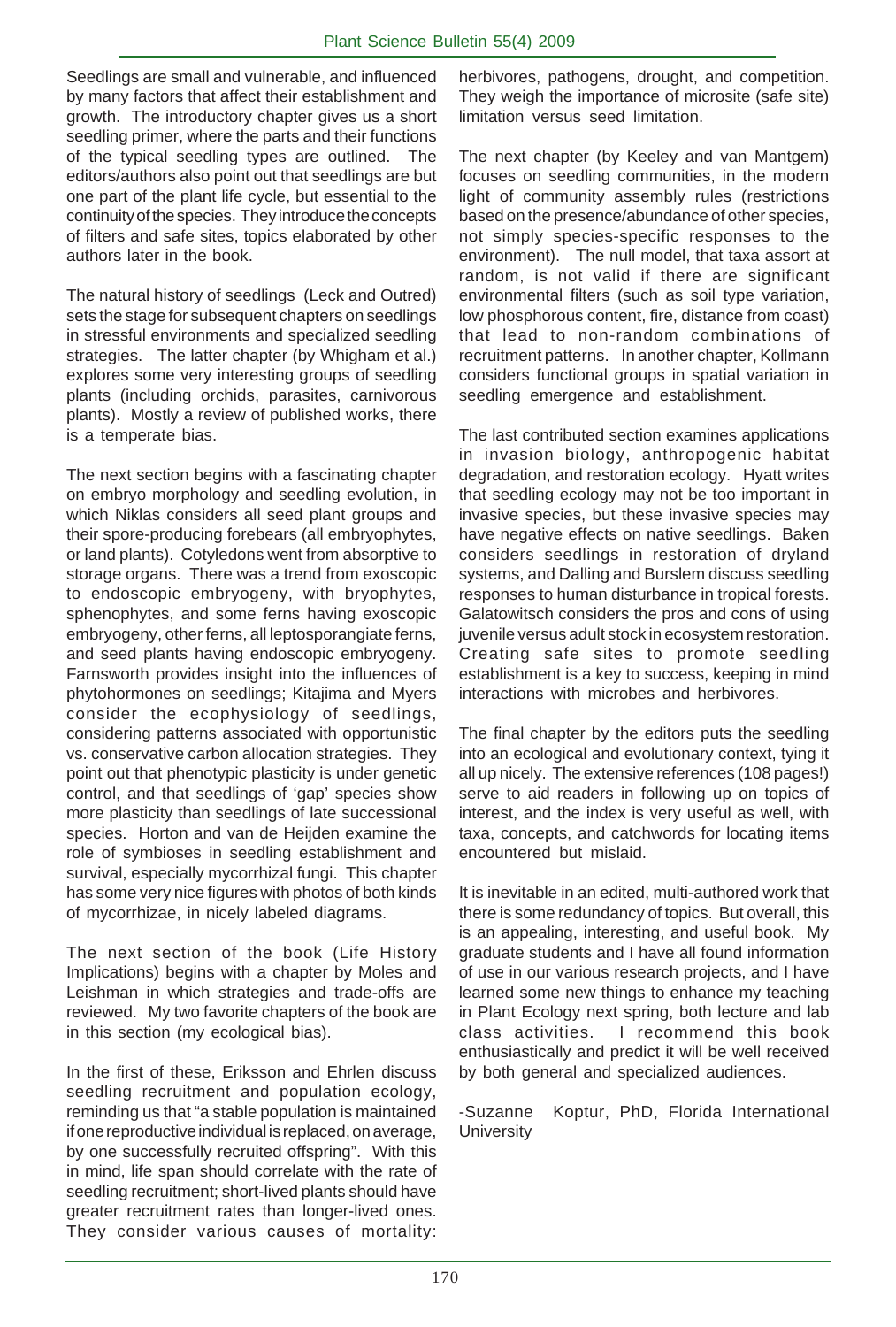Seedlings are small and vulnerable, and influenced by many factors that affect their establishment and growth. The introductory chapter gives us a short seedling primer, where the parts and their functions of the typical seedling types are outlined. The editors/authors also point out that seedlings are but one part of the plant life cycle, but essential to the continuity of the species. They introduce the concepts of filters and safe sites, topics elaborated by other authors later in the book.

The natural history of seedlings (Leck and Outred) sets the stage for subsequent chapters on seedlings in stressful environments and specialized seedling strategies. The latter chapter (by Whigham et al.) explores some very interesting groups of seedling plants (including orchids, parasites, carnivorous plants). Mostly a review of published works, there is a temperate bias.

The next section begins with a fascinating chapter on embryo morphology and seedling evolution, in which Niklas considers all seed plant groups and their spore-producing forebears (all embryophytes, or land plants). Cotyledons went from absorptive to storage organs. There was a trend from exoscopic to endoscopic embryogeny, with bryophytes, sphenophytes, and some ferns having exoscopic embryogeny, other ferns, all leptosporangiate ferns, and seed plants having endoscopic embryogeny. Farnsworth provides insight into the influences of phytohormones on seedlings; Kitajima and Myers consider the ecophysiology of seedlings, considering patterns associated with opportunistic vs. conservative carbon allocation strategies. They point out that phenotypic plasticity is under genetic control, and that seedlings of 'gap' species show more plasticity than seedlings of late successional species. Horton and van de Heijden examine the role of symbioses in seedling establishment and survival, especially mycorrhizal fungi. This chapter has some very nice figures with photos of both kinds of mycorrhizae, in nicely labeled diagrams.

The next section of the book (Life History Implications) begins with a chapter by Moles and Leishman in which strategies and trade-offs are reviewed. My two favorite chapters of the book are in this section (my ecological bias).

In the first of these, Eriksson and Ehrlen discuss seedling recruitment and population ecology, reminding us that "a stable population is maintained if one reproductive individual is replaced, on average, by one successfully recruited offspring". With this in mind, life span should correlate with the rate of seedling recruitment; short-lived plants should have greater recruitment rates than longer-lived ones. They consider various causes of mortality: herbivores, pathogens, drought, and competition. They weigh the importance of microsite (safe site) limitation versus seed limitation.

The next chapter (by Keeley and van Mantgem) focuses on seedling communities, in the modern light of community assembly rules (restrictions based on the presence/abundance of other species, not simply species-specific responses to the environment). The null model, that taxa assort at random, is not valid if there are significant environmental filters (such as soil type variation, low phosphorous content, fire, distance from coast) that lead to non-random combinations of recruitment patterns. In another chapter, Kollmann considers functional groups in spatial variation in seedling emergence and establishment.

The last contributed section examines applications in invasion biology, anthropogenic habitat degradation, and restoration ecology. Hyatt writes that seedling ecology may not be too important in invasive species, but these invasive species may have negative effects on native seedlings. Baken considers seedlings in restoration of dryland systems, and Dalling and Burslem discuss seedling responses to human disturbance in tropical forests. Galatowitsch considers the pros and cons of using juvenile versus adult stock in ecosystem restoration. Creating safe sites to promote seedling establishment is a key to success, keeping in mind interactions with microbes and herbivores.

The final chapter by the editors puts the seedling into an ecological and evolutionary context, tying it all up nicely. The extensive references (108 pages!) serve to aid readers in following up on topics of interest, and the index is very useful as well, with taxa, concepts, and catchwords for locating items encountered but mislaid.

It is inevitable in an edited, multi-authored work that there is some redundancy of topics. But overall, this is an appealing, interesting, and useful book. My graduate students and I have all found information of use in our various research projects, and I have learned some new things to enhance my teaching in Plant Ecology next spring, both lecture and lab class activities. I recommend this book enthusiastically and predict it will be well received by both general and specialized audiences.

-Suzanne Koptur, PhD, Florida International University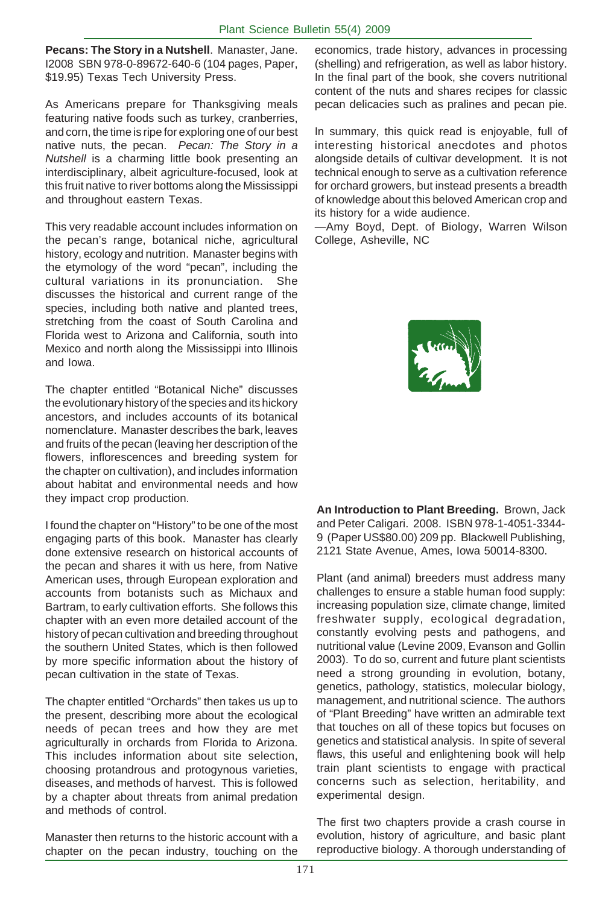**Pecans: The Story in a Nutshell**. Manaster, Jane. I2008 SBN 978-0-89672-640-6 (104 pages, Paper, $19.95) Texas Tech University Press.

As Americans prepare for Thanksgiving meals featuring native foods such as turkey, cranberries, and corn, the time is ripe for exploring one of our best native nuts, the pecan. *Pecan: The Story in a Nutshell* is a charming little book presenting an interdisciplinary, albeit agriculture-focused, look at this fruit native to river bottoms along the Mississippi and throughout eastern Texas.

This very readable account includes information on the pecan's range, botanical niche, agricultural history, ecology and nutrition. Manaster begins with the etymology of the word "pecan", including the cultural variations in its pronunciation. She discusses the historical and current range of the species, including both native and planted trees, stretching from the coast of South Carolina and Florida west to Arizona and California, south into Mexico and north along the Mississippi into Illinois and Iowa.

The chapter entitled "Botanical Niche" discusses the evolutionary history of the species and its hickory ancestors, and includes accounts of its botanical nomenclature. Manaster describes the bark, leaves and fruits of the pecan (leaving her description of the flowers, inflorescences and breeding system for the chapter on cultivation), and includes information about habitat and environmental needs and how they impact crop production.

I found the chapter on "History" to be one of the most engaging parts of this book. Manaster has clearly done extensive research on historical accounts of the pecan and shares it with us here, from Native American uses, through European exploration and accounts from botanists such as Michaux and Bartram, to early cultivation efforts. She follows this chapter with an even more detailed account of the history of pecan cultivation and breeding throughout the southern United States, which is then followed by more specific information about the history of pecan cultivation in the state of Texas.

The chapter entitled "Orchards" then takes us up to the present, describing more about the ecological needs of pecan trees and how they are met agriculturally in orchards from Florida to Arizona. This includes information about site selection, choosing protandrous and protogynous varieties, diseases, and methods of harvest. This is followed by a chapter about threats from animal predation and methods of control.

Manaster then returns to the historic account with a chapter on the pecan industry, touching on the economics, trade history, advances in processing (shelling) and refrigeration, as well as labor history. In the final part of the book, she covers nutritional content of the nuts and shares recipes for classic pecan delicacies such as pralines and pecan pie.

In summary, this quick read is enjoyable, full of interesting historical anecdotes and photos alongside details of cultivar development. It is not technical enough to serve as a cultivation reference for orchard growers, but instead presents a breadth of knowledge about this beloved American crop and its history for a wide audience.

—Amy Boyd, Dept. of Biology, Warren Wilson College, Asheville, NC

**An Introduction to Plant Breeding.** Brown, Jack and Peter Caligari. 2008. ISBN 978-1-4051-3344-9 (Paper US$80.00) 209 pp. Blackwell Publishing, 2121 State Avenue, Ames, Iowa 50014-8300.

Plant (and animal) breeders must address many challenges to ensure a stable human food supply: increasing population size, climate change, limited freshwater supply, ecological degradation, constantly evolving pests and pathogens, and nutritional value (Levine 2009, Evanson and Gollin 2003). To do so, current and future plant scientists need a strong grounding in evolution, botany, genetics, pathology, statistics, molecular biology, management, and nutritional science. The authors of "Plant Breeding" have written an admirable text that touches on all of these topics but focuses on genetics and statistical analysis. In spite of several flaws, this useful and enlightening book will help train plant scientists to engage with practical concerns such as selection, heritability, and experimental design.

The first two chapters provide a crash course in evolution, history of agriculture, and basic plant reproductive biology. A thorough understanding of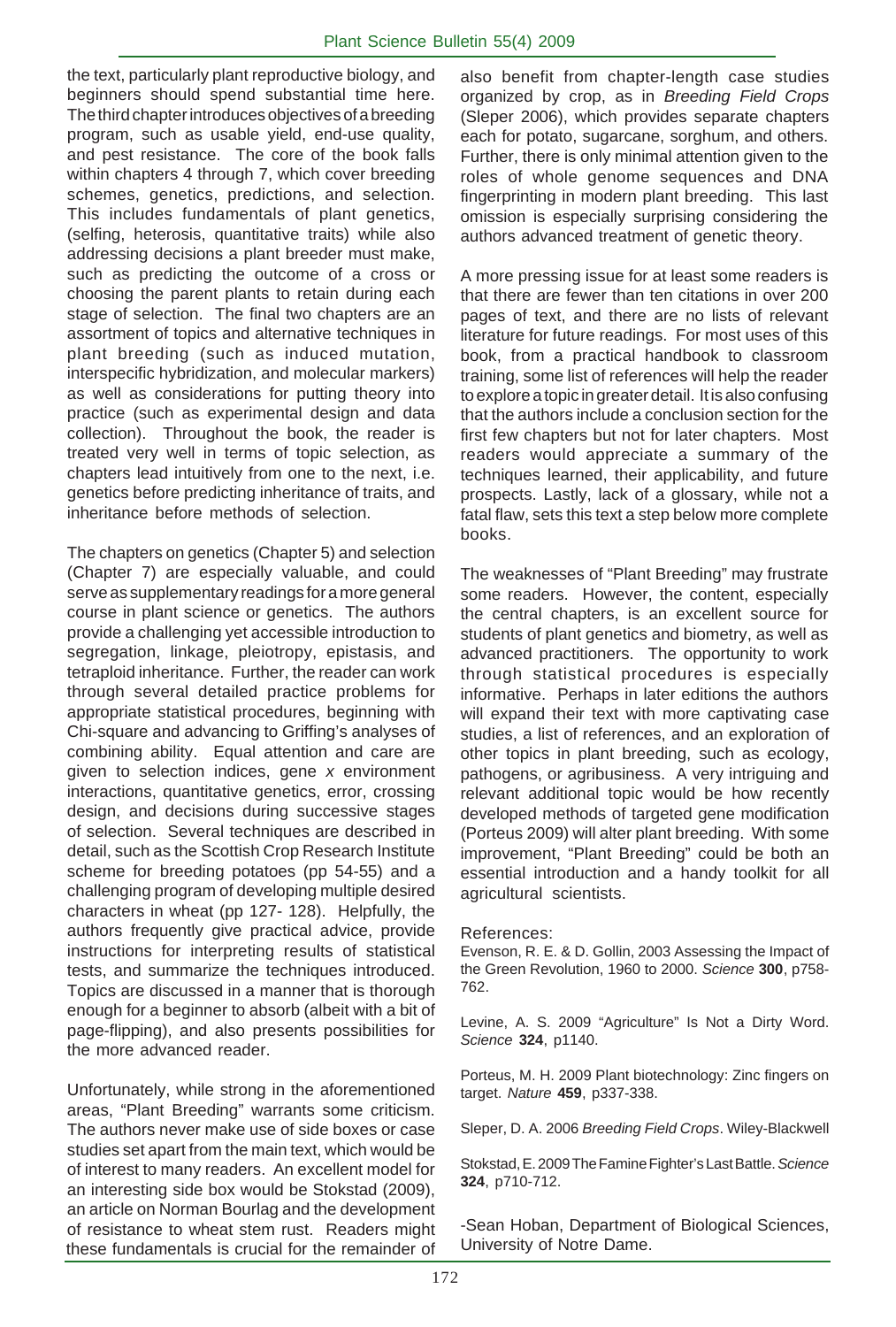the text, particularly plant reproductive biology, and beginners should spend substantial time here. The third chapter introduces objectives of a breeding program, such as usable yield, end-use quality, and pest resistance. The core of the book falls within chapters 4 through 7, which cover breeding schemes, genetics, predictions, and selection. This includes fundamentals of plant genetics, (selfing, heterosis, quantitative traits) while also addressing decisions a plant breeder must make, such as predicting the outcome of a cross or choosing the parent plants to retain during each stage of selection. The final two chapters are an assortment of topics and alternative techniques in plant breeding (such as induced mutation, interspecific hybridization, and molecular markers) as well as considerations for putting theory into practice (such as experimental design and data collection). Throughout the book, the reader is treated very well in terms of topic selection, as chapters lead intuitively from one to the next, i.e. genetics before predicting inheritance of traits, and inheritance before methods of selection.

The chapters on genetics (Chapter 5) and selection (Chapter 7) are especially valuable, and could serve as supplementary readings for a more general course in plant science or genetics. The authors provide a challenging yet accessible introduction to segregation, linkage, pleiotropy, epistasis, and tetraploid inheritance. Further, the reader can work through several detailed practice problems for appropriate statistical procedures, beginning with Chi-square and advancing to Griffing's analyses of combining ability. Equal attention and care are given to selection indices, gene *x* environment interactions, quantitative genetics, error, crossing design, and decisions during successive stages of selection. Several techniques are described in detail, such as the Scottish Crop Research Institute scheme for breeding potatoes (pp 54-55) and a challenging program of developing multiple desired characters in wheat (pp 127- 128). Helpfully, the authors frequently give practical advice, provide instructions for interpreting results of statistical tests, and summarize the techniques introduced. Topics are discussed in a manner that is thorough enough for a beginner to absorb (albeit with a bit of page-flipping), and also presents possibilities for the more advanced reader.

Unfortunately, while strong in the aforementioned areas, "Plant Breeding" warrants some criticism. The authors never make use of side boxes or case studies set apart from the main text, which would be of interest to many readers. An excellent model for an interesting side box would be Stokstad (2009), an article on Norman Bourlag and the development of resistance to wheat stem rust. Readers might these fundamentals is crucial for the remainder of also benefit from chapter-length case studies organized by crop, as in *Breeding Field Crops* (Sleper 2006), which provides separate chapters each for potato, sugarcane, sorghum, and others. Further, there is only minimal attention given to the roles of whole genome sequences and DNA fingerprinting in modern plant breeding. This last omission is especially surprising considering the authors advanced treatment of genetic theory.

A more pressing issue for at least some readers is that there are fewer than ten citations in over 200 pages of text, and there are no lists of relevant literature for future readings. For most uses of this book, from a practical handbook to classroom training, some list of references will help the reader to explore a topic in greater detail. It is also confusing that the authors include a conclusion section for the first few chapters but not for later chapters. Most readers would appreciate a summary of the techniques learned, their applicability, and future prospects. Lastly, lack of a glossary, while not a fatal flaw, sets this text a step below more complete books.

The weaknesses of "Plant Breeding" may frustrate some readers. However, the content, especially the central chapters, is an excellent source for students of plant genetics and biometry, as well as advanced practitioners. The opportunity to work through statistical procedures is especially informative. Perhaps in later editions the authors will expand their text with more captivating case studies, a list of references, and an exploration of other topics in plant breeding, such as ecology, pathogens, or agribusiness. A very intriguing and relevant additional topic would be how recently developed methods of targeted gene modification (Porteus 2009) will alter plant breeding. With some improvement, "Plant Breeding" could be both an essential introduction and a handy toolkit for all agricultural scientists.

References:

Evenson, R. E. & D. Gollin, 2003 Assessing the Impact of the Green Revolution, 1960 to 2000. *Science* **300**, p758-762.

Levine, A. S. 2009 "Agriculture" Is Not a Dirty Word. *Science* **324**, p1140.

Porteus, M. H. 2009 Plant biotechnology: Zinc fingers on target. *Nature* **459**, p337-338.

Sleper, D. A. 2006 *Breeding Field Crops*. Wiley-Blackwell

Stokstad, E. 2009 The Famine Fighter's Last Battle. *Science* **324**, p710-712.

-Sean Hoban, Department of Biological Sciences, University of Notre Dame.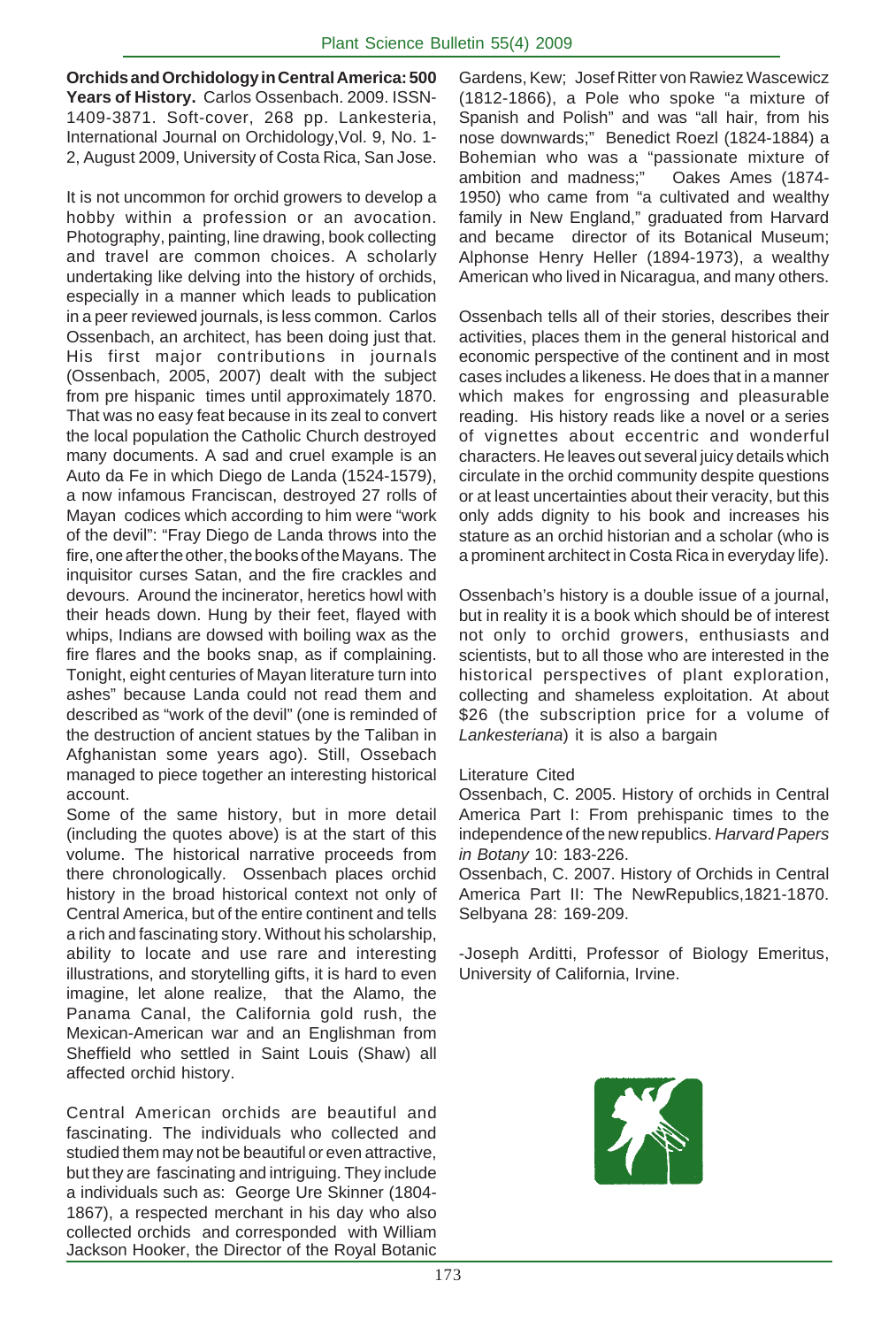**Orchids and Orchidology in Central America: 500 Years of History.** Carlos Ossenbach. 2009. ISSN-1409-3871. Soft-cover, 268 pp. Lankesteria, International Journal on Orchidology,Vol. 9, No. 1-2, August 2009, University of Costa Rica, San Jose.

It is not uncommon for orchid growers to develop a hobby within a profession or an avocation. Photography, painting, line drawing, book collecting and travel are common choices. A scholarly undertaking like delving into the history of orchids, especially in a manner which leads to publication in a peer reviewed journals, is less common. Carlos Ossenbach, an architect, has been doing just that. His first major contributions in journals (Ossenbach, 2005, 2007) dealt with the subject from pre hispanic times until approximately 1870. That was no easy feat because in its zeal to convert the local population the Catholic Church destroyed many documents. A sad and cruel example is an Auto da Fe in which Diego de Landa (1524-1579), a now infamous Franciscan, destroyed 27 rolls of Mayan codices which according to him were "work of the devil": "Fray Diego de Landa throws into the fire, one after the other, the books of the Mayans. The inquisitor curses Satan, and the fire crackles and devours. Around the incinerator, heretics howl with their heads down. Hung by their feet, flayed with whips, Indians are dowsed with boiling wax as the fire flares and the books snap, as if complaining. Tonight, eight centuries of Mayan literature turn into ashes" because Landa could not read them and described as "work of the devil" (one is reminded of the destruction of ancient statues by the Taliban in Afghanistan some years ago). Still, Ossebach managed to piece together an interesting historical account.

Some of the same history, but in more detail (including the quotes above) is at the start of this volume. The historical narrative proceeds from there chronologically. Ossenbach places orchid history in the broad historical context not only of Central America, but of the entire continent and tells a rich and fascinating story. Without his scholarship, ability to locate and use rare and interesting illustrations, and storytelling gifts, it is hard to even imagine, let alone realize, that the Alamo, the Panama Canal, the California gold rush, the Mexican-American war and an Englishman from Sheffield who settled in Saint Louis (Shaw) all affected orchid history.

Central American orchids are beautiful and fascinating. The individuals who collected and studied them may not be beautiful or even attractive, but they are fascinating and intriguing. They include a individuals such as: George Ure Skinner (1804-1867), a respected merchant in his day who also collected orchids and corresponded with William Jackson Hooker, the Director of the Royal Botanic Gardens, Kew; Josef Ritter von Rawiez Wascewicz (1812-1866), a Pole who spoke "a mixture of Spanish and Polish" and was "all hair, from his nose downwards;" Benedict Roezl (1824-1884) a Bohemian who was a "passionate mixture of ambition and madness;" Oakes Ames (1874-1950) who came from "a cultivated and wealthy family in New England," graduated from Harvard and became director of its Botanical Museum; Alphonse Henry Heller (1894-1973), a wealthy American who lived in Nicaragua, and many others.

Ossenbach tells all of their stories, describes their activities, places them in the general historical and economic perspective of the continent and in most cases includes a likeness. He does that in a manner which makes for engrossing and pleasurable reading. His history reads like a novel or a series of vignettes about eccentric and wonderful characters. He leaves out several juicy details which circulate in the orchid community despite questions or at least uncertainties about their veracity, but this only adds dignity to his book and increases his stature as an orchid historian and a scholar (who is a prominent architect in Costa Rica in everyday life).

Ossenbach's history is a double issue of a journal, but in reality it is a book which should be of interest not only to orchid growers, enthusiasts and scientists, but to all those who are interested in the historical perspectives of plant exploration, collecting and shameless exploitation. At about $26 (the subscription price for a volume of *Lankesteriana*) it is also a bargain

Literature Cited

Ossenbach, C. 2005. History of orchids in Central America Part I: From prehispanic times to the independence of the new republics. *Harvard Papers in Botany* 10: 183-226.

Ossenbach, C. 2007. History of Orchids in Central America Part II: The NewRepublics,1821-1870. Selbyana 28: 169-209.

-Joseph Arditti, Professor of Biology Emeritus, University of California, Irvine.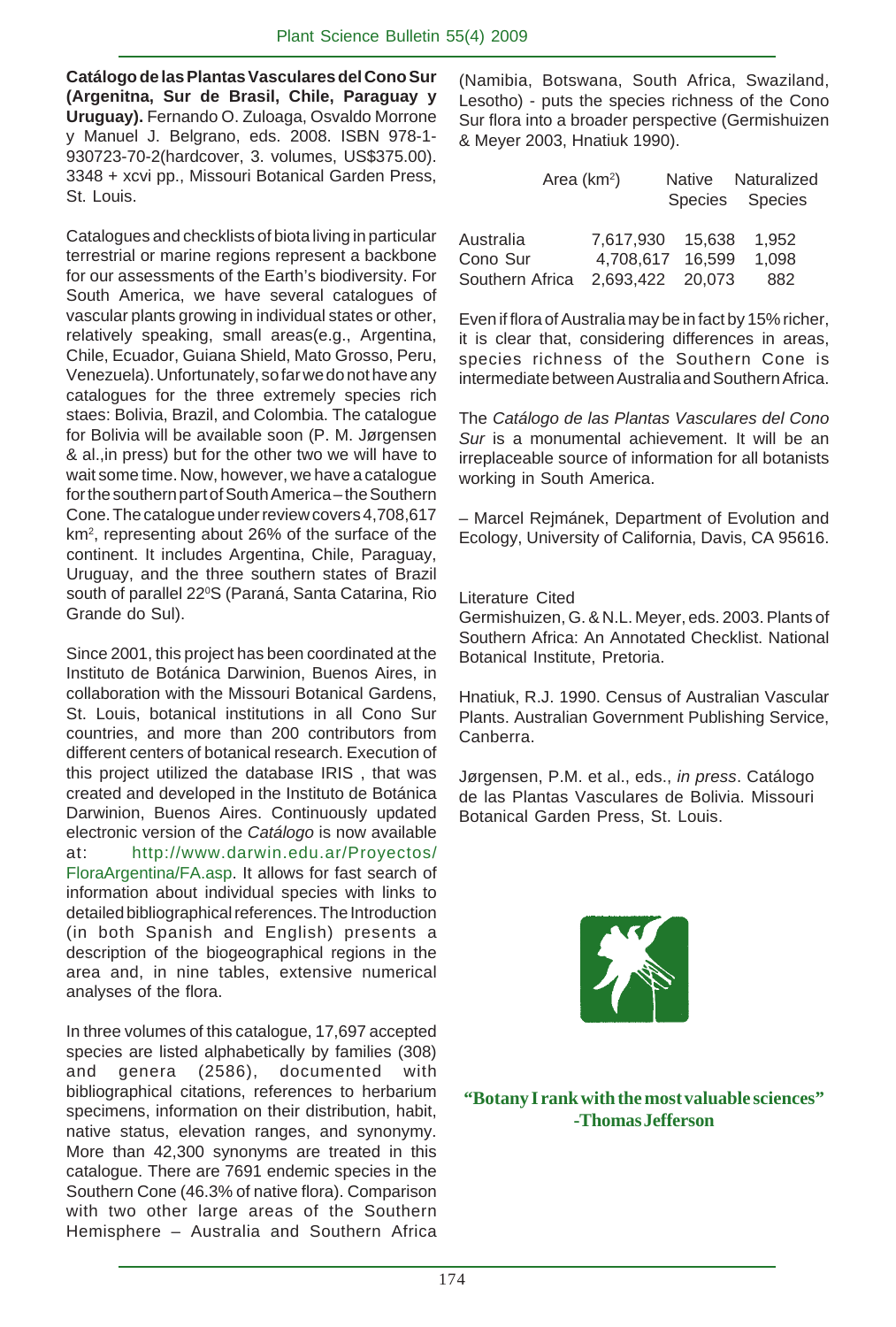**Catálogo de las Plantas Vasculares del Cono Sur (Argenitna, Sur de Brasil, Chile, Paraguay y Uruguay).** Fernando O. Zuloaga, Osvaldo Morrone y Manuel J. Belgrano, eds. 2008. ISBN 978-1-930723-70-2(hardcover, 3. volumes, US$375.00). 3348 + xcvi pp., Missouri Botanical Garden Press, St. Louis.

Catalogues and checklists of biota living in particular terrestrial or marine regions represent a backbone for our assessments of the Earth's biodiversity. For South America, we have several catalogues of vascular plants growing in individual states or other, relatively speaking, small areas(e.g., Argentina, Chile, Ecuador, Guiana Shield, Mato Grosso, Peru, Venezuela). Unfortunately, so far we do not have any catalogues for the three extremely species rich staes: Bolivia, Brazil, and Colombia. The catalogue for Bolivia will be available soon (P. M. Jørgensen & al.,in press) but for the other two we will have to wait some time. Now, however, we have a catalogue for the southern part of South America – the Southern Cone. The catalogue under review covers 4,708,617 $km^2$, representing about 26% of the surface of the continent. It includes Argentina, Chile, Paraguay, Uruguay, and the three southern states of Brazil south of parallel $22^0$S (Paraná, Santa Catarina, Rio Grande do Sul).

Since 2001, this project has been coordinated at the Instituto de Botánica Darwinion, Buenos Aires, in collaboration with the Missouri Botanical Gardens, St. Louis, botanical institutions in all Cono Sur countries, and more than 200 contributors from different centers of botanical research. Execution of this project utilized the database IRIS , that was created and developed in the Instituto de Botánica Darwinion, Buenos Aires. Continuously updated electronic version of the *Catálogo* is now available at: http://www.darwin.edu.ar/Proyectos/FloraArgentina/FA.asp. It allows for fast search of information about individual species with links to detailed bibliographical references. The Introduction (in both Spanish and English) presents a description of the biogeographical regions in the area and, in nine tables, extensive numerical analyses of the flora.

In three volumes of this catalogue, 17,697 accepted species are listed alphabetically by families (308) and genera (2586), documented with bibliographical citations, references to herbarium specimens, information on their distribution, habit, native status, elevation ranges, and synonymy. More than 42,300 synonyms are treated in this catalogue. There are 7691 endemic species in the Southern Cone (46.3% of native flora). Comparison with two other large areas of the Southern Hemisphere – Australia and Southern Africa (Namibia, Botswana, South Africa, Swaziland, Lesotho) - puts the species richness of the Cono Sur flora into a broader perspective (Germishuizen & Meyer 2003, Hnatiuk 1990).

| | Area ($km^2$) | Native Species | Naturalized Species |
|---|---|---|---|
| Australia | 7,617,930 | 15,638 | 1,952 |
| Cono Sur | 4,708,617 | 16,599 | 1,098 |
| Southern Africa | 2,693,422 | 20,073 | 882 |

Even if flora of Australia may be in fact by 15% richer, it is clear that, considering differences in areas, species richness of the Southern Cone is intermediate between Australia and Southern Africa.

The *Catálogo de las Plantas Vasculares del Cono Sur* is a monumental achievement. It will be an irreplaceable source of information for all botanists working in South America.

– Marcel Rejmánek, Department of Evolution and Ecology, University of California, Davis, CA 95616.

Literature Cited

Germishuizen, G. & N.L. Meyer, eds. 2003. Plants of Southern Africa: An Annotated Checklist. National Botanical Institute, Pretoria.

Hnatiuk, R.J. 1990. Census of Australian Vascular Plants. Australian Government Publishing Service, Canberra.

Jørgensen, P.M. et al., eds., *in press*. Catálogo de las Plantas Vasculares de Bolivia. Missouri Botanical Garden Press, St. Louis.

**"Botany I rank with the most valuable sciences" -Thomas Jefferson**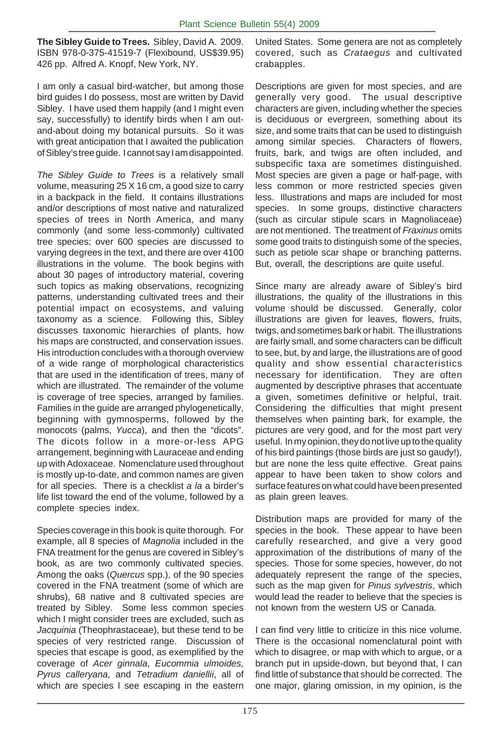**The Sibley Guide to Trees.** Sibley, David A. 2009. ISBN 978-0-375-41519-7 (Flexibound, US$39.95) 426 pp. Alfred A. Knopf, New York, NY.

I am only a casual bird-watcher, but among those bird guides I do possess, most are written by David Sibley. I have used them happily (and I might even say, successfully) to identify birds when I am out-and-about doing my botanical pursuits. So it was with great anticipation that I awaited the publication of Sibley's tree guide. I cannot say I am disappointed.

*The Sibley Guide to Trees* is a relatively small volume, measuring 25 X 16 cm, a good size to carry in a backpack in the field. It contains illustrations and/or descriptions of most native and naturalized species of trees in North America, and many commonly (and some less-commonly) cultivated tree species; over 600 species are discussed to varying degrees in the text, and there are over 4100 illustrations in the volume. The book begins with about 30 pages of introductory material, covering such topics as making observations, recognizing patterns, understanding cultivated trees and their potential impact on ecosystems, and valuing taxonomy as a science. Following this, Sibley discusses taxonomic hierarchies of plants, how his maps are constructed, and conservation issues. His introduction concludes with a thorough overview of a wide range of morphological characteristics that are used in the identification of trees, many of which are illustrated. The remainder of the volume is coverage of tree species, arranged by families. Families in the guide are arranged phylogenetically, beginning with gymnosperms, followed by the monocots (palms, *Yucca*), and then the "dicots". The dicots follow in a more-or-less APG arrangement, beginning with Lauraceae and ending up with Adoxaceae. Nomenclature used throughout is mostly up-to-date, and common names are given for all species. There is a checklist *a la* a birder's life list toward the end of the volume, followed by a complete species index.

Species coverage in this book is quite thorough. For example, all 8 species of *Magnolia* included in the FNA treatment for the genus are covered in Sibley's book, as are two commonly cultivated species. Among the oaks (*Quercus* spp.), of the 90 species covered in the FNA treatment (some of which are shrubs), 68 native and 8 cultivated species are treated by Sibley. Some less common species which I might consider trees are excluded, such as *Jacquinia* (Theophrastaceae), but these tend to be species of very restricted range. Discussion of species that escape is good, as exemplified by the coverage of *Acer ginnala*, *Eucommia ulmoides, Pyrus calleryana,* and *Tetradium daniellii*, all of which are species I see escaping in the eastern United States. Some genera are not as completely covered, such as *Crataegus* and cultivated crabapples.

Descriptions are given for most species, and are generally very good. The usual descriptive characters are given, including whether the species is deciduous or evergreen, something about its size, and some traits that can be used to distinguish among similar species. Characters of flowers, fruits, bark, and twigs are often included, and subspecific taxa are sometimes distinguished. Most species are given a page or half-page, with less common or more restricted species given less. Illustrations and maps are included for most species. In some groups, distinctive characters (such as circular stipule scars in Magnoliaceae) are not mentioned. The treatment of *Fraxinus* omits some good traits to distinguish some of the species, such as petiole scar shape or branching patterns. But, overall, the descriptions are quite useful.

Since many are already aware of Sibley's bird illustrations, the quality of the illustrations in this volume should be discussed. Generally, color illustrations are given for leaves, flowers, fruits, twigs, and sometimes bark or habit. The illustrations are fairly small, and some characters can be difficult to see, but, by and large, the illustrations are of good quality and show essential characteristics necessary for identification. They are often augmented by descriptive phrases that accentuate a given, sometimes definitive or helpful, trait. Considering the difficulties that might present themselves when painting bark, for example, the pictures are very good, and for the most part very useful. In my opinion, they do not live up to the quality of his bird paintings (those birds are just so gaudy!), but are none the less quite effective. Great pains appear to have been taken to show colors and surface features on what could have been presented as plain green leaves.

Distribution maps are provided for many of the species in the book. These appear to have been carefully researched, and give a very good approximation of the distributions of many of the species. Those for some species, however, do not adequately represent the range of the species, such as the map given for *Pinus sylvestris*, which would lead the reader to believe that the species is not known from the western US or Canada.

I can find very little to criticize in this nice volume. There is the occasional nomenclatural point with which to disagree, or map with which to argue, or a branch put in upside-down, but beyond that, I can find little of substance that should be corrected. The one major, glaring omission, in my opinion, is the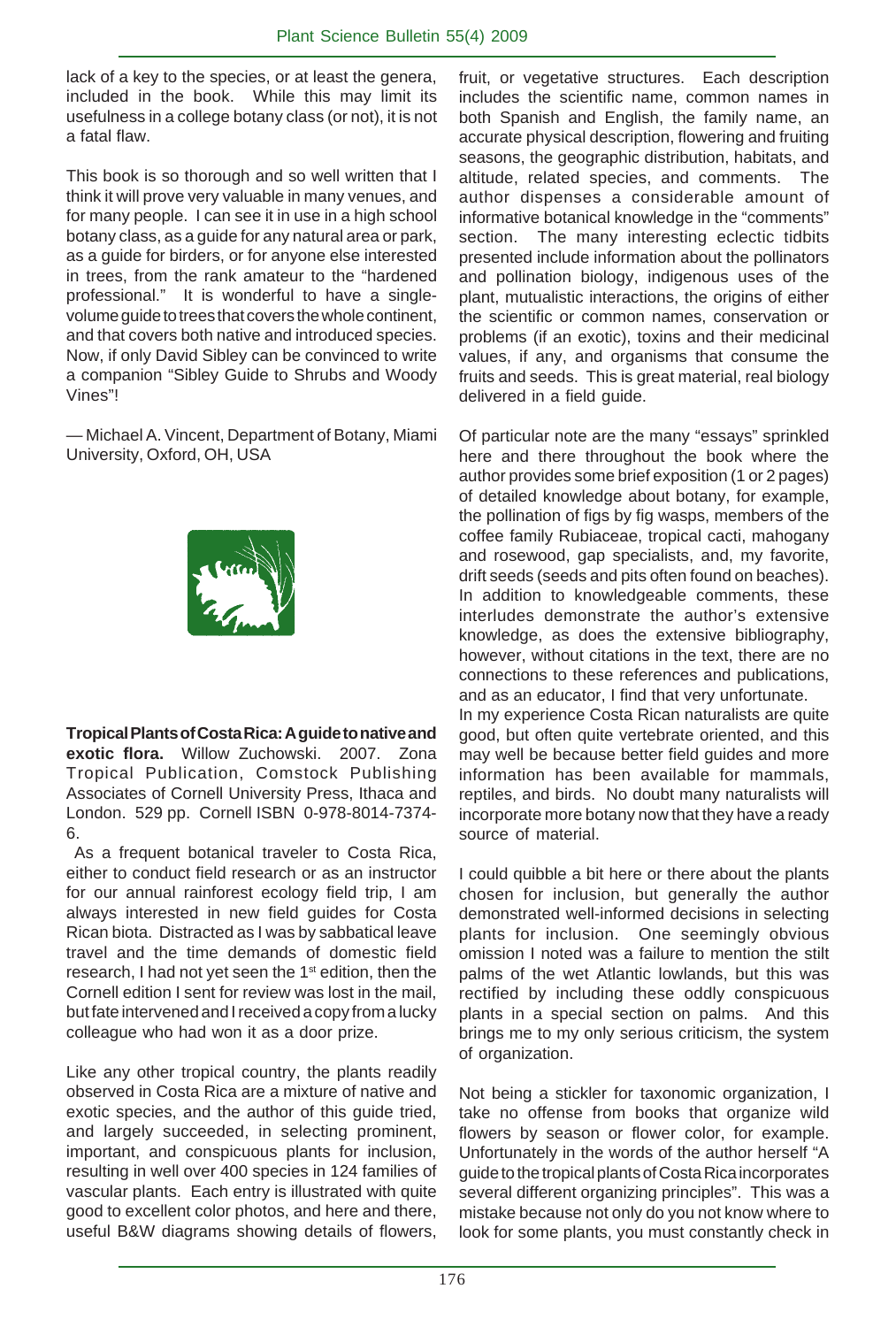lack of a key to the species, or at least the genera, included in the book. While this may limit its usefulness in a college botany class (or not), it is not a fatal flaw.

This book is so thorough and so well written that I think it will prove very valuable in many venues, and for many people. I can see it in use in a high school botany class, as a guide for any natural area or park, as a guide for birders, or for anyone else interested in trees, from the rank amateur to the "hardened professional." It is wonderful to have a single-volume guide to trees that covers the whole continent, and that covers both native and introduced species. Now, if only David Sibley can be convinced to write a companion "Sibley Guide to Shrubs and Woody Vines"!

— Michael A. Vincent, Department of Botany, Miami University, Oxford, OH, USA

**Tropical Plants of Costa Rica: A guide to native and exotic flora.** Willow Zuchowski. 2007. Zona Tropical Publication, Comstock Publishing Associates of Cornell University Press, Ithaca and London. 529 pp. Cornell ISBN 0-978-8014-7374-6.

As a frequent botanical traveler to Costa Rica, either to conduct field research or as an instructor for our annual rainforest ecology field trip, I am always interested in new field guides for Costa Rican biota. Distracted as I was by sabbatical leave travel and the time demands of domestic field research, I had not yet seen the 1st edition, then the Cornell edition I sent for review was lost in the mail, but fate intervened and I received a copy from a lucky colleague who had won it as a door prize.

Like any other tropical country, the plants readily observed in Costa Rica are a mixture of native and exotic species, and the author of this guide tried, and largely succeeded, in selecting prominent, important, and conspicuous plants for inclusion, resulting in well over 400 species in 124 families of vascular plants. Each entry is illustrated with quite good to excellent color photos, and here and there, useful B&W diagrams showing details of flowers, fruit, or vegetative structures. Each description includes the scientific name, common names in both Spanish and English, the family name, an accurate physical description, flowering and fruiting seasons, the geographic distribution, habitats, and altitude, related species, and comments. The author dispenses a considerable amount of informative botanical knowledge in the "comments" section. The many interesting eclectic tidbits presented include information about the pollinators and pollination biology, indigenous uses of the plant, mutualistic interactions, the origins of either the scientific or common names, conservation or problems (if an exotic), toxins and their medicinal values, if any, and organisms that consume the fruits and seeds. This is great material, real biology delivered in a field guide.

Of particular note are the many "essays" sprinkled here and there throughout the book where the author provides some brief exposition (1 or 2 pages) of detailed knowledge about botany, for example, the pollination of figs by fig wasps, members of the coffee family Rubiaceae, tropical cacti, mahogany and rosewood, gap specialists, and, my favorite, drift seeds (seeds and pits often found on beaches). In addition to knowledgeable comments, these interludes demonstrate the author's extensive knowledge, as does the extensive bibliography, however, without citations in the text, there are no connections to these references and publications, and as an educator, I find that very unfortunate.

In my experience Costa Rican naturalists are quite good, but often quite vertebrate oriented, and this may well be because better field guides and more information has been available for mammals, reptiles, and birds. No doubt many naturalists will incorporate more botany now that they have a ready source of material.

I could quibble a bit here or there about the plants chosen for inclusion, but generally the author demonstrated well-informed decisions in selecting plants for inclusion. One seemingly obvious omission I noted was a failure to mention the stilt palms of the wet Atlantic lowlands, but this was rectified by including these oddly conspicuous plants in a special section on palms. And this brings me to my only serious criticism, the system of organization.

Not being a stickler for taxonomic organization, I take no offense from books that organize wild flowers by season or flower color, for example. Unfortunately in the words of the author herself "A guide to the tropical plants of Costa Rica incorporates several different organizing principles". This was a mistake because not only do you not know where to look for some plants, you must constantly check in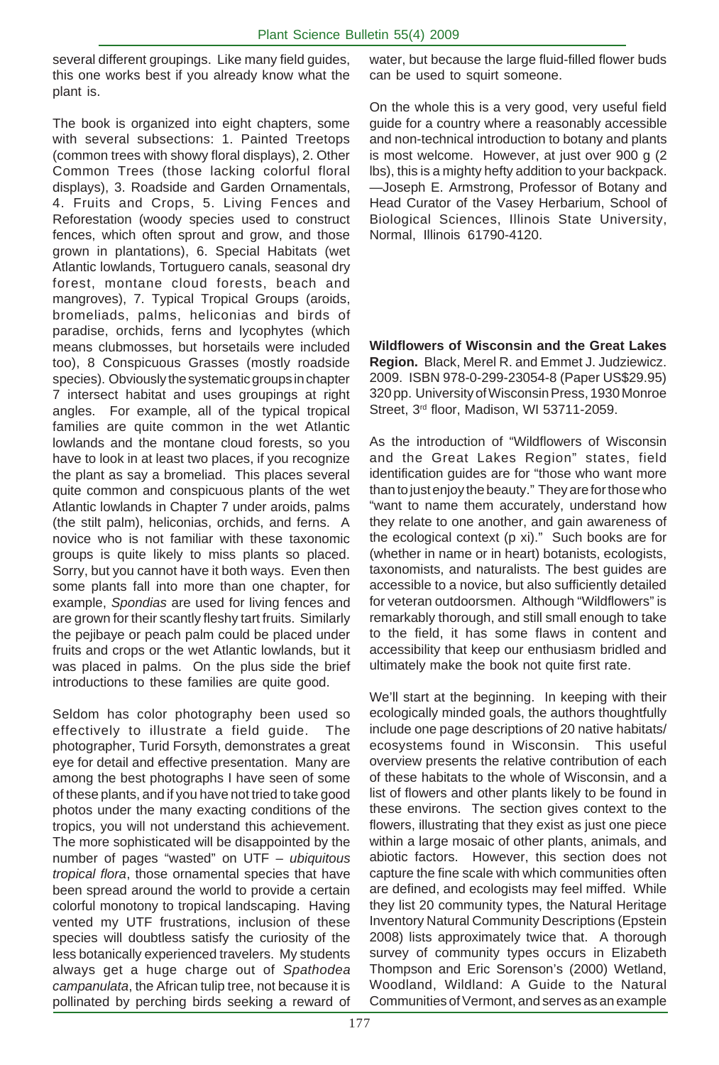several different groupings. Like many field guides, this one works best if you already know what the plant is.

The book is organized into eight chapters, some with several subsections: 1. Painted Treetops (common trees with showy floral displays), 2. Other Common Trees (those lacking colorful floral displays), 3. Roadside and Garden Ornamentals, 4. Fruits and Crops, 5. Living Fences and Reforestation (woody species used to construct fences, which often sprout and grow, and those grown in plantations), 6. Special Habitats (wet Atlantic lowlands, Tortuguero canals, seasonal dry forest, montane cloud forests, beach and mangroves), 7. Typical Tropical Groups (aroids, bromeliads, palms, heliconias and birds of paradise, orchids, ferns and lycophytes (which means clubmosses, but horsetails were included too), 8 Conspicuous Grasses (mostly roadside species). Obviously the systematic groups in chapter 7 intersect habitat and uses groupings at right angles. For example, all of the typical tropical families are quite common in the wet Atlantic lowlands and the montane cloud forests, so you have to look in at least two places, if you recognize the plant as say a bromeliad. This places several quite common and conspicuous plants of the wet Atlantic lowlands in Chapter 7 under aroids, palms (the stilt palm), heliconias, orchids, and ferns. A novice who is not familiar with these taxonomic groups is quite likely to miss plants so placed. Sorry, but you cannot have it both ways. Even then some plants fall into more than one chapter, for example, *Spondias* are used for living fences and are grown for their scantly fleshy tart fruits. Similarly the pejibaye or peach palm could be placed under fruits and crops or the wet Atlantic lowlands, but it was placed in palms. On the plus side the brief introductions to these families are quite good.

Seldom has color photography been used so effectively to illustrate a field guide. The photographer, Turid Forsyth, demonstrates a great eye for detail and effective presentation. Many are among the best photographs I have seen of some of these plants, and if you have not tried to take good photos under the many exacting conditions of the tropics, you will not understand this achievement. The more sophisticated will be disappointed by the number of pages "wasted" on UTF – *ubiquitous tropical flora*, those ornamental species that have been spread around the world to provide a certain colorful monotony to tropical landscaping. Having vented my UTF frustrations, inclusion of these species will doubtless satisfy the curiosity of the less botanically experienced travelers. My students always get a huge charge out of *Spathodea campanulata*, the African tulip tree, not because it is pollinated by perching birds seeking a reward of water, but because the large fluid-filled flower buds can be used to squirt someone.

On the whole this is a very good, very useful field guide for a country where a reasonably accessible and non-technical introduction to botany and plants is most welcome. However, at just over 900 g (2 lbs), this is a mighty hefty addition to your backpack. —Joseph E. Armstrong, Professor of Botany and Head Curator of the Vasey Herbarium, School of Biological Sciences, Illinois State University, Normal, Illinois 61790-4120.

**Wildflowers of Wisconsin and the Great Lakes Region.** Black, Merel R. and Emmet J. Judziewicz. 2009. ISBN 978-0-299-23054-8 (Paper US$29.95) 320 pp. University of Wisconsin Press, 1930 Monroe Street, 3rd floor, Madison, WI 53711-2059.

As the introduction of "Wildflowers of Wisconsin and the Great Lakes Region" states, field identification guides are for "those who want more than to just enjoy the beauty." They are for those who "want to name them accurately, understand how they relate to one another, and gain awareness of the ecological context (p xi)." Such books are for (whether in name or in heart) botanists, ecologists, taxonomists, and naturalists. The best guides are accessible to a novice, but also sufficiently detailed for veteran outdoorsmen. Although "Wildflowers" is remarkably thorough, and still small enough to take to the field, it has some flaws in content and accessibility that keep our enthusiasm bridled and ultimately make the book not quite first rate.

We'll start at the beginning. In keeping with their ecologically minded goals, the authors thoughtfully include one page descriptions of 20 native habitats/ecosystems found in Wisconsin. This useful overview presents the relative contribution of each of these habitats to the whole of Wisconsin, and a list of flowers and other plants likely to be found in these environs. The section gives context to the flowers, illustrating that they exist as just one piece within a large mosaic of other plants, animals, and abiotic factors. However, this section does not capture the fine scale with which communities often are defined, and ecologists may feel miffed. While they list 20 community types, the Natural Heritage Inventory Natural Community Descriptions (Epstein 2008) lists approximately twice that. A thorough survey of community types occurs in Elizabeth Thompson and Eric Sorenson's (2000) Wetland, Woodland, Wildland: A Guide to the Natural Communities of Vermont, and serves as an example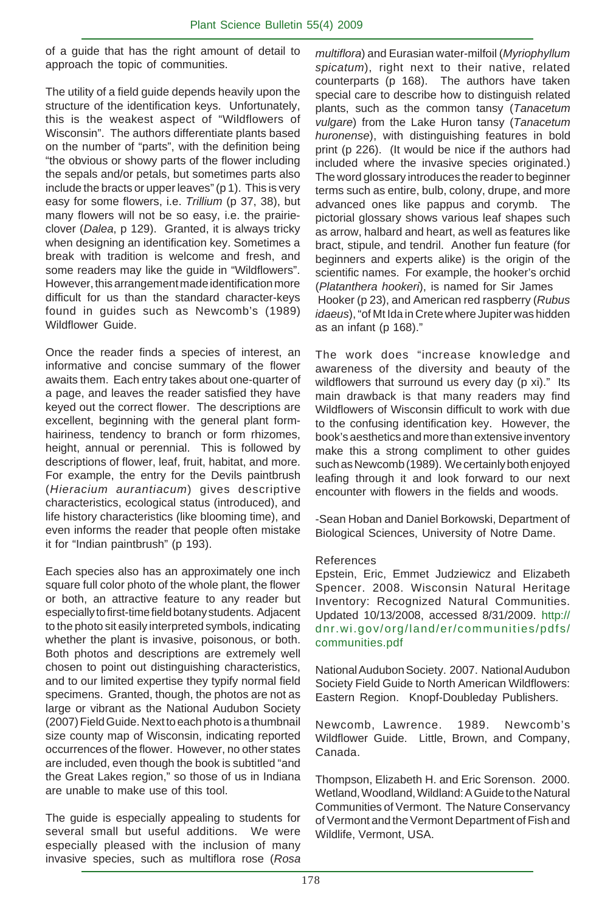of a guide that has the right amount of detail to approach the topic of communities.

The utility of a field guide depends heavily upon the structure of the identification keys. Unfortunately, this is the weakest aspect of "Wildflowers of Wisconsin". The authors differentiate plants based on the number of "parts", with the definition being "the obvious or showy parts of the flower including the sepals and/or petals, but sometimes parts also include the bracts or upper leaves" (p 1). This is very easy for some flowers, i.e. *Trillium* (p 37, 38), but many flowers will not be so easy, i.e. the prairie-clover (*Dalea*, p 129). Granted, it is always tricky when designing an identification key. Sometimes a break with tradition is welcome and fresh, and some readers may like the guide in "Wildflowers". However, this arrangement made identification more difficult for us than the standard character-keys found in guides such as Newcomb's (1989) Wildflower Guide.

Once the reader finds a species of interest, an informative and concise summary of the flower awaits them. Each entry takes about one-quarter of a page, and leaves the reader satisfied they have keyed out the correct flower. The descriptions are excellent, beginning with the general plant form- hairiness, tendency to branch or form rhizomes, height, annual or perennial. This is followed by descriptions of flower, leaf, fruit, habitat, and more. For example, the entry for the Devils paintbrush (*Hieracium aurantiacum*) gives descriptive characteristics, ecological status (introduced), and life history characteristics (like blooming time), and even informs the reader that people often mistake it for "Indian paintbrush" (p 193).

Each species also has an approximately one inch square full color photo of the whole plant, the flower or both, an attractive feature to any reader but especially to first-time field botany students. Adjacent to the photo sit easily interpreted symbols, indicating whether the plant is invasive, poisonous, or both. Both photos and descriptions are extremely well chosen to point out distinguishing characteristics, and to our limited expertise they typify normal field specimens. Granted, though, the photos are not as large or vibrant as the National Audubon Society (2007) Field Guide. Next to each photo is a thumbnail size county map of Wisconsin, indicating reported occurrences of the flower. However, no other states are included, even though the book is subtitled "and the Great Lakes region," so those of us in Indiana are unable to make use of this tool.

The guide is especially appealing to students for several small but useful additions. We were especially pleased with the inclusion of many invasive species, such as multiflora rose (*Rosa multiflora*) and Eurasian water-milfoil (*Myriophyllum spicatum*), right next to their native, related counterparts (p 168). The authors have taken special care to describe how to distinguish related plants, such as the common tansy (*Tanacetum vulgare*) from the Lake Huron tansy (*Tanacetum huronense*), with distinguishing features in bold print (p 226). (It would be nice if the authors had included where the invasive species originated.) The word glossary introduces the reader to beginner terms such as entire, bulb, colony, drupe, and more advanced ones like pappus and corymb. The pictorial glossary shows various leaf shapes such as arrow, halbard and heart, as well as features like bract, stipule, and tendril. Another fun feature (for beginners and experts alike) is the origin of the scientific names. For example, the hooker's orchid (*Platanthera hookeri*), is named for Sir James Hooker (p 23), and American red raspberry (*Rubus idaeus*), "of Mt Ida in Crete where Jupiter was hidden as an infant (p 168)."

The work does "increase knowledge and awareness of the diversity and beauty of the wildflowers that surround us every day (p xi)." Its main drawback is that many readers may find Wildflowers of Wisconsin difficult to work with due to the confusing identification key. However, the book's aesthetics and more than extensive inventory make this a strong compliment to other guides such as Newcomb (1989). We certainly both enjoyed leafing through it and look forward to our next encounter with flowers in the fields and woods.

-Sean Hoban and Daniel Borkowski, Department of Biological Sciences, University of Notre Dame.

References

Epstein, Eric, Emmet Judziewicz and Elizabeth Spencer. 2008. Wisconsin Natural Heritage Inventory: Recognized Natural Communities. Updated 10/13/2008, accessed 8/31/2009. http://dnr.wi.gov/org/land/er/communities/pdfs/communities.pdf

National Audubon Society. 2007. National Audubon Society Field Guide to North American Wildflowers: Eastern Region. Knopf-Doubleday Publishers.

Newcomb, Lawrence. 1989. Newcomb's Wildflower Guide. Little, Brown, and Company, Canada.

Thompson, Elizabeth H. and Eric Sorenson. 2000. Wetland, Woodland, Wildland: A Guide to the Natural Communities of Vermont. The Nature Conservancy of Vermont and the Vermont Department of Fish and Wildlife, Vermont, USA.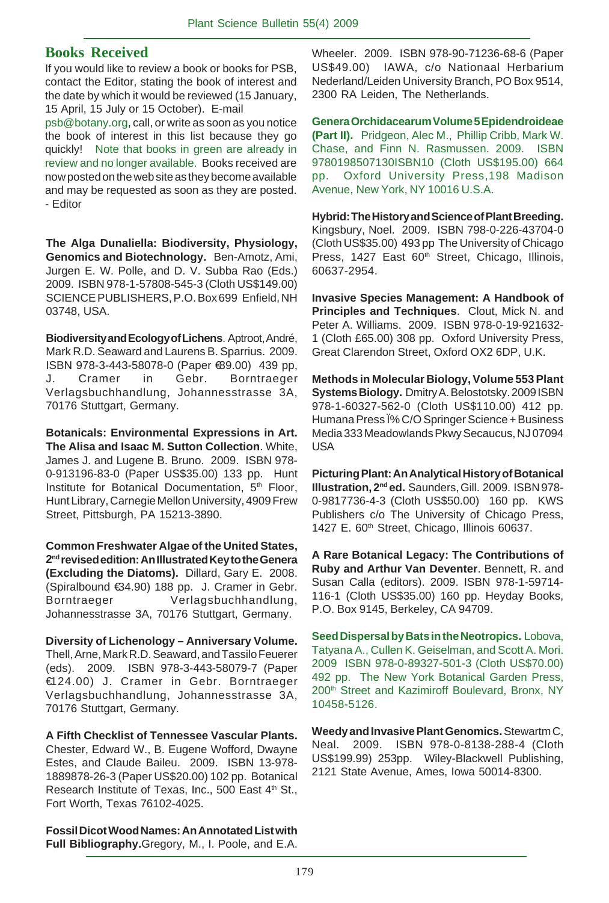## Books Received

If you would like to review a book or books for PSB, contact the Editor, stating the book of interest and the date by which it would be reviewed (15 January, 15 April, 15 July or 15 October). E-mail psb@botany.org, call, or write as soon as you notice the book of interest in this list because they go quickly! Note that books in green are already in review and no longer available. Books received are now posted on the web site as they become available and may be requested as soon as they are posted. - Editor

**The Alga Dunaliella: Biodiversity, Physiology, Genomics and Biotechnology.** Ben-Amotz, Ami, Jurgen E. W. Polle, and D. V. Subba Rao (Eds.) 2009. ISBN 978-1-57808-545-3 (Cloth US$149.00) SCIENCE PUBLISHERS, P.O. Box 699 Enfield, NH 03748, USA.

**Biodiversity and Ecology of Lichens**. Aptroot, André, Mark R.D. Seaward and Laurens B. Sparrius. 2009. ISBN 978-3-443-58078-0 (Paper €89.00) 439 pp, J. Cramer in Gebr. Borntraeger Verlagsbuchhandlung, Johannesstrasse 3A, 70176 Stuttgart, Germany.

**Botanicals: Environmental Expressions in Art. The Alisa and Isaac M. Sutton Collection**. White, James J. and Lugene B. Bruno. 2009. ISBN 978-0-913196-83-0 (Paper US$35.00) 133 pp. Hunt Institute for Botanical Documentation, 5th Floor, Hunt Library, Carnegie Mellon University, 4909 Frew Street, Pittsburgh, PA 15213-3890.

**Common Freshwater Algae of the United States, 2nd revised edition: An Illustrated Key to the Genera (Excluding the Diatoms).** Dillard, Gary E. 2008. (Spiralbound €34.90) 188 pp. J. Cramer in Gebr. Borntraeger Verlagsbuchhandlung, Johannesstrasse 3A, 70176 Stuttgart, Germany.

**Diversity of Lichenology – Anniversary Volume.** Thell, Arne, Mark R.D. Seaward, and Tassilo Feuerer (eds). 2009. ISBN 978-3-443-58079-7 (Paper €124.00) J. Cramer in Gebr. Borntraeger Verlagsbuchhandlung, Johannesstrasse 3A, 70176 Stuttgart, Germany.

**A Fifth Checklist of Tennessee Vascular Plants.** Chester, Edward W., B. Eugene Wofford, Dwayne Estes, and Claude Baileu. 2009. ISBN 13-978-1889878-26-3 (Paper US$20.00) 102 pp. Botanical Research Institute of Texas, Inc., 500 East 4th St., Fort Worth, Texas 76102-4025.

**Fossil Dicot Wood Names: An Annotated List with Full Bibliography.** Gregory, M., I. Poole, and E.A. Wheeler. 2009. ISBN 978-90-71236-68-6 (Paper US$49.00) IAWA, c/o Nationaal Herbarium Nederland/Leiden University Branch, PO Box 9514, 2300 RA Leiden, The Netherlands.

**Genera Orchidacearum Volume 5 Epidendroideae (Part II).** Pridgeon, Alec M., Phillip Cribb, Mark W. Chase, and Finn N. Rasmussen. 2009. ISBN 9780198507130ISBN10 (Cloth US$195.00) 664 pp. Oxford University Press,198 Madison Avenue, New York, NY 10016 U.S.A.

**Hybrid: The History and Science of Plant Breeding.** Kingsbury, Noel. 2009. ISBN 798-0-226-43704-0 (Cloth US$35.00) 493 pp The University of Chicago Press, 1427 East 60th Street, Chicago, Illinois, 60637-2954.

**Invasive Species Management: A Handbook of Principles and Techniques**. Clout, Mick N. and Peter A. Williams. 2009. ISBN 978-0-19-921632-1 (Cloth £65.00) 308 pp. Oxford University Press, Great Clarendon Street, Oxford OX2 6DP, U.K.

**Methods in Molecular Biology, Volume 553 Plant Systems Biology.** Dmitry A. Belostotsky. 2009 ISBN 978-1-60327-562-0 (Cloth US$110.00) 412 pp. Humana Press Ï% C/O Springer Science + Business Media 333 Meadowlands Pkwy Secaucus, NJ 07094 USA

**Picturing Plant: An Analytical History of Botanical Illustration, 2nd ed.** Saunders, Gill. 2009. ISBN 978-0-9817736-4-3 (Cloth US$50.00) 160 pp. KWS Publishers c/o The University of Chicago Press, 1427 E. 60th Street, Chicago, Illinois 60637.

**A Rare Botanical Legacy: The Contributions of Ruby and Arthur Van Deventer**. Bennett, R. and Susan Calla (editors). 2009. ISBN 978-1-59714-116-1 (Cloth US$35.00) 160 pp. Heyday Books, P.O. Box 9145, Berkeley, CA 94709.

**Seed Dispersal by Bats in the Neotropics.** Lobova, Tatyana A., Cullen K. Geiselman, and Scott A. Mori. 2009 ISBN 978-0-89327-501-3 (Cloth US$70.00) 492 pp. The New York Botanical Garden Press, 200th Street and Kazimiroff Boulevard, Bronx, NY 10458-5126.

**Weedy and Invasive Plant Genomics.** Stewartm C, Neal. 2009. ISBN 978-0-8138-288-4 (Cloth US$199.99) 253pp. Wiley-Blackwell Publishing, 2121 State Avenue, Ames, Iowa 50014-8300.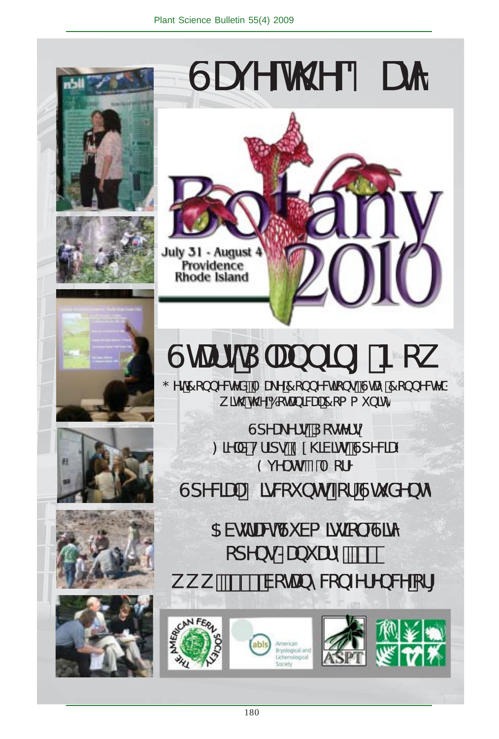# Save the Date

Botany 2010

July 31 - August 4
Providence
Rhode Island

## Start Planning Now

Get Connected, Make Connections, Stay Connected with the Botanical Community

Speakers, Posters,
Field Trips, Exhibits, Special
Events & More

Special Discounts for Students

Abstract Submission Site
opens January 2010

www.2010.botanyconference.org

The American Fern Society

abls American Bryological and Lichenological Society

ASPT